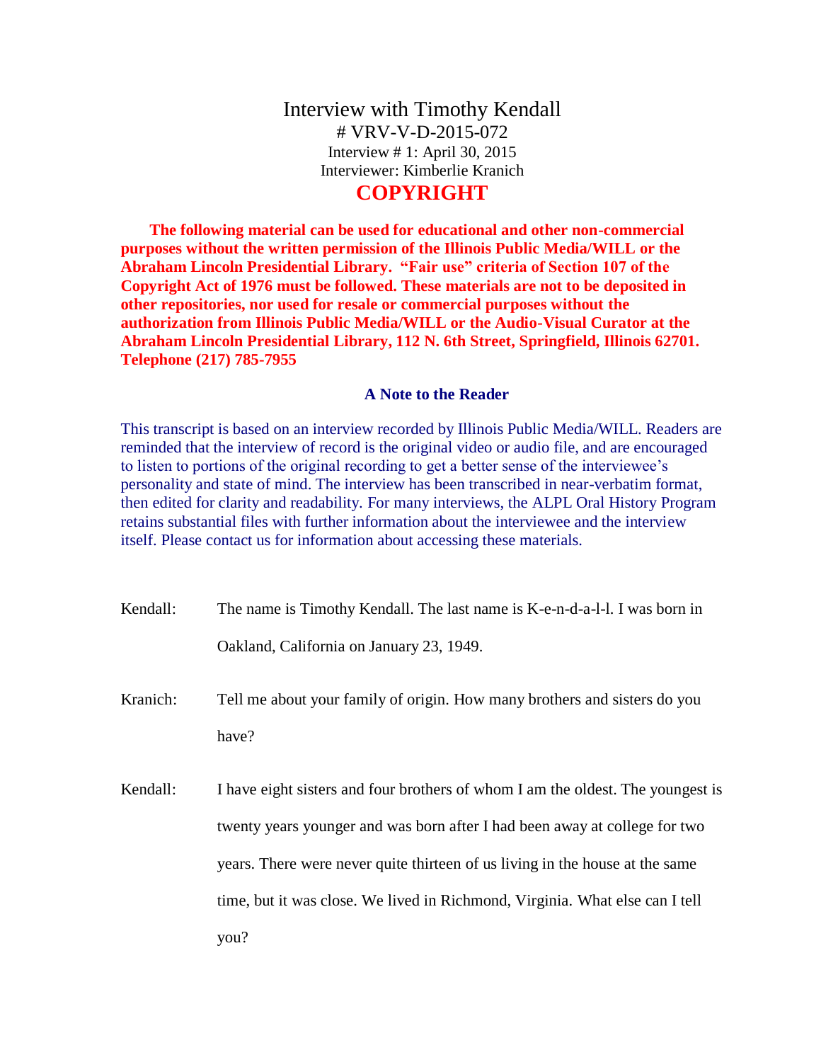# Interview with Timothy Kendall

# VRV-V-D-2015-072
Interview # 1: April 30, 2015
Interviewer: Kimberlie Kranich

## COPYRIGHT

**The following material can be used for educational and other non-commercial purposes without the written permission of the Illinois Public Media/WILL or the Abraham Lincoln Presidential Library. "Fair use" criteria of Section 107 of the Copyright Act of 1976 must be followed. These materials are not to be deposited in other repositories, nor used for resale or commercial purposes without the authorization from Illinois Public Media/WILL or the Audio-Visual Curator at the Abraham Lincoln Presidential Library, 112 N. 6th Street, Springfield, Illinois 62701. Telephone (217) 785-7955**

### A Note to the Reader

This transcript is based on an interview recorded by Illinois Public Media/WILL. Readers are reminded that the interview of record is the original video or audio file, and are encouraged to listen to portions of the original recording to get a better sense of the interviewee's personality and state of mind. The interview has been transcribed in near-verbatim format, then edited for clarity and readability. For many interviews, the ALPL Oral History Program retains substantial files with further information about the interviewee and the interview itself. Please contact us for information about accessing these materials.

Kendall: The name is Timothy Kendall. The last name is K-e-n-d-a-l-l. I was born in Oakland, California on January 23, 1949.

Kranich: Tell me about your family of origin. How many brothers and sisters do you have?

Kendall: I have eight sisters and four brothers of whom I am the oldest. The youngest is twenty years younger and was born after I had been away at college for two years. There were never quite thirteen of us living in the house at the same time, but it was close. We lived in Richmond, Virginia. What else can I tell you?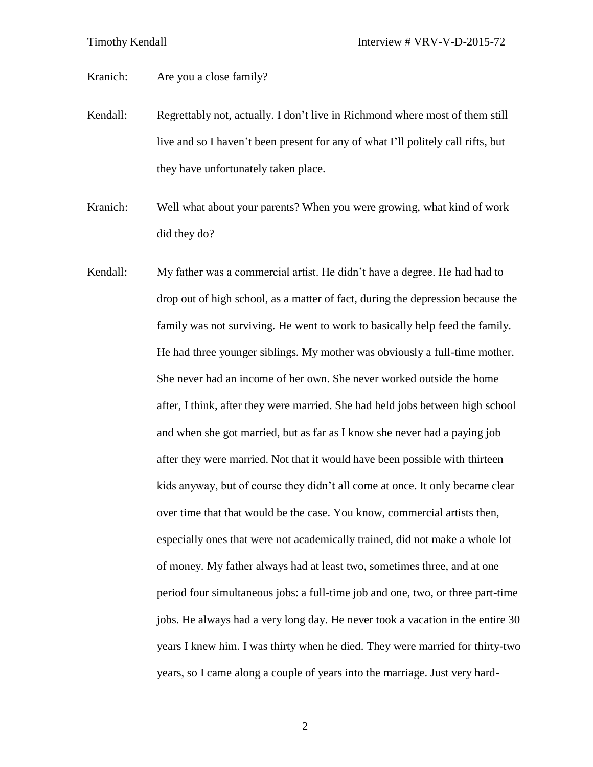Kranich: Are you a close family?

Kendall: Regrettably not, actually. I don't live in Richmond where most of them still live and so I haven't been present for any of what I'll politely call rifts, but they have unfortunately taken place.

Kranich: Well what about your parents? When you were growing, what kind of work did they do?

Kendall: My father was a commercial artist. He didn't have a degree. He had had to drop out of high school, as a matter of fact, during the depression because the family was not surviving. He went to work to basically help feed the family. He had three younger siblings. My mother was obviously a full-time mother. She never had an income of her own. She never worked outside the home after, I think, after they were married. She had held jobs between high school and when she got married, but as far as I know she never had a paying job after they were married. Not that it would have been possible with thirteen kids anyway, but of course they didn't all come at once. It only became clear over time that that would be the case. You know, commercial artists then, especially ones that were not academically trained, did not make a whole lot of money. My father always had at least two, sometimes three, and at one period four simultaneous jobs: a full-time job and one, two, or three part-time jobs. He always had a very long day. He never took a vacation in the entire 30 years I knew him. I was thirty when he died. They were married for thirty-two years, so I came along a couple of years into the marriage. Just very hard-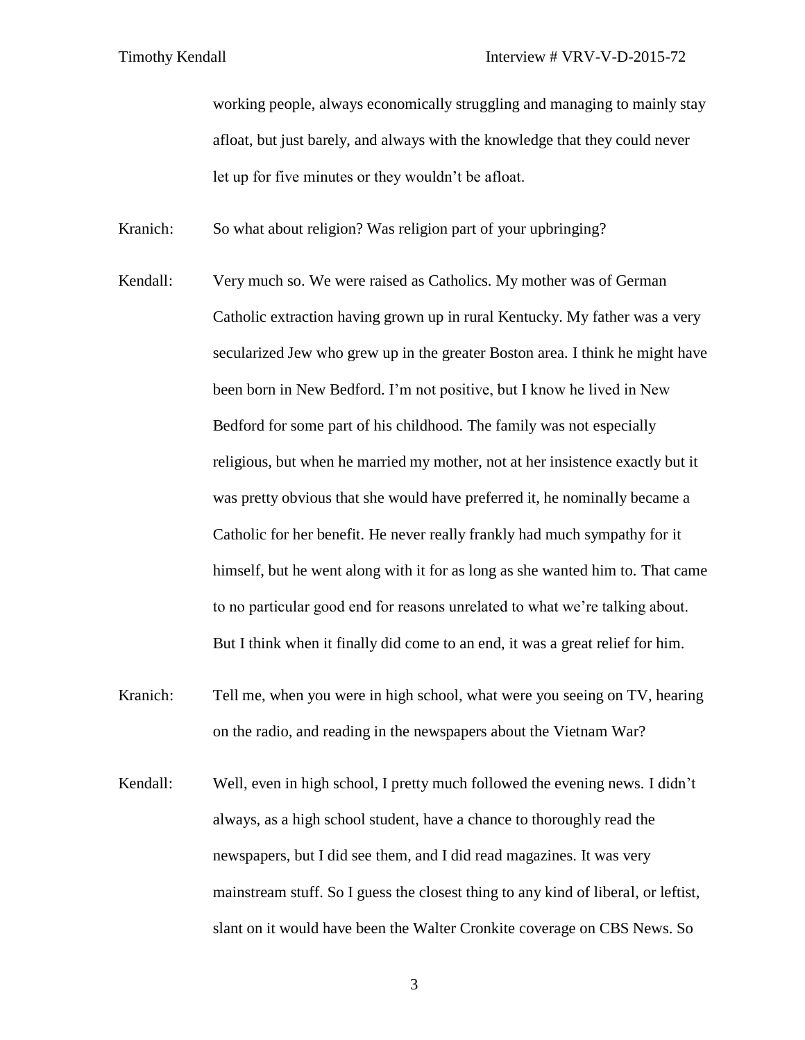working people, always economically struggling and managing to mainly stay afloat, but just barely, and always with the knowledge that they could never let up for five minutes or they wouldn't be afloat.

Kranich: So what about religion? Was religion part of your upbringing?

Kendall: Very much so. We were raised as Catholics. My mother was of German Catholic extraction having grown up in rural Kentucky. My father was a very secularized Jew who grew up in the greater Boston area. I think he might have been born in New Bedford. I'm not positive, but I know he lived in New Bedford for some part of his childhood. The family was not especially religious, but when he married my mother, not at her insistence exactly but it was pretty obvious that she would have preferred it, he nominally became a Catholic for her benefit. He never really frankly had much sympathy for it himself, but he went along with it for as long as she wanted him to. That came to no particular good end for reasons unrelated to what we're talking about. But I think when it finally did come to an end, it was a great relief for him.

Kranich: Tell me, when you were in high school, what were you seeing on TV, hearing on the radio, and reading in the newspapers about the Vietnam War?

Kendall: Well, even in high school, I pretty much followed the evening news. I didn't always, as a high school student, have a chance to thoroughly read the newspapers, but I did see them, and I did read magazines. It was very mainstream stuff. So I guess the closest thing to any kind of liberal, or leftist, slant on it would have been the Walter Cronkite coverage on CBS News. So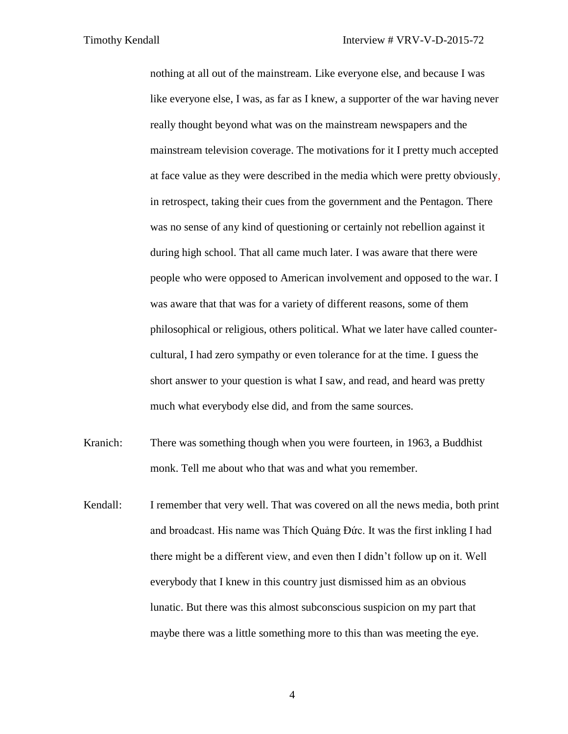nothing at all out of the mainstream. Like everyone else, and because I was like everyone else, I was, as far as I knew, a supporter of the war having never really thought beyond what was on the mainstream newspapers and the mainstream television coverage. The motivations for it I pretty much accepted at face value as they were described in the media which were pretty obviously, in retrospect, taking their cues from the government and the Pentagon. There was no sense of any kind of questioning or certainly not rebellion against it during high school. That all came much later. I was aware that there were people who were opposed to American involvement and opposed to the war. I was aware that that was for a variety of different reasons, some of them philosophical or religious, others political. What we later have called counter-cultural, I had zero sympathy or even tolerance for at the time. I guess the short answer to your question is what I saw, and read, and heard was pretty much what everybody else did, and from the same sources.

Kranich: There was something though when you were fourteen, in 1963, a Buddhist monk. Tell me about who that was and what you remember.

Kendall: I remember that very well. That was covered on all the news media, both print and broadcast. His name was Thích Quảng Đức. It was the first inkling I had there might be a different view, and even then I didn't follow up on it. Well everybody that I knew in this country just dismissed him as an obvious lunatic. But there was this almost subconscious suspicion on my part that maybe there was a little something more to this than was meeting the eye.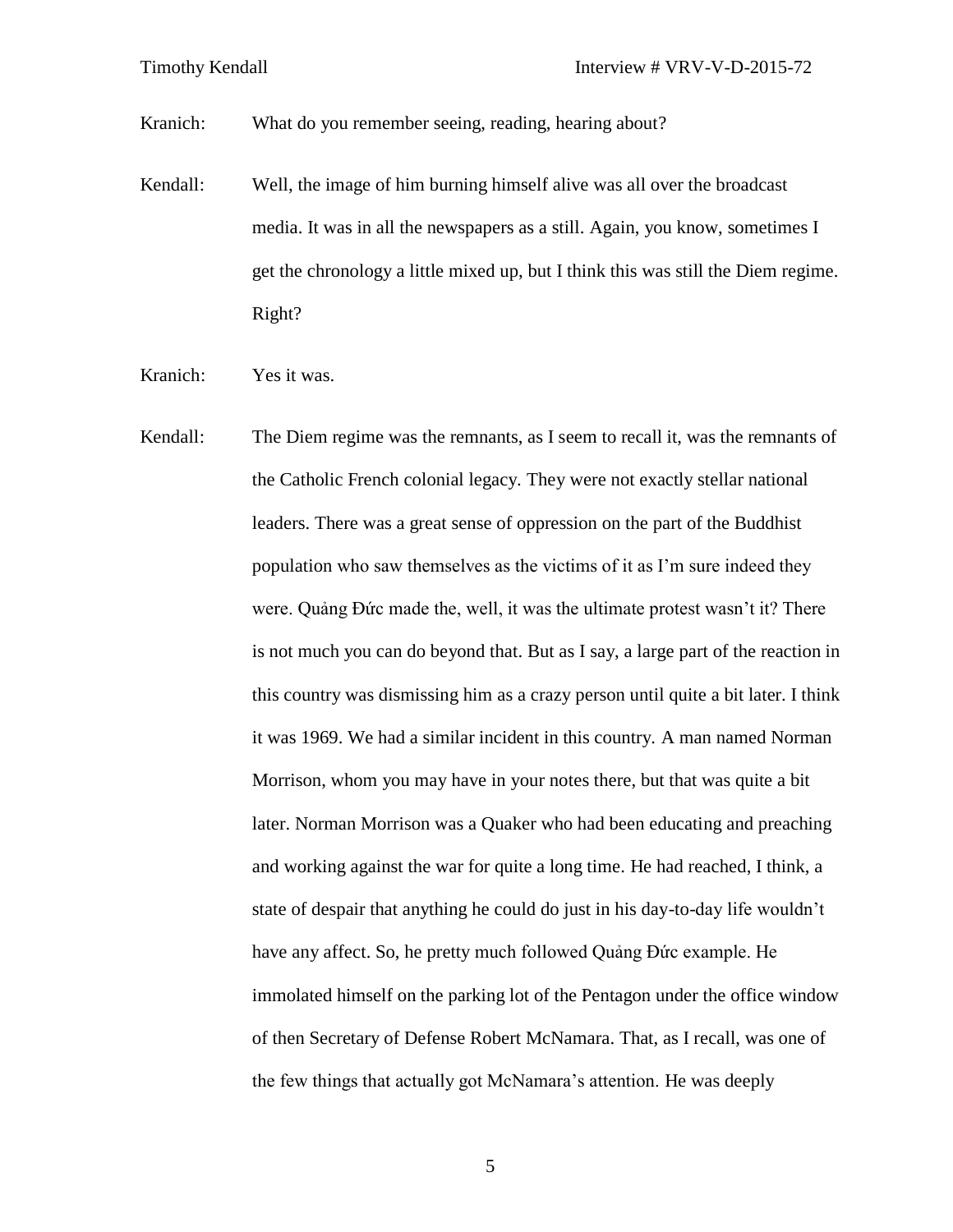Kranich: What do you remember seeing, reading, hearing about?

Kendall: Well, the image of him burning himself alive was all over the broadcast media. It was in all the newspapers as a still. Again, you know, sometimes I get the chronology a little mixed up, but I think this was still the Diem regime. Right?

Kranich: Yes it was.

Kendall: The Diem regime was the remnants, as I seem to recall it, was the remnants of the Catholic French colonial legacy. They were not exactly stellar national leaders. There was a great sense of oppression on the part of the Buddhist population who saw themselves as the victims of it as I'm sure indeed they were. Quảng Đức made the, well, it was the ultimate protest wasn't it? There is not much you can do beyond that. But as I say, a large part of the reaction in this country was dismissing him as a crazy person until quite a bit later. I think it was 1969. We had a similar incident in this country. A man named Norman Morrison, whom you may have in your notes there, but that was quite a bit later. Norman Morrison was a Quaker who had been educating and preaching and working against the war for quite a long time. He had reached, I think, a state of despair that anything he could do just in his day-to-day life wouldn't have any affect. So, he pretty much followed Quảng Đức example. He immolated himself on the parking lot of the Pentagon under the office window of then Secretary of Defense Robert McNamara. That, as I recall, was one of the few things that actually got McNamara's attention. He was deeply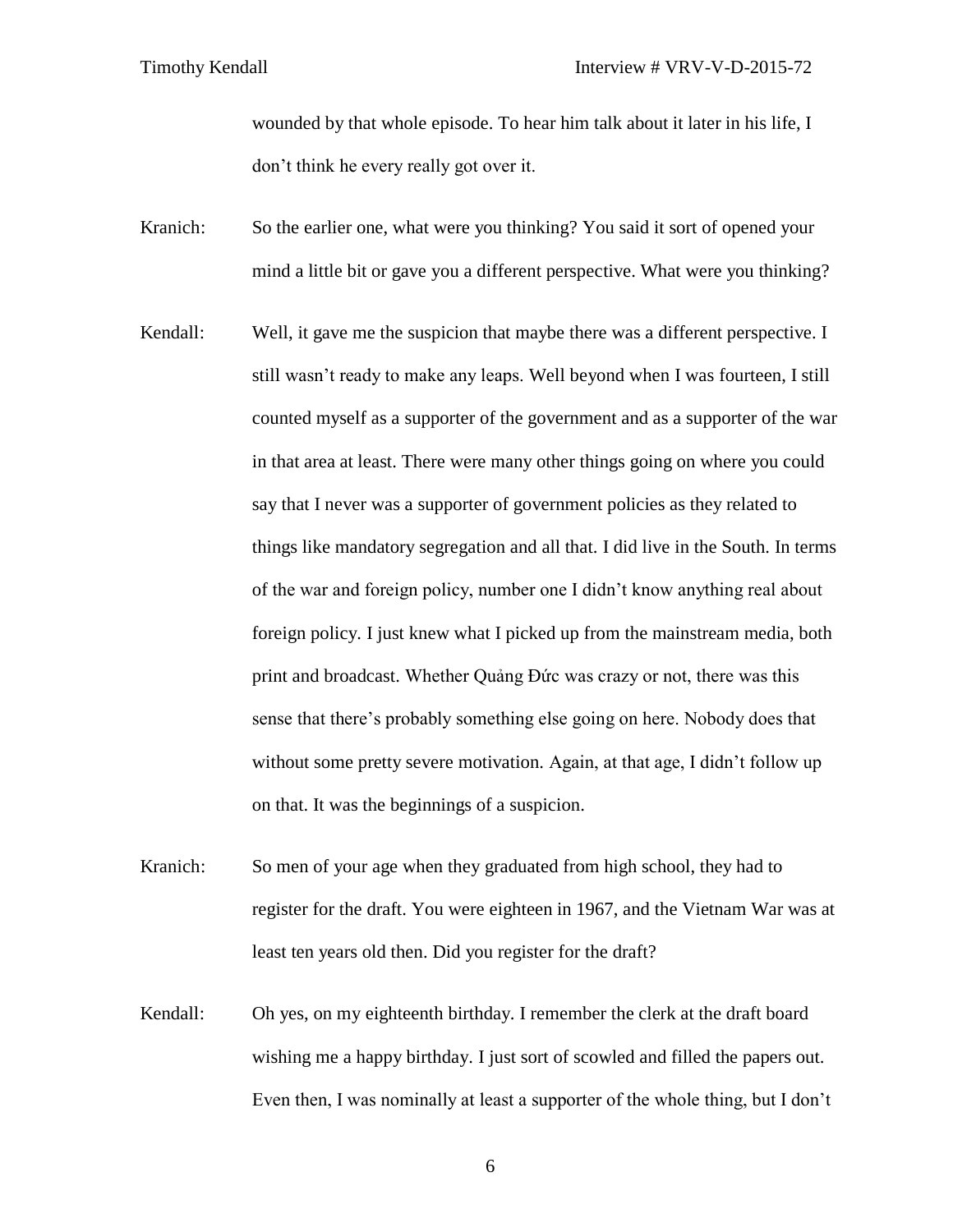wounded by that whole episode. To hear him talk about it later in his life, I don't think he every really got over it.

Kranich: So the earlier one, what were you thinking? You said it sort of opened your mind a little bit or gave you a different perspective. What were you thinking?

Kendall: Well, it gave me the suspicion that maybe there was a different perspective. I still wasn't ready to make any leaps. Well beyond when I was fourteen, I still counted myself as a supporter of the government and as a supporter of the war in that area at least. There were many other things going on where you could say that I never was a supporter of government policies as they related to things like mandatory segregation and all that. I did live in the South. In terms of the war and foreign policy, number one I didn't know anything real about foreign policy. I just knew what I picked up from the mainstream media, both print and broadcast. Whether Quảng Đức was crazy or not, there was this sense that there's probably something else going on here. Nobody does that without some pretty severe motivation. Again, at that age, I didn't follow up on that. It was the beginnings of a suspicion.

Kranich: So men of your age when they graduated from high school, they had to register for the draft. You were eighteen in 1967, and the Vietnam War was at least ten years old then. Did you register for the draft?

Kendall: Oh yes, on my eighteenth birthday. I remember the clerk at the draft board wishing me a happy birthday. I just sort of scowled and filled the papers out. Even then, I was nominally at least a supporter of the whole thing, but I don't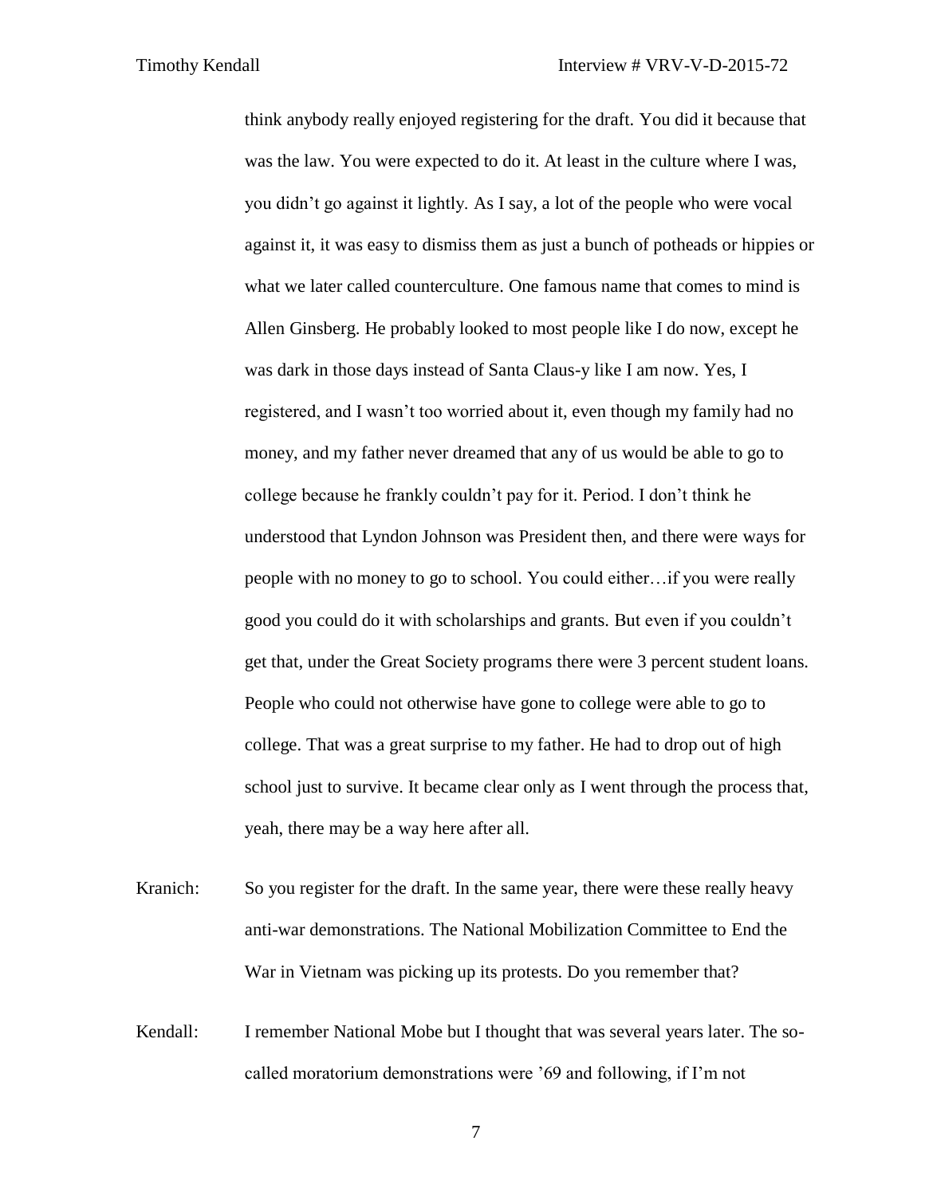think anybody really enjoyed registering for the draft. You did it because that was the law. You were expected to do it. At least in the culture where I was, you didn't go against it lightly. As I say, a lot of the people who were vocal against it, it was easy to dismiss them as just a bunch of potheads or hippies or what we later called counterculture. One famous name that comes to mind is Allen Ginsberg. He probably looked to most people like I do now, except he was dark in those days instead of Santa Claus-y like I am now. Yes, I registered, and I wasn't too worried about it, even though my family had no money, and my father never dreamed that any of us would be able to go to college because he frankly couldn't pay for it. Period. I don't think he understood that Lyndon Johnson was President then, and there were ways for people with no money to go to school. You could either…if you were really good you could do it with scholarships and grants. But even if you couldn't get that, under the Great Society programs there were 3 percent student loans. People who could not otherwise have gone to college were able to go to college. That was a great surprise to my father. He had to drop out of high school just to survive. It became clear only as I went through the process that, yeah, there may be a way here after all.

Kranich: So you register for the draft. In the same year, there were these really heavy anti-war demonstrations. The National Mobilization Committee to End the War in Vietnam was picking up its protests. Do you remember that?

Kendall: I remember National Mobe but I thought that was several years later. The so-called moratorium demonstrations were '69 and following, if I'm not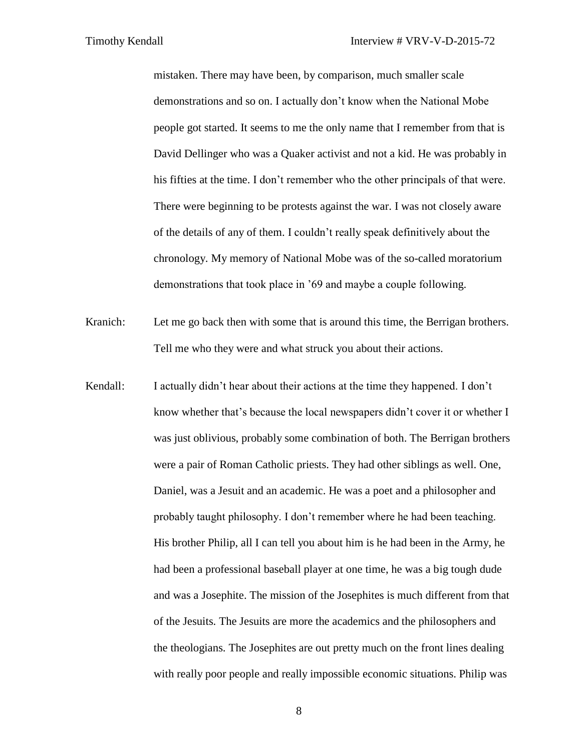mistaken. There may have been, by comparison, much smaller scale demonstrations and so on. I actually don't know when the National Mobe people got started. It seems to me the only name that I remember from that is David Dellinger who was a Quaker activist and not a kid. He was probably in his fifties at the time. I don't remember who the other principals of that were. There were beginning to be protests against the war. I was not closely aware of the details of any of them. I couldn't really speak definitively about the chronology. My memory of National Mobe was of the so-called moratorium demonstrations that took place in '69 and maybe a couple following.

Kranich: Let me go back then with some that is around this time, the Berrigan brothers. Tell me who they were and what struck you about their actions.

Kendall: I actually didn't hear about their actions at the time they happened. I don't know whether that's because the local newspapers didn't cover it or whether I was just oblivious, probably some combination of both. The Berrigan brothers were a pair of Roman Catholic priests. They had other siblings as well. One, Daniel, was a Jesuit and an academic. He was a poet and a philosopher and probably taught philosophy. I don't remember where he had been teaching. His brother Philip, all I can tell you about him is he had been in the Army, he had been a professional baseball player at one time, he was a big tough dude and was a Josephite. The mission of the Josephites is much different from that of the Jesuits. The Jesuits are more the academics and the philosophers and the theologians. The Josephites are out pretty much on the front lines dealing with really poor people and really impossible economic situations. Philip was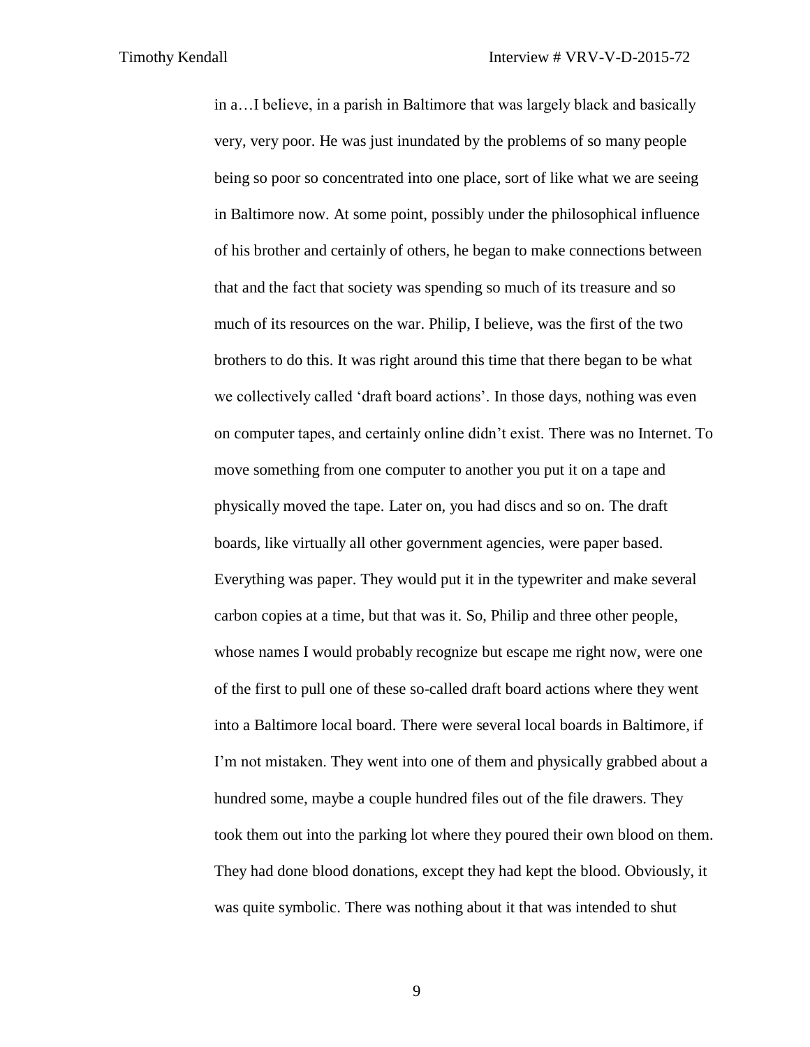in a…I believe, in a parish in Baltimore that was largely black and basically very, very poor. He was just inundated by the problems of so many people being so poor so concentrated into one place, sort of like what we are seeing in Baltimore now. At some point, possibly under the philosophical influence of his brother and certainly of others, he began to make connections between that and the fact that society was spending so much of its treasure and so much of its resources on the war. Philip, I believe, was the first of the two brothers to do this. It was right around this time that there began to be what we collectively called 'draft board actions'. In those days, nothing was even on computer tapes, and certainly online didn't exist. There was no Internet. To move something from one computer to another you put it on a tape and physically moved the tape. Later on, you had discs and so on. The draft boards, like virtually all other government agencies, were paper based. Everything was paper. They would put it in the typewriter and make several carbon copies at a time, but that was it. So, Philip and three other people, whose names I would probably recognize but escape me right now, were one of the first to pull one of these so-called draft board actions where they went into a Baltimore local board. There were several local boards in Baltimore, if I'm not mistaken. They went into one of them and physically grabbed about a hundred some, maybe a couple hundred files out of the file drawers. They took them out into the parking lot where they poured their own blood on them. They had done blood donations, except they had kept the blood. Obviously, it was quite symbolic. There was nothing about it that was intended to shut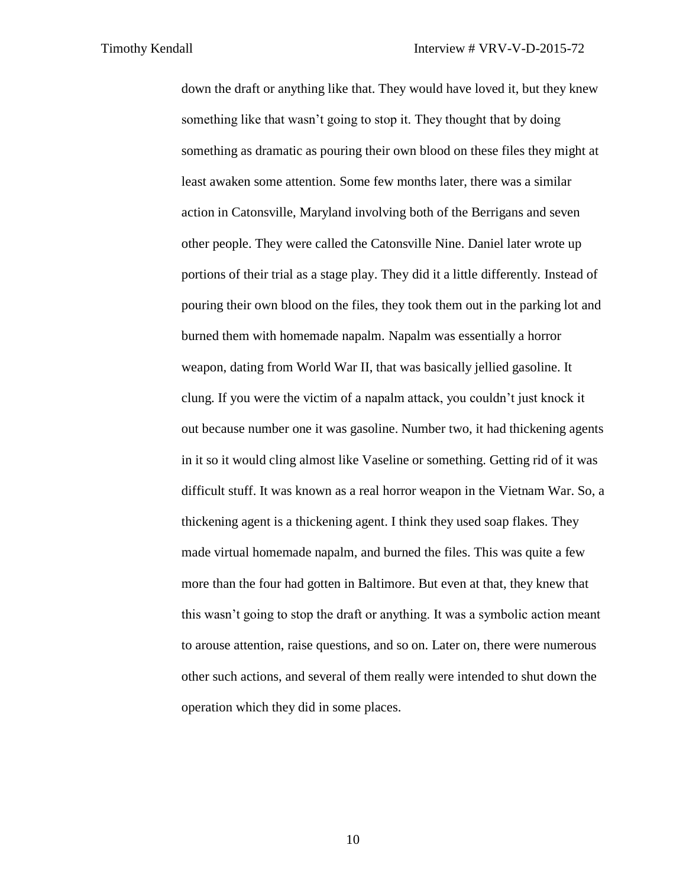down the draft or anything like that. They would have loved it, but they knew something like that wasn't going to stop it. They thought that by doing something as dramatic as pouring their own blood on these files they might at least awaken some attention. Some few months later, there was a similar action in Catonsville, Maryland involving both of the Berrigans and seven other people. They were called the Catonsville Nine. Daniel later wrote up portions of their trial as a stage play. They did it a little differently. Instead of pouring their own blood on the files, they took them out in the parking lot and burned them with homemade napalm. Napalm was essentially a horror weapon, dating from World War II, that was basically jellied gasoline. It clung. If you were the victim of a napalm attack, you couldn't just knock it out because number one it was gasoline. Number two, it had thickening agents in it so it would cling almost like Vaseline or something. Getting rid of it was difficult stuff. It was known as a real horror weapon in the Vietnam War. So, a thickening agent is a thickening agent. I think they used soap flakes. They made virtual homemade napalm, and burned the files. This was quite a few more than the four had gotten in Baltimore. But even at that, they knew that this wasn't going to stop the draft or anything. It was a symbolic action meant to arouse attention, raise questions, and so on. Later on, there were numerous other such actions, and several of them really were intended to shut down the operation which they did in some places.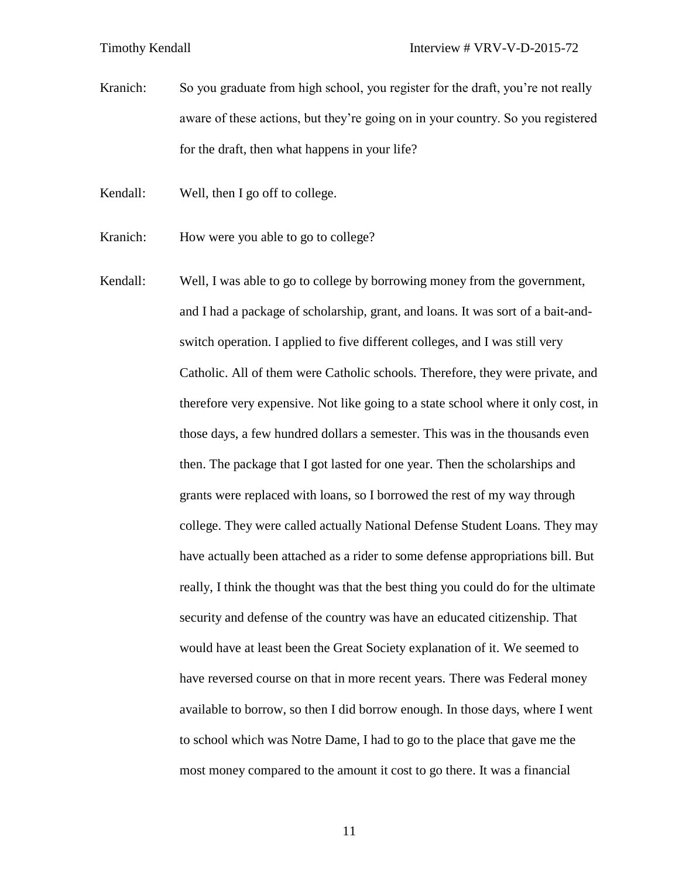Kranich: So you graduate from high school, you register for the draft, you're not really aware of these actions, but they're going on in your country. So you registered for the draft, then what happens in your life?

Kendall: Well, then I go off to college.

Kranich: How were you able to go to college?

Kendall: Well, I was able to go to college by borrowing money from the government, and I had a package of scholarship, grant, and loans. It was sort of a bait-and-switch operation. I applied to five different colleges, and I was still very Catholic. All of them were Catholic schools. Therefore, they were private, and therefore very expensive. Not like going to a state school where it only cost, in those days, a few hundred dollars a semester. This was in the thousands even then. The package that I got lasted for one year. Then the scholarships and grants were replaced with loans, so I borrowed the rest of my way through college. They were called actually National Defense Student Loans. They may have actually been attached as a rider to some defense appropriations bill. But really, I think the thought was that the best thing you could do for the ultimate security and defense of the country was have an educated citizenship. That would have at least been the Great Society explanation of it. We seemed to have reversed course on that in more recent years. There was Federal money available to borrow, so then I did borrow enough. In those days, where I went to school which was Notre Dame, I had to go to the place that gave me the most money compared to the amount it cost to go there. It was a financial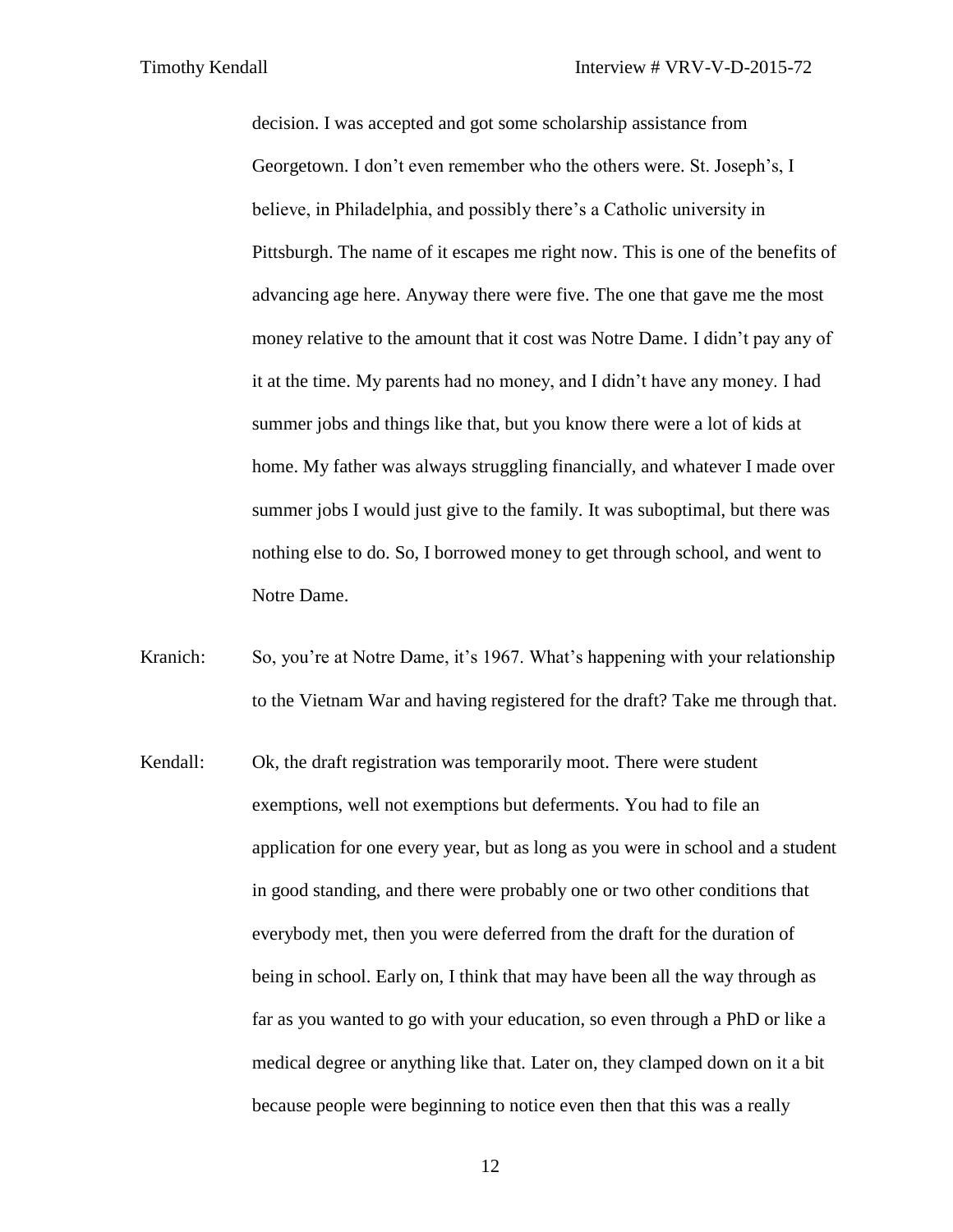decision. I was accepted and got some scholarship assistance from Georgetown. I don't even remember who the others were. St. Joseph's, I believe, in Philadelphia, and possibly there's a Catholic university in Pittsburgh. The name of it escapes me right now. This is one of the benefits of advancing age here. Anyway there were five. The one that gave me the most money relative to the amount that it cost was Notre Dame. I didn't pay any of it at the time. My parents had no money, and I didn't have any money. I had summer jobs and things like that, but you know there were a lot of kids at home. My father was always struggling financially, and whatever I made over summer jobs I would just give to the family. It was suboptimal, but there was nothing else to do. So, I borrowed money to get through school, and went to Notre Dame.

Kranich: So, you're at Notre Dame, it's 1967. What's happening with your relationship to the Vietnam War and having registered for the draft? Take me through that.

Kendall: Ok, the draft registration was temporarily moot. There were student exemptions, well not exemptions but deferments. You had to file an application for one every year, but as long as you were in school and a student in good standing, and there were probably one or two other conditions that everybody met, then you were deferred from the draft for the duration of being in school. Early on, I think that may have been all the way through as far as you wanted to go with your education, so even through a PhD or like a medical degree or anything like that. Later on, they clamped down on it a bit because people were beginning to notice even then that this was a really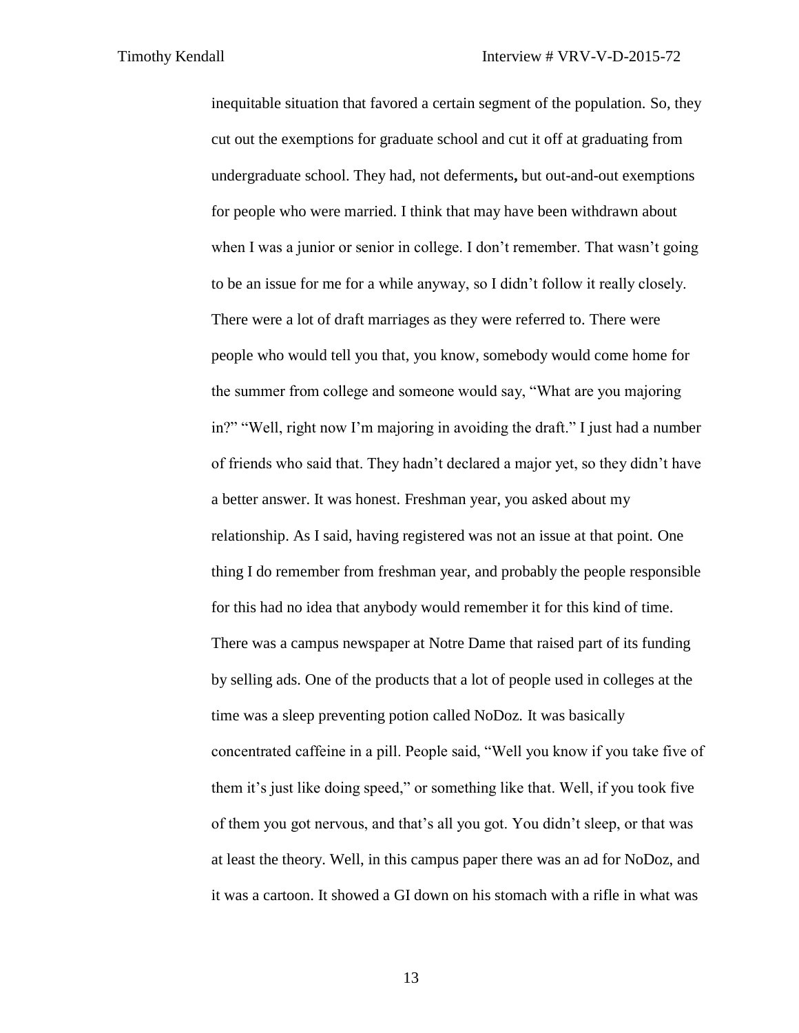inequitable situation that favored a certain segment of the population. So, they cut out the exemptions for graduate school and cut it off at graduating from undergraduate school. They had, not deferments**,** but out-and-out exemptions for people who were married. I think that may have been withdrawn about when I was a junior or senior in college. I don't remember. That wasn't going to be an issue for me for a while anyway, so I didn't follow it really closely. There were a lot of draft marriages as they were referred to. There were people who would tell you that, you know, somebody would come home for the summer from college and someone would say, "What are you majoring in?" "Well, right now I'm majoring in avoiding the draft." I just had a number of friends who said that. They hadn't declared a major yet, so they didn't have a better answer. It was honest. Freshman year, you asked about my relationship. As I said, having registered was not an issue at that point. One thing I do remember from freshman year, and probably the people responsible for this had no idea that anybody would remember it for this kind of time. There was a campus newspaper at Notre Dame that raised part of its funding by selling ads. One of the products that a lot of people used in colleges at the time was a sleep preventing potion called NoDoz. It was basically concentrated caffeine in a pill. People said, "Well you know if you take five of them it's just like doing speed," or something like that. Well, if you took five of them you got nervous, and that's all you got. You didn't sleep, or that was at least the theory. Well, in this campus paper there was an ad for NoDoz, and it was a cartoon. It showed a GI down on his stomach with a rifle in what was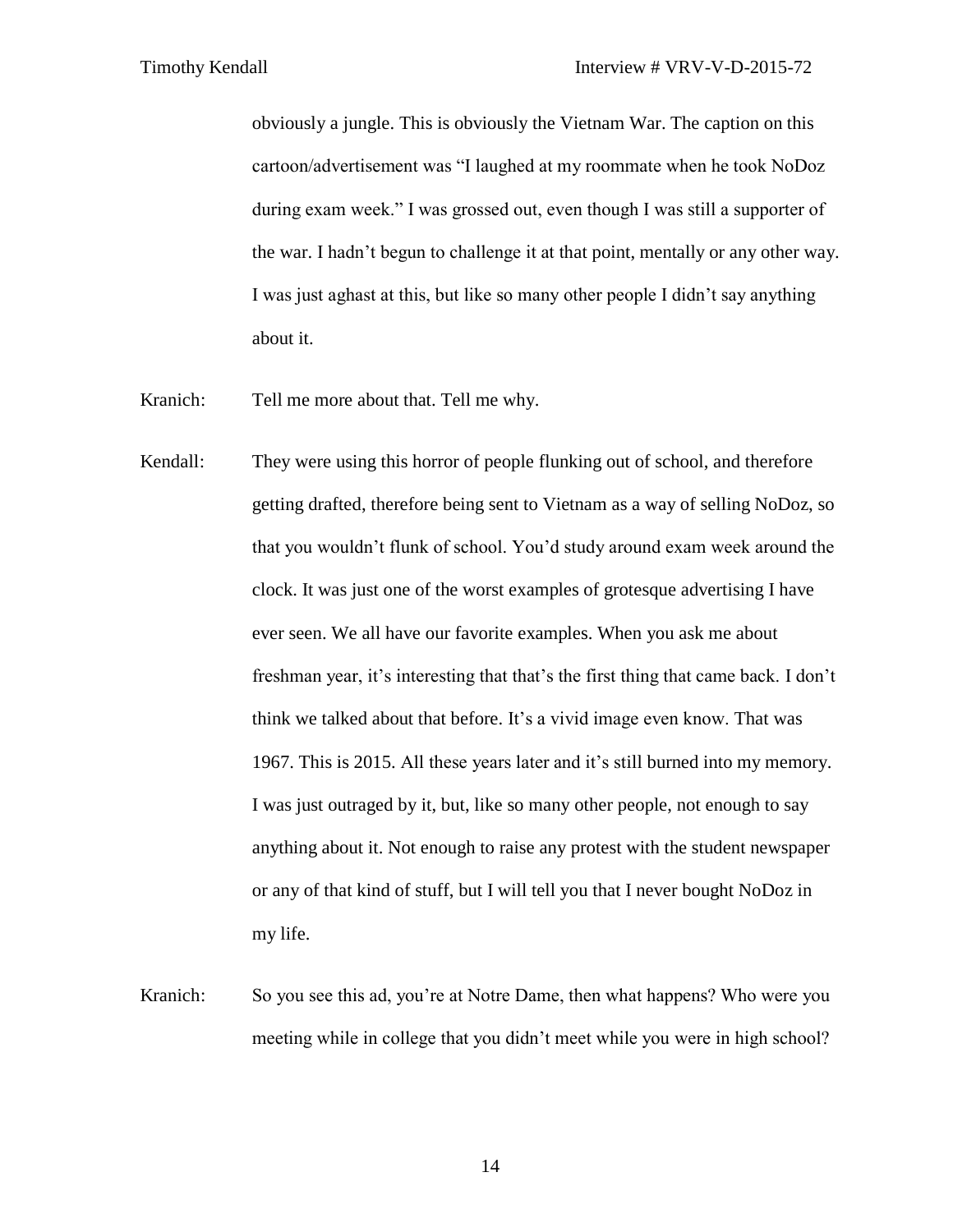obviously a jungle. This is obviously the Vietnam War. The caption on this cartoon/advertisement was "I laughed at my roommate when he took NoDoz during exam week." I was grossed out, even though I was still a supporter of the war. I hadn't begun to challenge it at that point, mentally or any other way. I was just aghast at this, but like so many other people I didn't say anything about it.

Kranich: Tell me more about that. Tell me why.

Kendall: They were using this horror of people flunking out of school, and therefore getting drafted, therefore being sent to Vietnam as a way of selling NoDoz, so that you wouldn't flunk of school. You'd study around exam week around the clock. It was just one of the worst examples of grotesque advertising I have ever seen. We all have our favorite examples. When you ask me about freshman year, it's interesting that that's the first thing that came back. I don't think we talked about that before. It's a vivid image even know. That was 1967. This is 2015. All these years later and it's still burned into my memory. I was just outraged by it, but, like so many other people, not enough to say anything about it. Not enough to raise any protest with the student newspaper or any of that kind of stuff, but I will tell you that I never bought NoDoz in my life.

Kranich: So you see this ad, you're at Notre Dame, then what happens? Who were you meeting while in college that you didn't meet while you were in high school?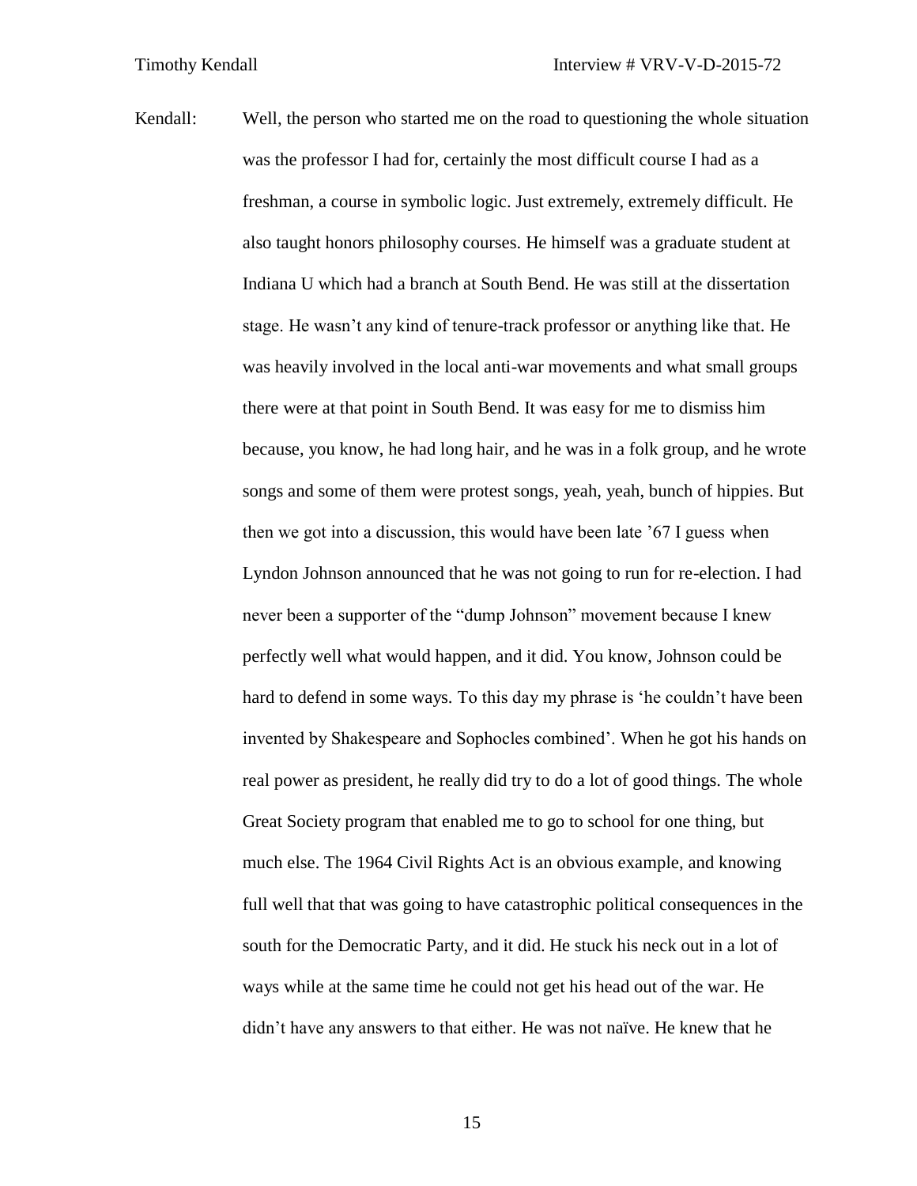Kendall: Well, the person who started me on the road to questioning the whole situation was the professor I had for, certainly the most difficult course I had as a freshman, a course in symbolic logic. Just extremely, extremely difficult. He also taught honors philosophy courses. He himself was a graduate student at Indiana U which had a branch at South Bend. He was still at the dissertation stage. He wasn't any kind of tenure-track professor or anything like that. He was heavily involved in the local anti-war movements and what small groups there were at that point in South Bend. It was easy for me to dismiss him because, you know, he had long hair, and he was in a folk group, and he wrote songs and some of them were protest songs, yeah, yeah, bunch of hippies. But then we got into a discussion, this would have been late '67 I guess when Lyndon Johnson announced that he was not going to run for re-election. I had never been a supporter of the "dump Johnson" movement because I knew perfectly well what would happen, and it did. You know, Johnson could be hard to defend in some ways. To this day my phrase is 'he couldn't have been invented by Shakespeare and Sophocles combined'. When he got his hands on real power as president, he really did try to do a lot of good things. The whole Great Society program that enabled me to go to school for one thing, but much else. The 1964 Civil Rights Act is an obvious example, and knowing full well that that was going to have catastrophic political consequences in the south for the Democratic Party, and it did. He stuck his neck out in a lot of ways while at the same time he could not get his head out of the war. He didn't have any answers to that either. He was not naïve. He knew that he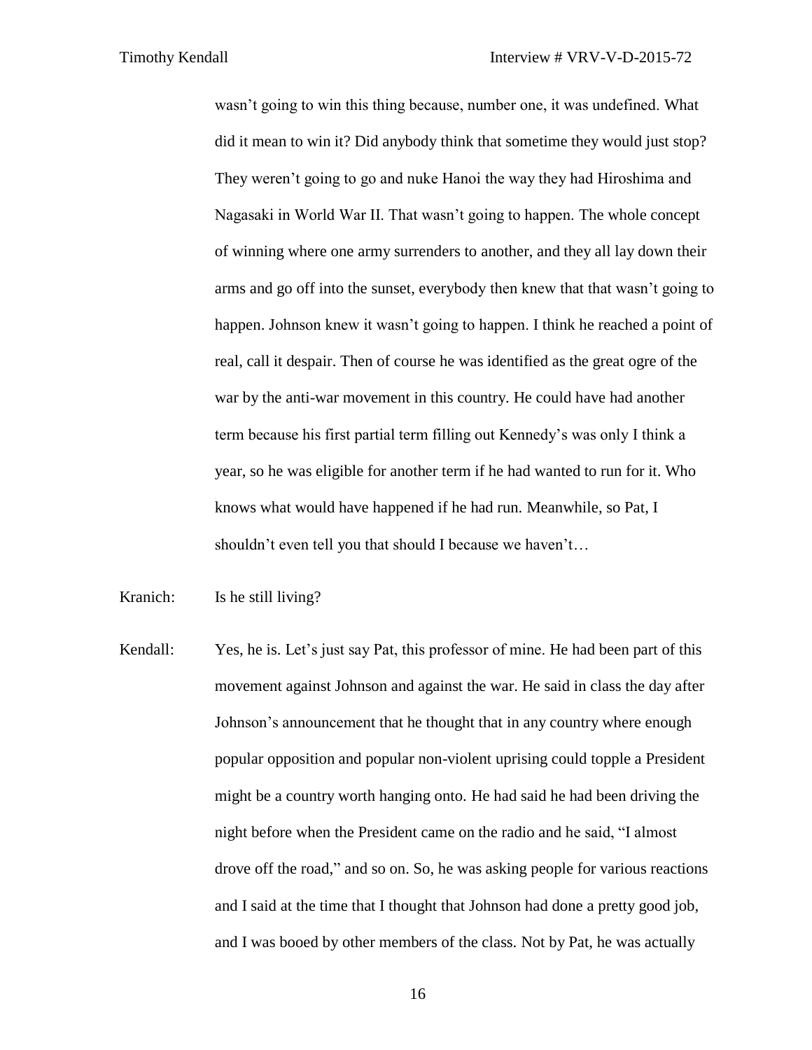wasn't going to win this thing because, number one, it was undefined. What did it mean to win it? Did anybody think that sometime they would just stop? They weren't going to go and nuke Hanoi the way they had Hiroshima and Nagasaki in World War II. That wasn't going to happen. The whole concept of winning where one army surrenders to another, and they all lay down their arms and go off into the sunset, everybody then knew that that wasn't going to happen. Johnson knew it wasn't going to happen. I think he reached a point of real, call it despair. Then of course he was identified as the great ogre of the war by the anti-war movement in this country. He could have had another term because his first partial term filling out Kennedy's was only I think a year, so he was eligible for another term if he had wanted to run for it. Who knows what would have happened if he had run. Meanwhile, so Pat, I shouldn't even tell you that should I because we haven't…

Kranich: Is he still living?

Kendall: Yes, he is. Let's just say Pat, this professor of mine. He had been part of this movement against Johnson and against the war. He said in class the day after Johnson's announcement that he thought that in any country where enough popular opposition and popular non-violent uprising could topple a President might be a country worth hanging onto. He had said he had been driving the night before when the President came on the radio and he said, "I almost drove off the road," and so on. So, he was asking people for various reactions and I said at the time that I thought that Johnson had done a pretty good job, and I was booed by other members of the class. Not by Pat, he was actually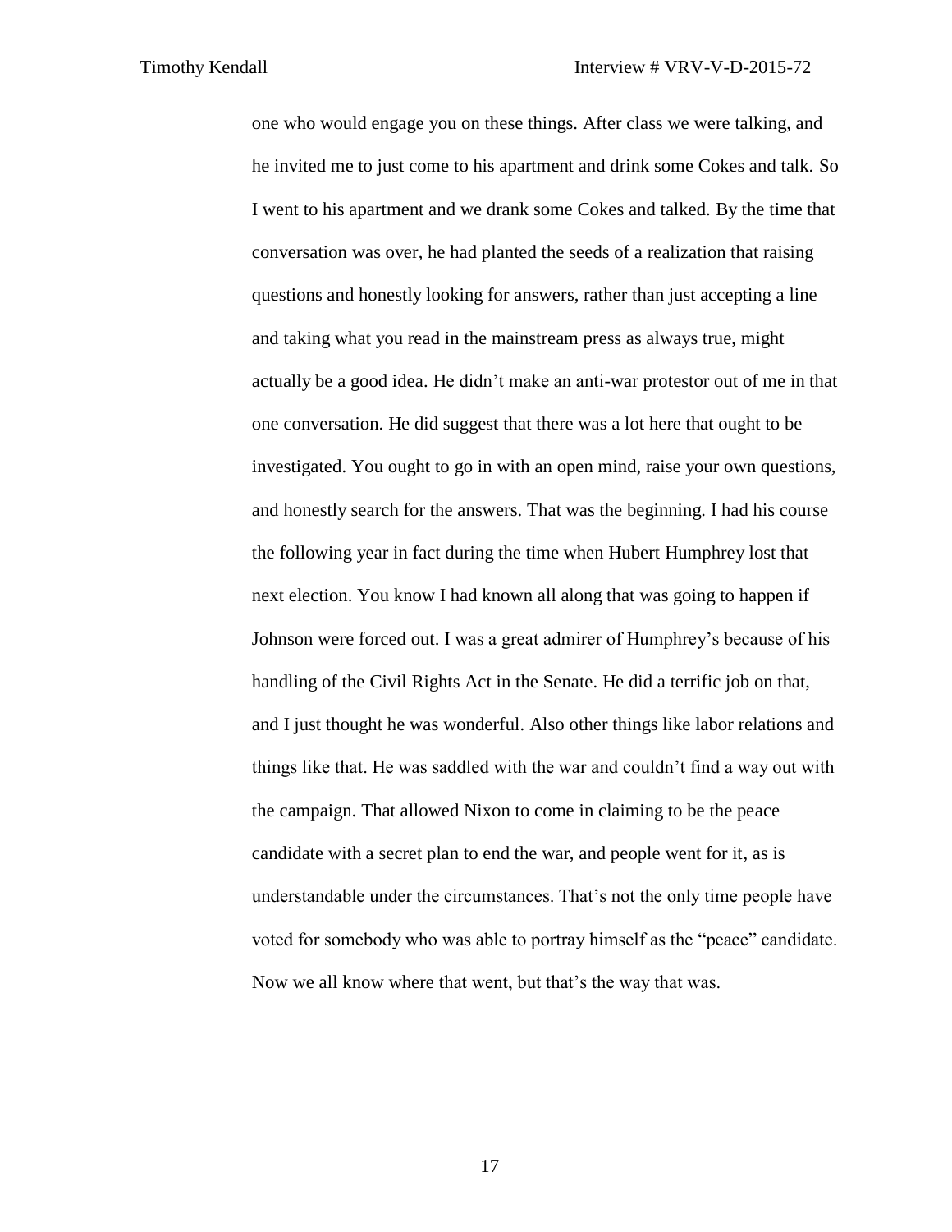one who would engage you on these things. After class we were talking, and he invited me to just come to his apartment and drink some Cokes and talk. So I went to his apartment and we drank some Cokes and talked. By the time that conversation was over, he had planted the seeds of a realization that raising questions and honestly looking for answers, rather than just accepting a line and taking what you read in the mainstream press as always true, might actually be a good idea. He didn't make an anti-war protestor out of me in that one conversation. He did suggest that there was a lot here that ought to be investigated. You ought to go in with an open mind, raise your own questions, and honestly search for the answers. That was the beginning. I had his course the following year in fact during the time when Hubert Humphrey lost that next election. You know I had known all along that was going to happen if Johnson were forced out. I was a great admirer of Humphrey's because of his handling of the Civil Rights Act in the Senate. He did a terrific job on that, and I just thought he was wonderful. Also other things like labor relations and things like that. He was saddled with the war and couldn't find a way out with the campaign. That allowed Nixon to come in claiming to be the peace candidate with a secret plan to end the war, and people went for it, as is understandable under the circumstances. That's not the only time people have voted for somebody who was able to portray himself as the "peace" candidate. Now we all know where that went, but that's the way that was.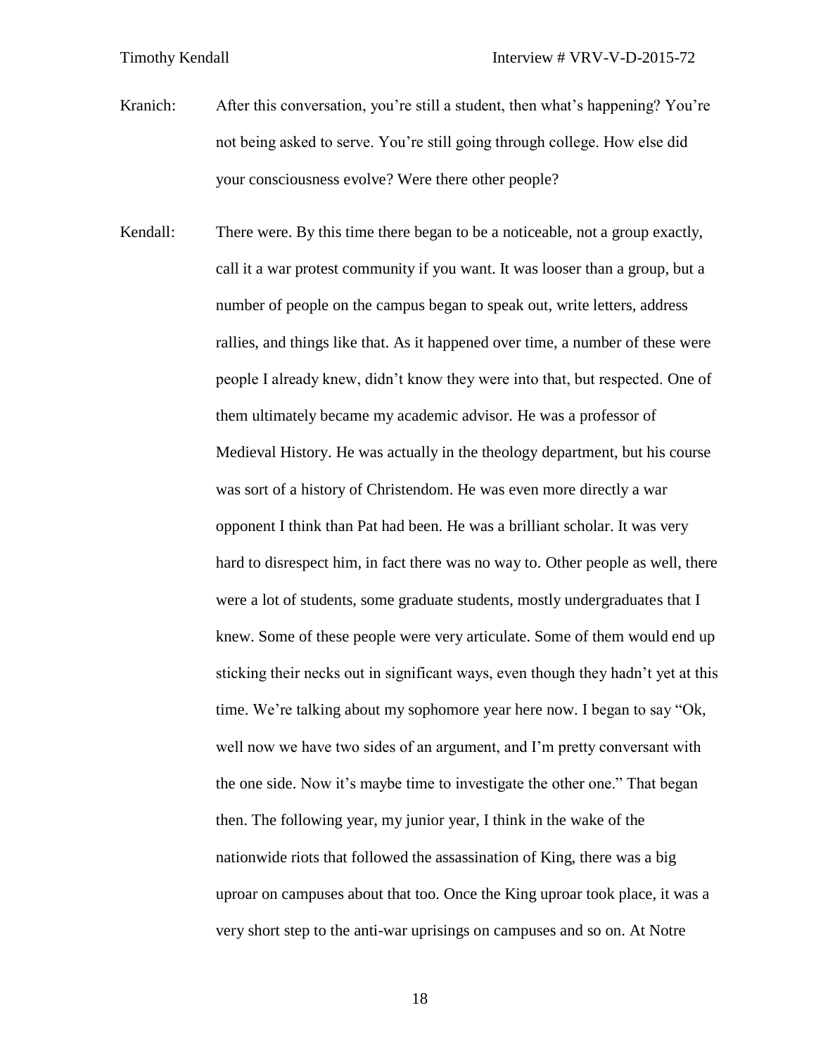Kranich: After this conversation, you're still a student, then what's happening? You're not being asked to serve. You're still going through college. How else did your consciousness evolve? Were there other people?

Kendall: There were. By this time there began to be a noticeable, not a group exactly, call it a war protest community if you want. It was looser than a group, but a number of people on the campus began to speak out, write letters, address rallies, and things like that. As it happened over time, a number of these were people I already knew, didn't know they were into that, but respected. One of them ultimately became my academic advisor. He was a professor of Medieval History. He was actually in the theology department, but his course was sort of a history of Christendom. He was even more directly a war opponent I think than Pat had been. He was a brilliant scholar. It was very hard to disrespect him, in fact there was no way to. Other people as well, there were a lot of students, some graduate students, mostly undergraduates that I knew. Some of these people were very articulate. Some of them would end up sticking their necks out in significant ways, even though they hadn't yet at this time. We're talking about my sophomore year here now. I began to say "Ok, well now we have two sides of an argument, and I'm pretty conversant with the one side. Now it's maybe time to investigate the other one." That began then. The following year, my junior year, I think in the wake of the nationwide riots that followed the assassination of King, there was a big uproar on campuses about that too. Once the King uproar took place, it was a very short step to the anti-war uprisings on campuses and so on. At Notre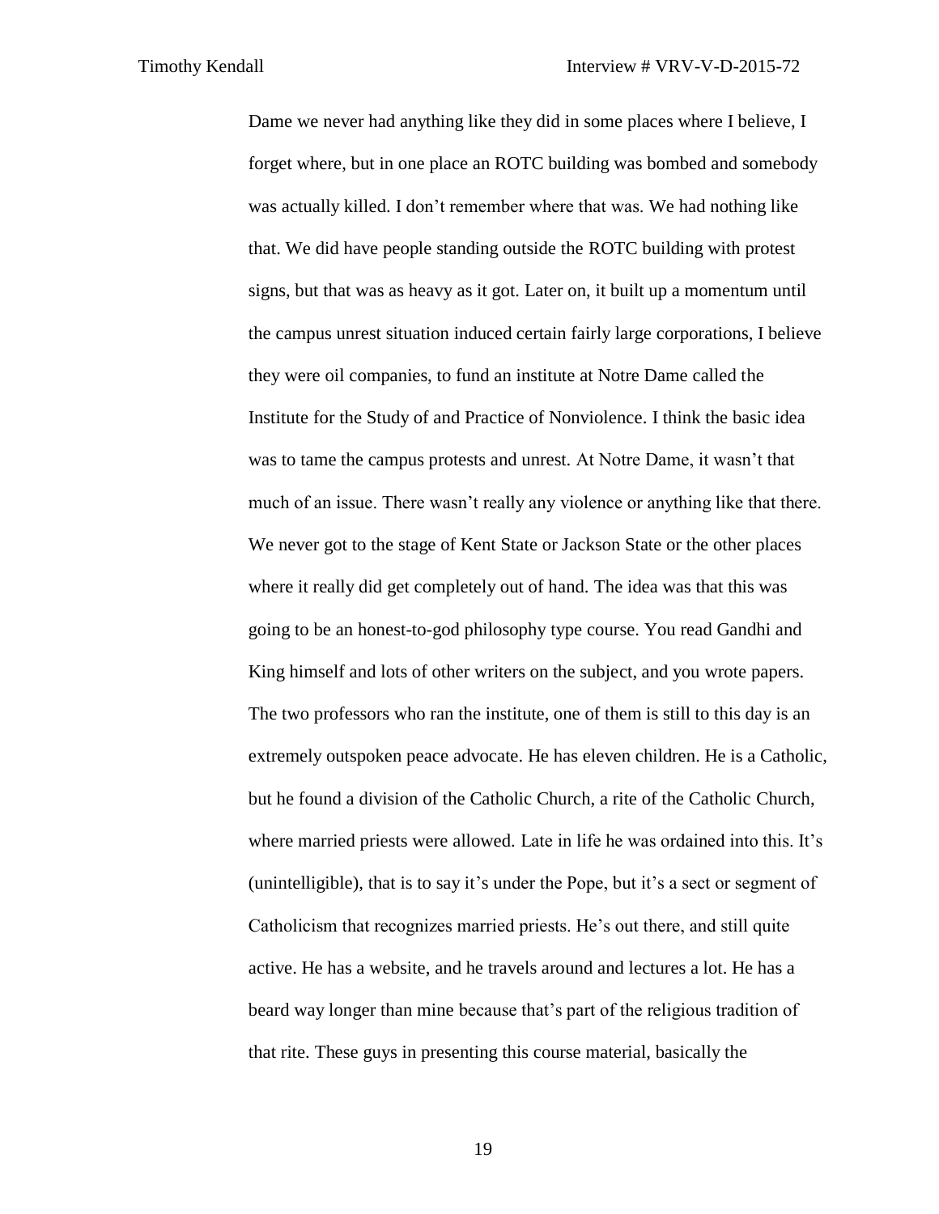Dame we never had anything like they did in some places where I believe, I forget where, but in one place an ROTC building was bombed and somebody was actually killed. I don't remember where that was. We had nothing like that. We did have people standing outside the ROTC building with protest signs, but that was as heavy as it got. Later on, it built up a momentum until the campus unrest situation induced certain fairly large corporations, I believe they were oil companies, to fund an institute at Notre Dame called the Institute for the Study of and Practice of Nonviolence. I think the basic idea was to tame the campus protests and unrest. At Notre Dame, it wasn't that much of an issue. There wasn't really any violence or anything like that there. We never got to the stage of Kent State or Jackson State or the other places where it really did get completely out of hand. The idea was that this was going to be an honest-to-god philosophy type course. You read Gandhi and King himself and lots of other writers on the subject, and you wrote papers. The two professors who ran the institute, one of them is still to this day is an extremely outspoken peace advocate. He has eleven children. He is a Catholic, but he found a division of the Catholic Church, a rite of the Catholic Church, where married priests were allowed. Late in life he was ordained into this. It's (unintelligible), that is to say it's under the Pope, but it's a sect or segment of Catholicism that recognizes married priests. He's out there, and still quite active. He has a website, and he travels around and lectures a lot. He has a beard way longer than mine because that's part of the religious tradition of that rite. These guys in presenting this course material, basically the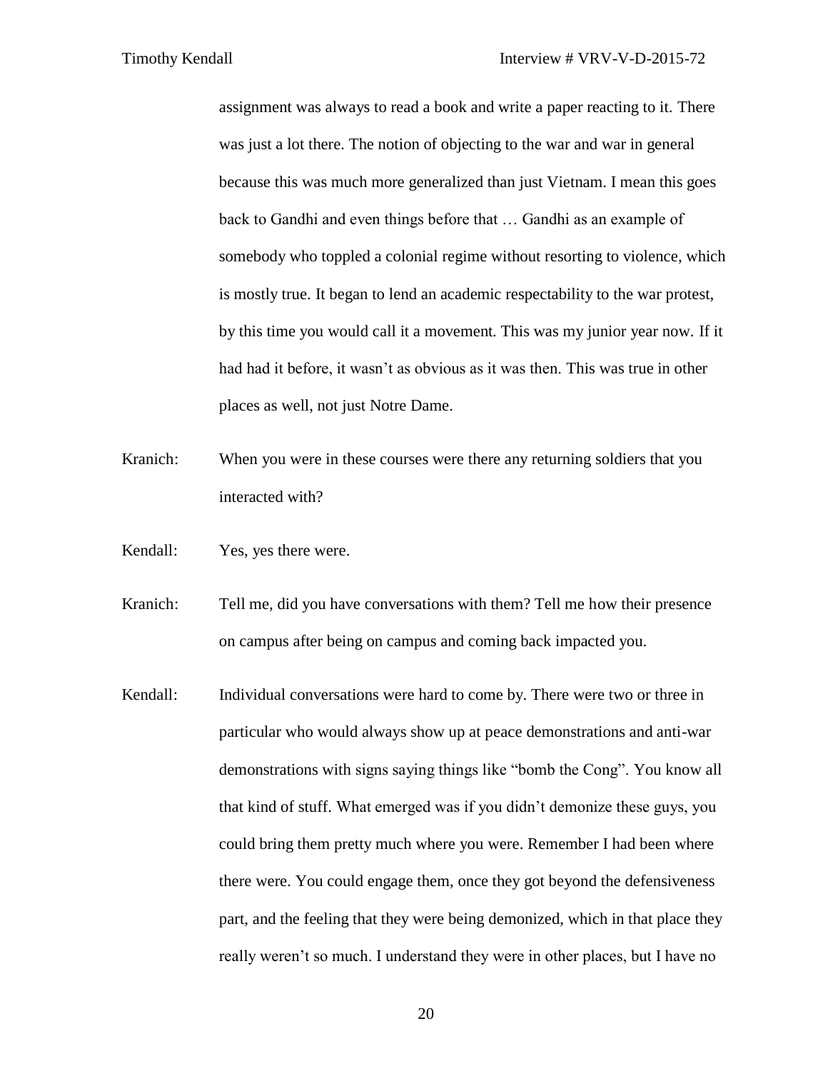assignment was always to read a book and write a paper reacting to it. There was just a lot there. The notion of objecting to the war and war in general because this was much more generalized than just Vietnam. I mean this goes back to Gandhi and even things before that … Gandhi as an example of somebody who toppled a colonial regime without resorting to violence, which is mostly true. It began to lend an academic respectability to the war protest, by this time you would call it a movement. This was my junior year now. If it had had it before, it wasn't as obvious as it was then. This was true in other places as well, not just Notre Dame.

Kranich: When you were in these courses were there any returning soldiers that you interacted with?

Kendall: Yes, yes there were.

Kranich: Tell me, did you have conversations with them? Tell me how their presence on campus after being on campus and coming back impacted you.

Kendall: Individual conversations were hard to come by. There were two or three in particular who would always show up at peace demonstrations and anti-war demonstrations with signs saying things like "bomb the Cong". You know all that kind of stuff. What emerged was if you didn't demonize these guys, you could bring them pretty much where you were. Remember I had been where there were. You could engage them, once they got beyond the defensiveness part, and the feeling that they were being demonized, which in that place they really weren't so much. I understand they were in other places, but I have no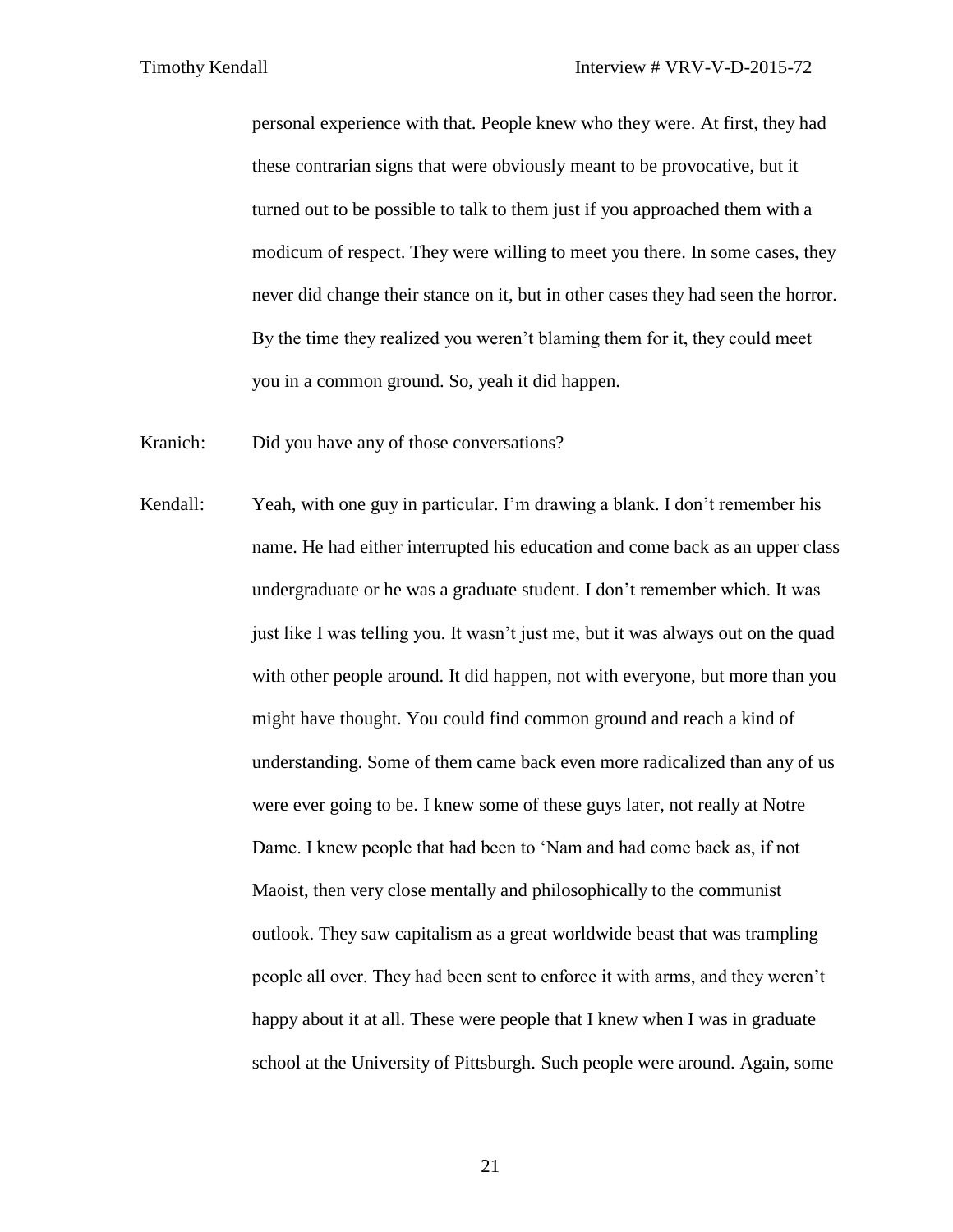personal experience with that. People knew who they were. At first, they had these contrarian signs that were obviously meant to be provocative, but it turned out to be possible to talk to them just if you approached them with a modicum of respect. They were willing to meet you there. In some cases, they never did change their stance on it, but in other cases they had seen the horror. By the time they realized you weren't blaming them for it, they could meet you in a common ground. So, yeah it did happen.

Kranich: Did you have any of those conversations?

Kendall: Yeah, with one guy in particular. I'm drawing a blank. I don't remember his name. He had either interrupted his education and come back as an upper class undergraduate or he was a graduate student. I don't remember which. It was just like I was telling you. It wasn't just me, but it was always out on the quad with other people around. It did happen, not with everyone, but more than you might have thought. You could find common ground and reach a kind of understanding. Some of them came back even more radicalized than any of us were ever going to be. I knew some of these guys later, not really at Notre Dame. I knew people that had been to 'Nam and had come back as, if not Maoist, then very close mentally and philosophically to the communist outlook. They saw capitalism as a great worldwide beast that was trampling people all over. They had been sent to enforce it with arms, and they weren't happy about it at all. These were people that I knew when I was in graduate school at the University of Pittsburgh. Such people were around. Again, some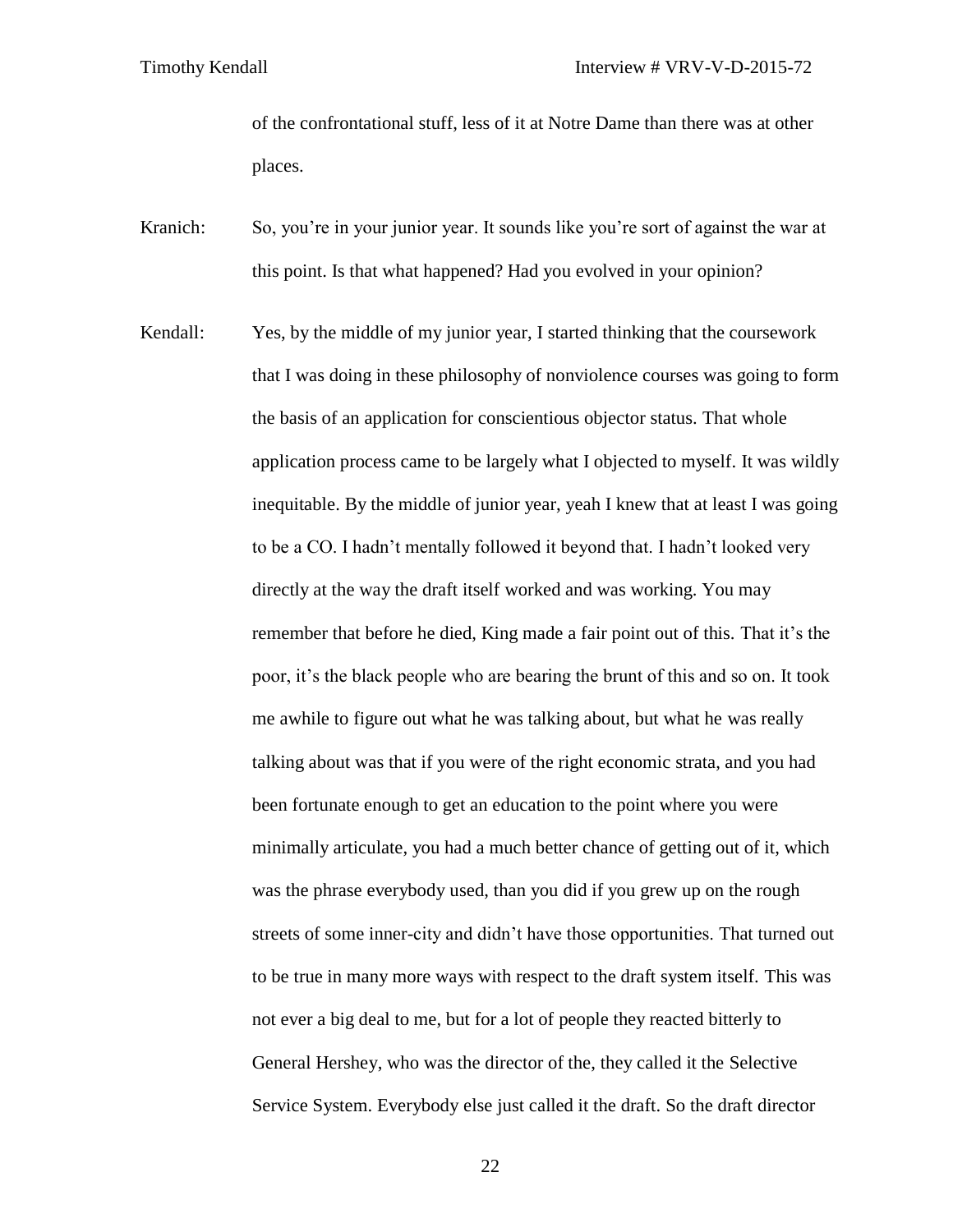of the confrontational stuff, less of it at Notre Dame than there was at other places.

Kranich: So, you're in your junior year. It sounds like you're sort of against the war at this point. Is that what happened? Had you evolved in your opinion?

Kendall: Yes, by the middle of my junior year, I started thinking that the coursework that I was doing in these philosophy of nonviolence courses was going to form the basis of an application for conscientious objector status. That whole application process came to be largely what I objected to myself. It was wildly inequitable. By the middle of junior year, yeah I knew that at least I was going to be a CO. I hadn't mentally followed it beyond that. I hadn't looked very directly at the way the draft itself worked and was working. You may remember that before he died, King made a fair point out of this. That it's the poor, it's the black people who are bearing the brunt of this and so on. It took me awhile to figure out what he was talking about, but what he was really talking about was that if you were of the right economic strata, and you had been fortunate enough to get an education to the point where you were minimally articulate, you had a much better chance of getting out of it, which was the phrase everybody used, than you did if you grew up on the rough streets of some inner-city and didn't have those opportunities. That turned out to be true in many more ways with respect to the draft system itself. This was not ever a big deal to me, but for a lot of people they reacted bitterly to General Hershey, who was the director of the, they called it the Selective Service System. Everybody else just called it the draft. So the draft director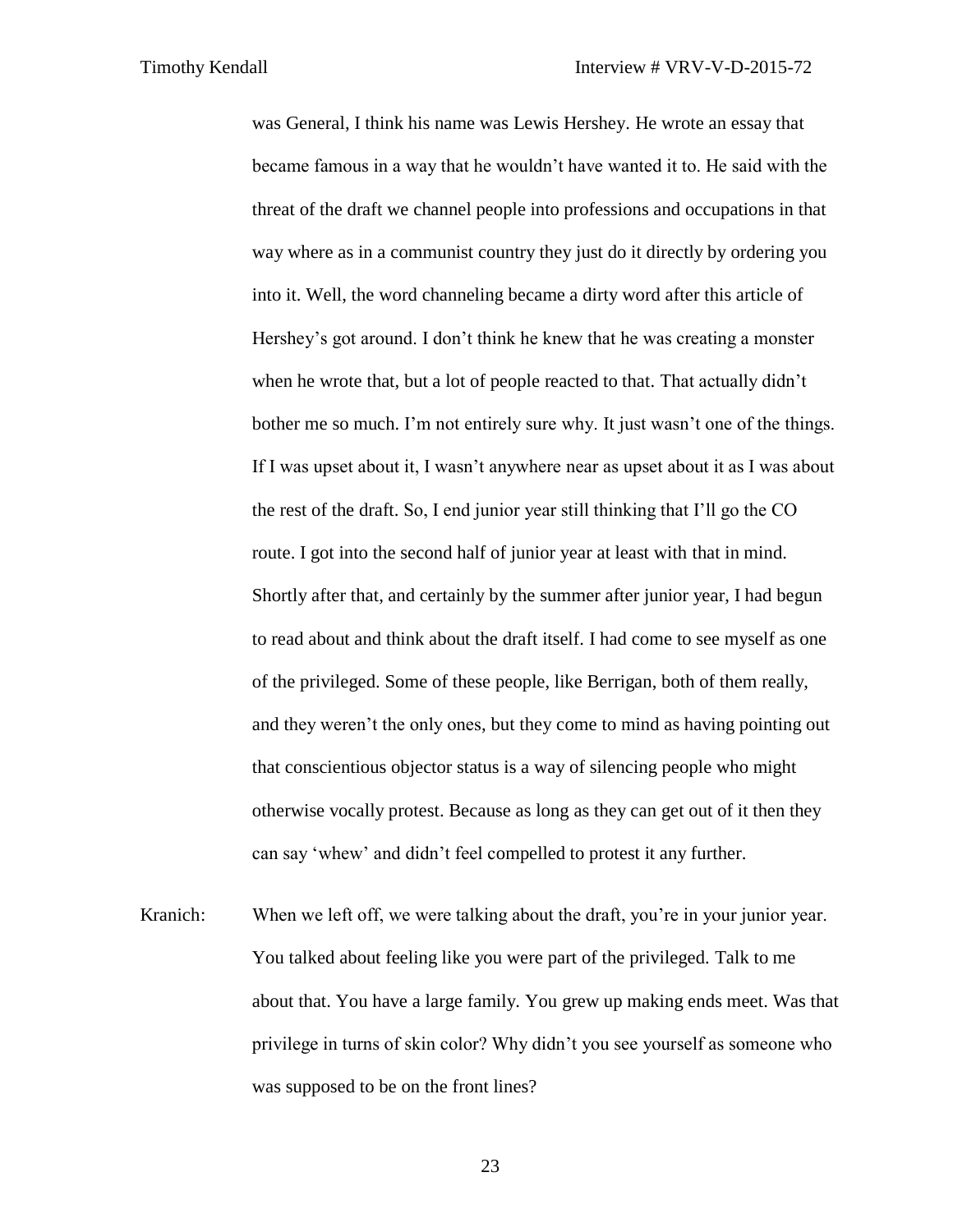was General, I think his name was Lewis Hershey. He wrote an essay that became famous in a way that he wouldn't have wanted it to. He said with the threat of the draft we channel people into professions and occupations in that way where as in a communist country they just do it directly by ordering you into it. Well, the word channeling became a dirty word after this article of Hershey's got around. I don't think he knew that he was creating a monster when he wrote that, but a lot of people reacted to that. That actually didn't bother me so much. I'm not entirely sure why. It just wasn't one of the things. If I was upset about it, I wasn't anywhere near as upset about it as I was about the rest of the draft. So, I end junior year still thinking that I'll go the CO route. I got into the second half of junior year at least with that in mind. Shortly after that, and certainly by the summer after junior year, I had begun to read about and think about the draft itself. I had come to see myself as one of the privileged. Some of these people, like Berrigan, both of them really, and they weren't the only ones, but they come to mind as having pointing out that conscientious objector status is a way of silencing people who might otherwise vocally protest. Because as long as they can get out of it then they can say 'whew' and didn't feel compelled to protest it any further.

Kranich: When we left off, we were talking about the draft, you're in your junior year. You talked about feeling like you were part of the privileged. Talk to me about that. You have a large family. You grew up making ends meet. Was that privilege in turns of skin color? Why didn't you see yourself as someone who was supposed to be on the front lines?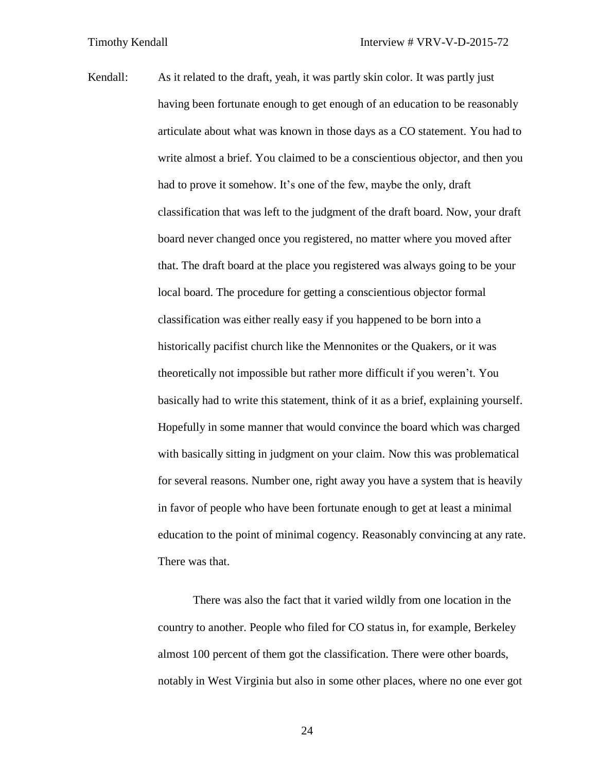Kendall: As it related to the draft, yeah, it was partly skin color. It was partly just having been fortunate enough to get enough of an education to be reasonably articulate about what was known in those days as a CO statement. You had to write almost a brief. You claimed to be a conscientious objector, and then you had to prove it somehow. It's one of the few, maybe the only, draft classification that was left to the judgment of the draft board. Now, your draft board never changed once you registered, no matter where you moved after that. The draft board at the place you registered was always going to be your local board. The procedure for getting a conscientious objector formal classification was either really easy if you happened to be born into a historically pacifist church like the Mennonites or the Quakers, or it was theoretically not impossible but rather more difficult if you weren't. You basically had to write this statement, think of it as a brief, explaining yourself. Hopefully in some manner that would convince the board which was charged with basically sitting in judgment on your claim. Now this was problematical for several reasons. Number one, right away you have a system that is heavily in favor of people who have been fortunate enough to get at least a minimal education to the point of minimal cogency. Reasonably convincing at any rate. There was that.

There was also the fact that it varied wildly from one location in the country to another. People who filed for CO status in, for example, Berkeley almost 100 percent of them got the classification. There were other boards, notably in West Virginia but also in some other places, where no one ever got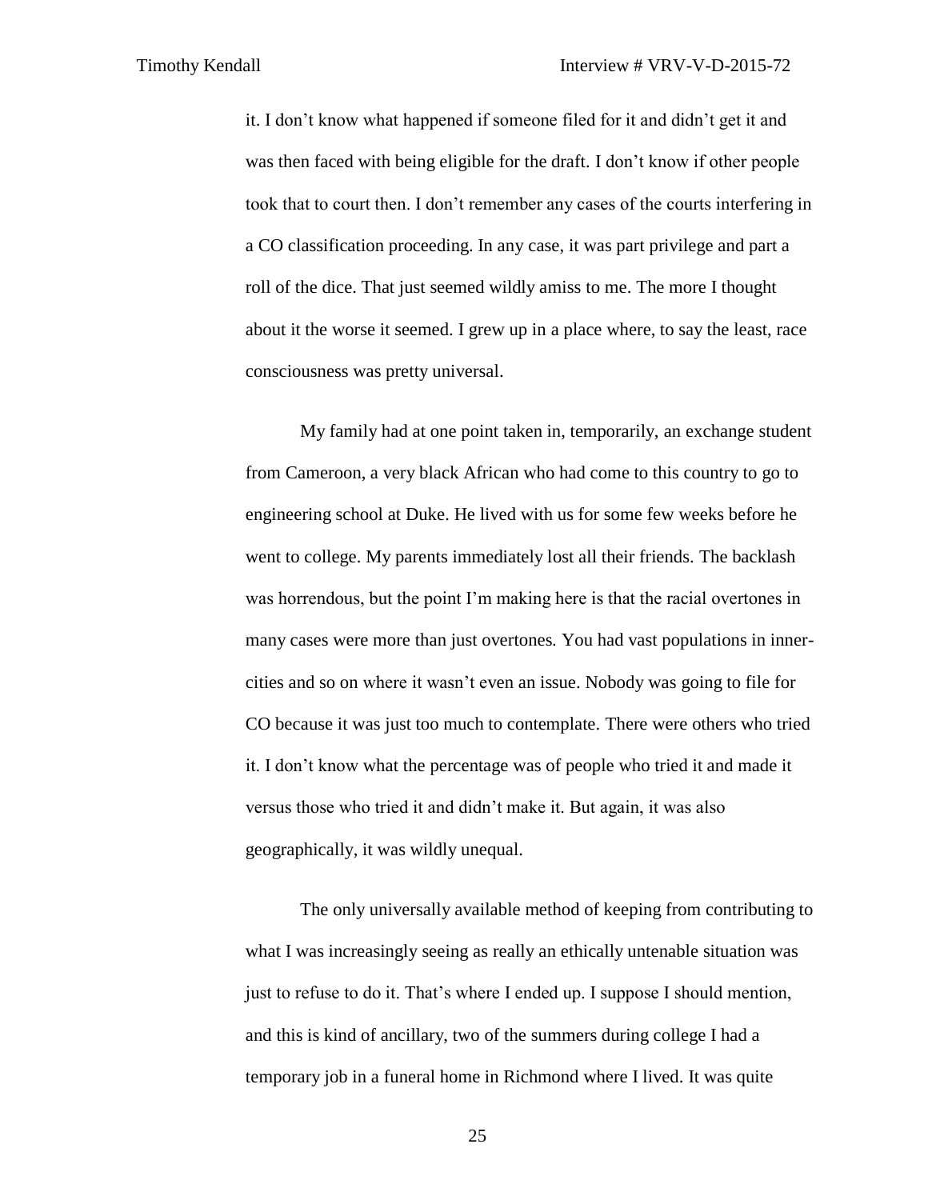it. I don't know what happened if someone filed for it and didn't get it and was then faced with being eligible for the draft. I don't know if other people took that to court then. I don't remember any cases of the courts interfering in a CO classification proceeding. In any case, it was part privilege and part a roll of the dice. That just seemed wildly amiss to me. The more I thought about it the worse it seemed. I grew up in a place where, to say the least, race consciousness was pretty universal.

My family had at one point taken in, temporarily, an exchange student from Cameroon, a very black African who had come to this country to go to engineering school at Duke. He lived with us for some few weeks before he went to college. My parents immediately lost all their friends. The backlash was horrendous, but the point I'm making here is that the racial overtones in many cases were more than just overtones. You had vast populations in inner-cities and so on where it wasn't even an issue. Nobody was going to file for CO because it was just too much to contemplate. There were others who tried it. I don't know what the percentage was of people who tried it and made it versus those who tried it and didn't make it. But again, it was also geographically, it was wildly unequal.

The only universally available method of keeping from contributing to what I was increasingly seeing as really an ethically untenable situation was just to refuse to do it. That's where I ended up. I suppose I should mention, and this is kind of ancillary, two of the summers during college I had a temporary job in a funeral home in Richmond where I lived. It was quite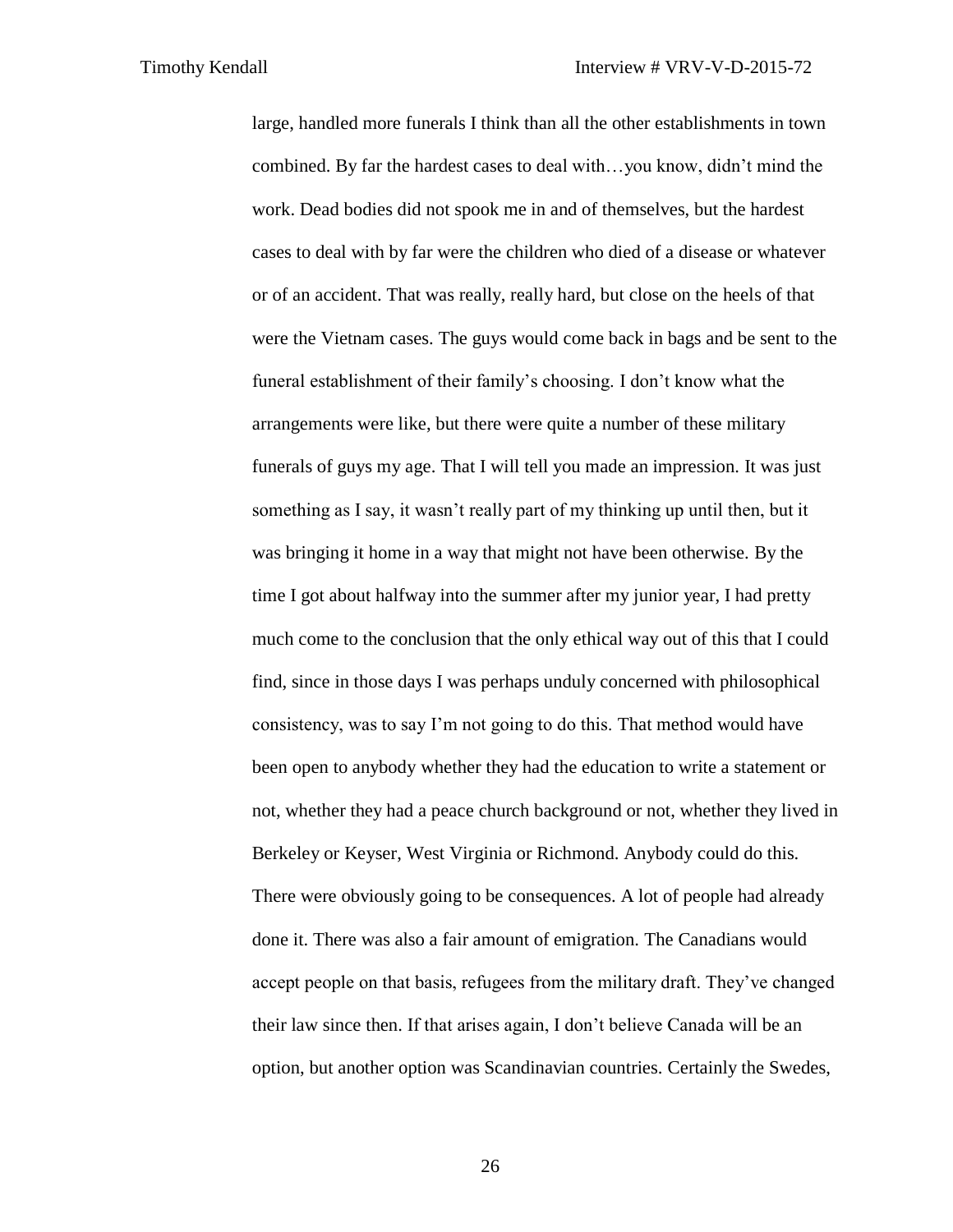large, handled more funerals I think than all the other establishments in town combined. By far the hardest cases to deal with…you know, didn't mind the work. Dead bodies did not spook me in and of themselves, but the hardest cases to deal with by far were the children who died of a disease or whatever or of an accident. That was really, really hard, but close on the heels of that were the Vietnam cases. The guys would come back in bags and be sent to the funeral establishment of their family's choosing. I don't know what the arrangements were like, but there were quite a number of these military funerals of guys my age. That I will tell you made an impression. It was just something as I say, it wasn't really part of my thinking up until then, but it was bringing it home in a way that might not have been otherwise. By the time I got about halfway into the summer after my junior year, I had pretty much come to the conclusion that the only ethical way out of this that I could find, since in those days I was perhaps unduly concerned with philosophical consistency, was to say I'm not going to do this. That method would have been open to anybody whether they had the education to write a statement or not, whether they had a peace church background or not, whether they lived in Berkeley or Keyser, West Virginia or Richmond. Anybody could do this. There were obviously going to be consequences. A lot of people had already done it. There was also a fair amount of emigration. The Canadians would accept people on that basis, refugees from the military draft. They've changed their law since then. If that arises again, I don't believe Canada will be an option, but another option was Scandinavian countries. Certainly the Swedes,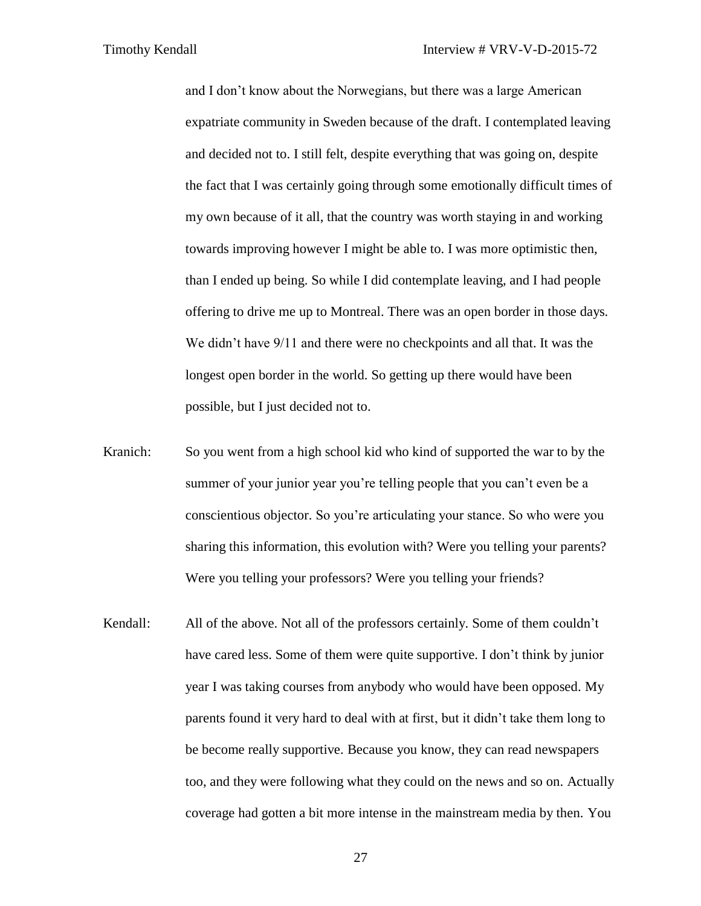and I don't know about the Norwegians, but there was a large American expatriate community in Sweden because of the draft. I contemplated leaving and decided not to. I still felt, despite everything that was going on, despite the fact that I was certainly going through some emotionally difficult times of my own because of it all, that the country was worth staying in and working towards improving however I might be able to. I was more optimistic then, than I ended up being. So while I did contemplate leaving, and I had people offering to drive me up to Montreal. There was an open border in those days. We didn't have 9/11 and there were no checkpoints and all that. It was the longest open border in the world. So getting up there would have been possible, but I just decided not to.

Kranich: So you went from a high school kid who kind of supported the war to by the summer of your junior year you're telling people that you can't even be a conscientious objector. So you're articulating your stance. So who were you sharing this information, this evolution with? Were you telling your parents? Were you telling your professors? Were you telling your friends?

Kendall: All of the above. Not all of the professors certainly. Some of them couldn't have cared less. Some of them were quite supportive. I don't think by junior year I was taking courses from anybody who would have been opposed. My parents found it very hard to deal with at first, but it didn't take them long to be become really supportive. Because you know, they can read newspapers too, and they were following what they could on the news and so on. Actually coverage had gotten a bit more intense in the mainstream media by then. You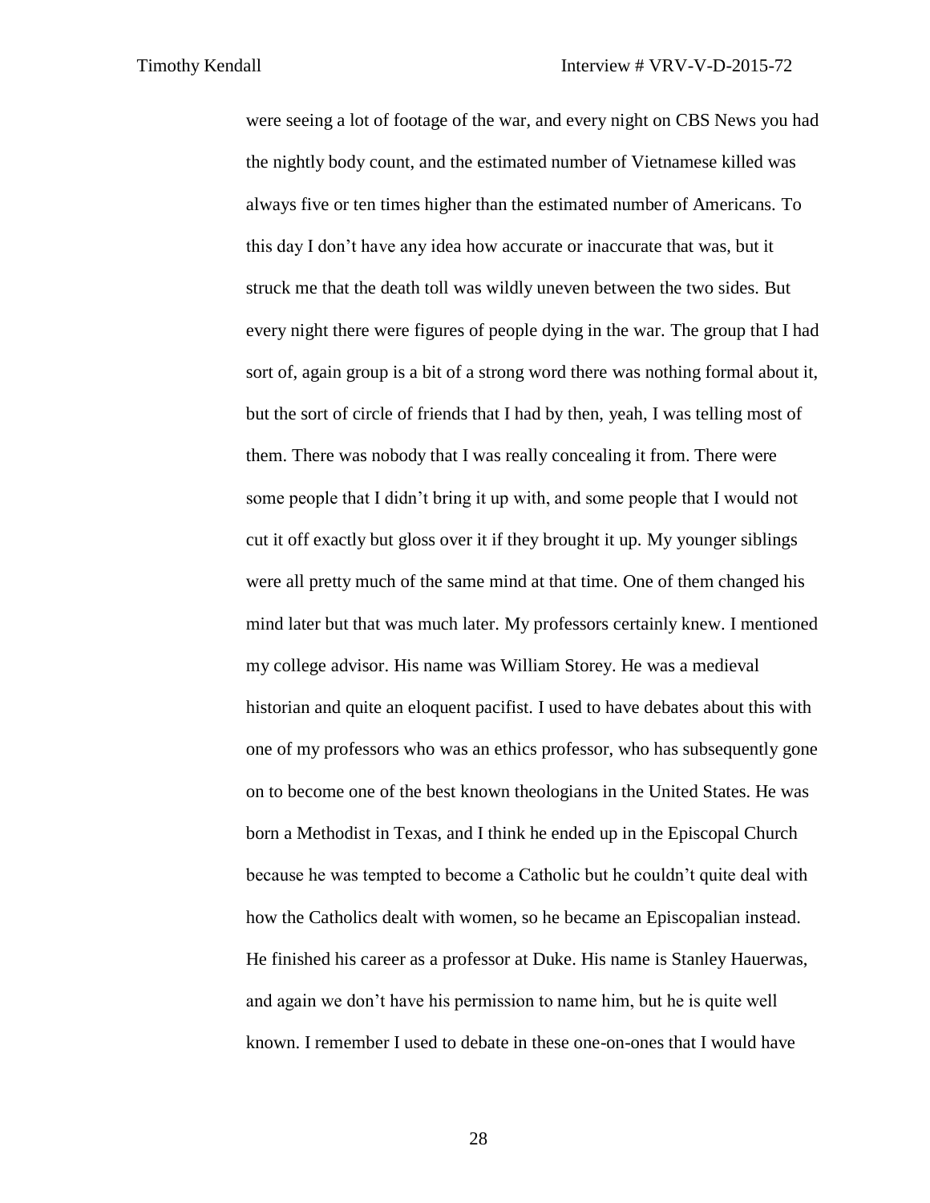were seeing a lot of footage of the war, and every night on CBS News you had the nightly body count, and the estimated number of Vietnamese killed was always five or ten times higher than the estimated number of Americans. To this day I don't have any idea how accurate or inaccurate that was, but it struck me that the death toll was wildly uneven between the two sides. But every night there were figures of people dying in the war. The group that I had sort of, again group is a bit of a strong word there was nothing formal about it, but the sort of circle of friends that I had by then, yeah, I was telling most of them. There was nobody that I was really concealing it from. There were some people that I didn't bring it up with, and some people that I would not cut it off exactly but gloss over it if they brought it up. My younger siblings were all pretty much of the same mind at that time. One of them changed his mind later but that was much later. My professors certainly knew. I mentioned my college advisor. His name was William Storey. He was a medieval historian and quite an eloquent pacifist. I used to have debates about this with one of my professors who was an ethics professor, who has subsequently gone on to become one of the best known theologians in the United States. He was born a Methodist in Texas, and I think he ended up in the Episcopal Church because he was tempted to become a Catholic but he couldn't quite deal with how the Catholics dealt with women, so he became an Episcopalian instead. He finished his career as a professor at Duke. His name is Stanley Hauerwas, and again we don't have his permission to name him, but he is quite well known. I remember I used to debate in these one-on-ones that I would have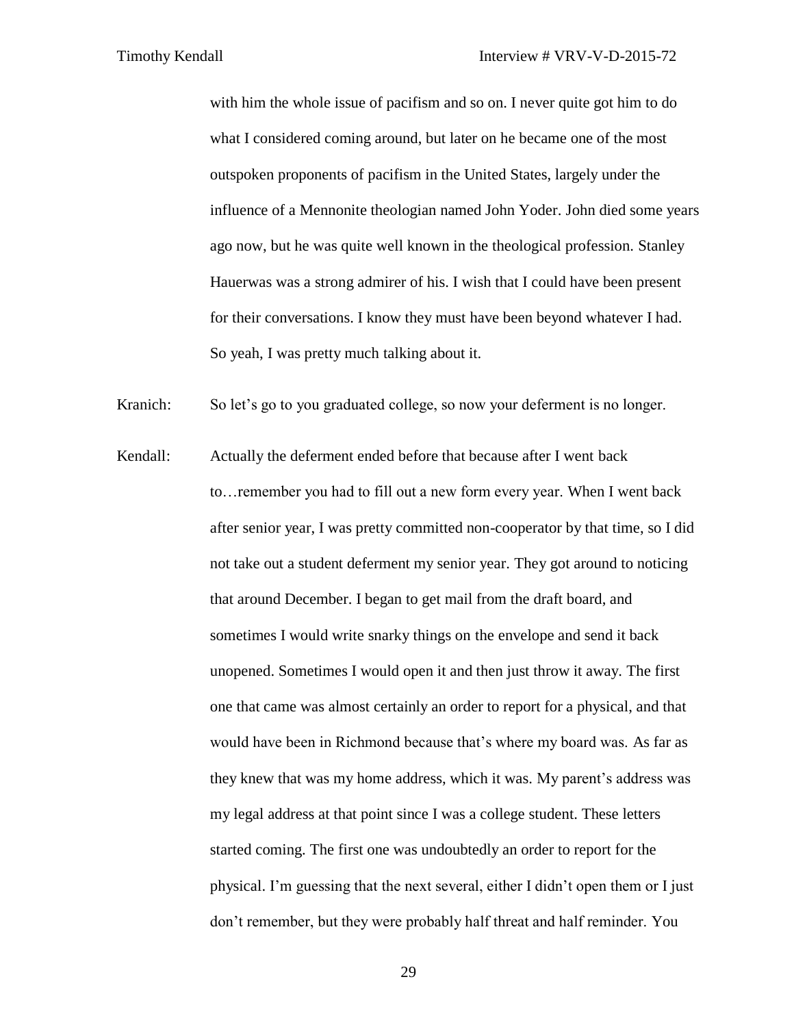with him the whole issue of pacifism and so on. I never quite got him to do what I considered coming around, but later on he became one of the most outspoken proponents of pacifism in the United States, largely under the influence of a Mennonite theologian named John Yoder. John died some years ago now, but he was quite well known in the theological profession. Stanley Hauerwas was a strong admirer of his. I wish that I could have been present for their conversations. I know they must have been beyond whatever I had. So yeah, I was pretty much talking about it.

Kranich: So let's go to you graduated college, so now your deferment is no longer.

Kendall: Actually the deferment ended before that because after I went back to…remember you had to fill out a new form every year. When I went back after senior year, I was pretty committed non-cooperator by that time, so I did not take out a student deferment my senior year. They got around to noticing that around December. I began to get mail from the draft board, and sometimes I would write snarky things on the envelope and send it back unopened. Sometimes I would open it and then just throw it away. The first one that came was almost certainly an order to report for a physical, and that would have been in Richmond because that's where my board was. As far as they knew that was my home address, which it was. My parent's address was my legal address at that point since I was a college student. These letters started coming. The first one was undoubtedly an order to report for the physical. I'm guessing that the next several, either I didn't open them or I just don't remember, but they were probably half threat and half reminder. You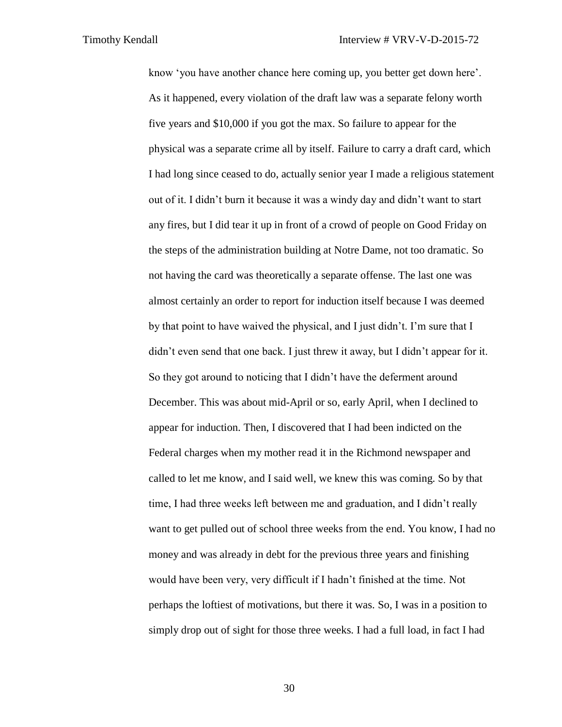know 'you have another chance here coming up, you better get down here'. As it happened, every violation of the draft law was a separate felony worth five years and $10,000 if you got the max. So failure to appear for the physical was a separate crime all by itself. Failure to carry a draft card, which I had long since ceased to do, actually senior year I made a religious statement out of it. I didn't burn it because it was a windy day and didn't want to start any fires, but I did tear it up in front of a crowd of people on Good Friday on the steps of the administration building at Notre Dame, not too dramatic. So not having the card was theoretically a separate offense. The last one was almost certainly an order to report for induction itself because I was deemed by that point to have waived the physical, and I just didn't. I'm sure that I didn't even send that one back. I just threw it away, but I didn't appear for it. So they got around to noticing that I didn't have the deferment around December. This was about mid-April or so, early April, when I declined to appear for induction. Then, I discovered that I had been indicted on the Federal charges when my mother read it in the Richmond newspaper and called to let me know, and I said well, we knew this was coming. So by that time, I had three weeks left between me and graduation, and I didn't really want to get pulled out of school three weeks from the end. You know, I had no money and was already in debt for the previous three years and finishing would have been very, very difficult if I hadn't finished at the time. Not perhaps the loftiest of motivations, but there it was. So, I was in a position to simply drop out of sight for those three weeks. I had a full load, in fact I had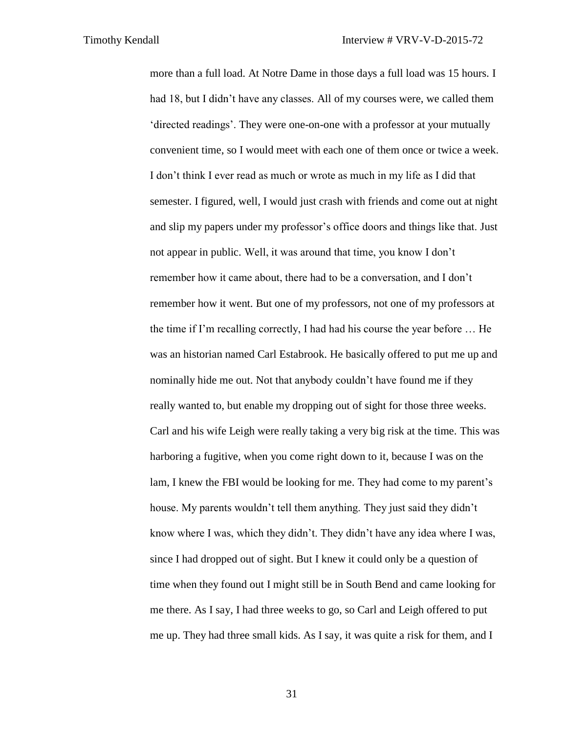more than a full load. At Notre Dame in those days a full load was 15 hours. I had 18, but I didn't have any classes. All of my courses were, we called them 'directed readings'. They were one-on-one with a professor at your mutually convenient time, so I would meet with each one of them once or twice a week. I don't think I ever read as much or wrote as much in my life as I did that semester. I figured, well, I would just crash with friends and come out at night and slip my papers under my professor's office doors and things like that. Just not appear in public. Well, it was around that time, you know I don't remember how it came about, there had to be a conversation, and I don't remember how it went. But one of my professors, not one of my professors at the time if I'm recalling correctly, I had had his course the year before … He was an historian named Carl Estabrook. He basically offered to put me up and nominally hide me out. Not that anybody couldn't have found me if they really wanted to, but enable my dropping out of sight for those three weeks. Carl and his wife Leigh were really taking a very big risk at the time. This was harboring a fugitive, when you come right down to it, because I was on the lam, I knew the FBI would be looking for me. They had come to my parent's house. My parents wouldn't tell them anything. They just said they didn't know where I was, which they didn't. They didn't have any idea where I was, since I had dropped out of sight. But I knew it could only be a question of time when they found out I might still be in South Bend and came looking for me there. As I say, I had three weeks to go, so Carl and Leigh offered to put me up. They had three small kids. As I say, it was quite a risk for them, and I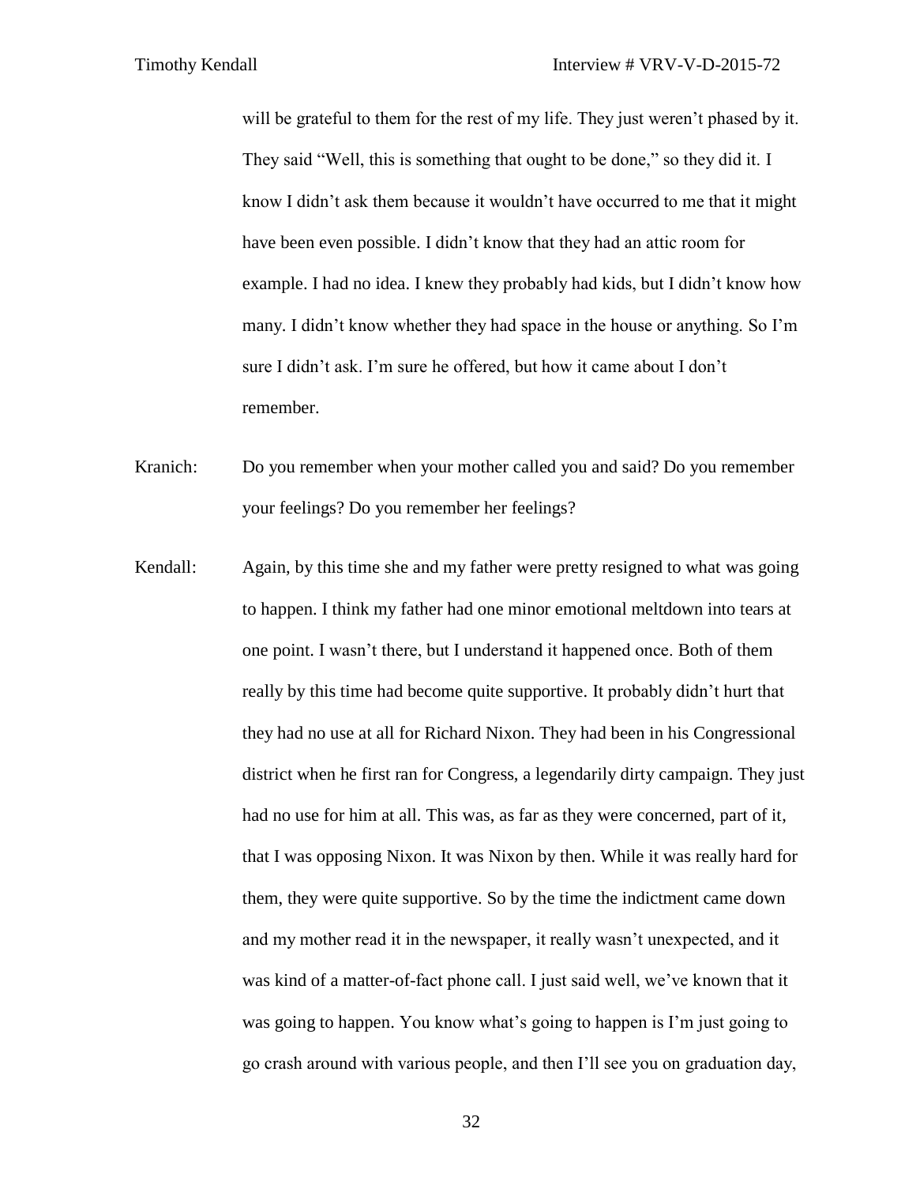will be grateful to them for the rest of my life. They just weren't phased by it. They said "Well, this is something that ought to be done," so they did it. I know I didn't ask them because it wouldn't have occurred to me that it might have been even possible. I didn't know that they had an attic room for example. I had no idea. I knew they probably had kids, but I didn't know how many. I didn't know whether they had space in the house or anything. So I'm sure I didn't ask. I'm sure he offered, but how it came about I don't remember.

Kranich: Do you remember when your mother called you and said? Do you remember your feelings? Do you remember her feelings?

Kendall: Again, by this time she and my father were pretty resigned to what was going to happen. I think my father had one minor emotional meltdown into tears at one point. I wasn't there, but I understand it happened once. Both of them really by this time had become quite supportive. It probably didn't hurt that they had no use at all for Richard Nixon. They had been in his Congressional district when he first ran for Congress, a legendarily dirty campaign. They just had no use for him at all. This was, as far as they were concerned, part of it, that I was opposing Nixon. It was Nixon by then. While it was really hard for them, they were quite supportive. So by the time the indictment came down and my mother read it in the newspaper, it really wasn't unexpected, and it was kind of a matter-of-fact phone call. I just said well, we've known that it was going to happen. You know what's going to happen is I'm just going to go crash around with various people, and then I'll see you on graduation day,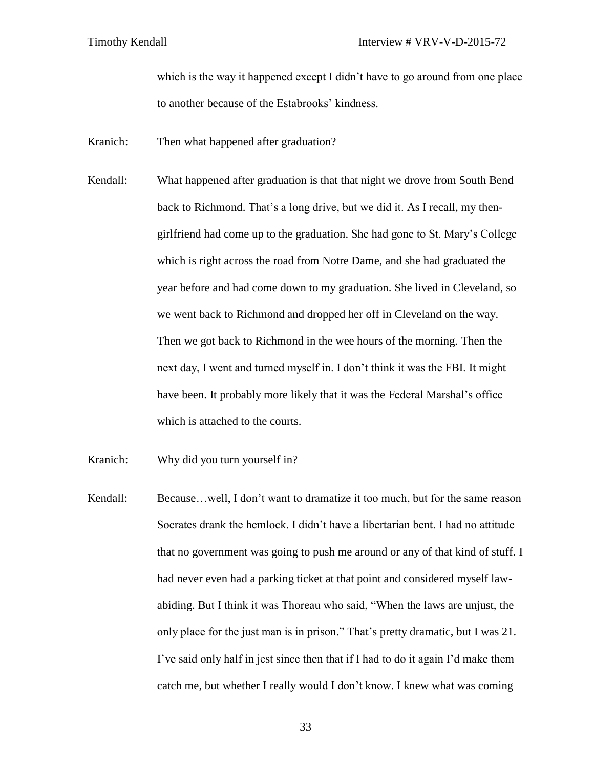which is the way it happened except I didn't have to go around from one place to another because of the Estabrooks' kindness.

Kranich: Then what happened after graduation?

Kendall: What happened after graduation is that that night we drove from South Bend back to Richmond. That's a long drive, but we did it. As I recall, my then-girlfriend had come up to the graduation. She had gone to St. Mary's College which is right across the road from Notre Dame, and she had graduated the year before and had come down to my graduation. She lived in Cleveland, so we went back to Richmond and dropped her off in Cleveland on the way. Then we got back to Richmond in the wee hours of the morning. Then the next day, I went and turned myself in. I don't think it was the FBI. It might have been. It probably more likely that it was the Federal Marshal's office which is attached to the courts.

Kranich: Why did you turn yourself in?

Kendall: Because…well, I don't want to dramatize it too much, but for the same reason Socrates drank the hemlock. I didn't have a libertarian bent. I had no attitude that no government was going to push me around or any of that kind of stuff. I had never even had a parking ticket at that point and considered myself law-abiding. But I think it was Thoreau who said, "When the laws are unjust, the only place for the just man is in prison." That's pretty dramatic, but I was 21. I've said only half in jest since then that if I had to do it again I'd make them catch me, but whether I really would I don't know. I knew what was coming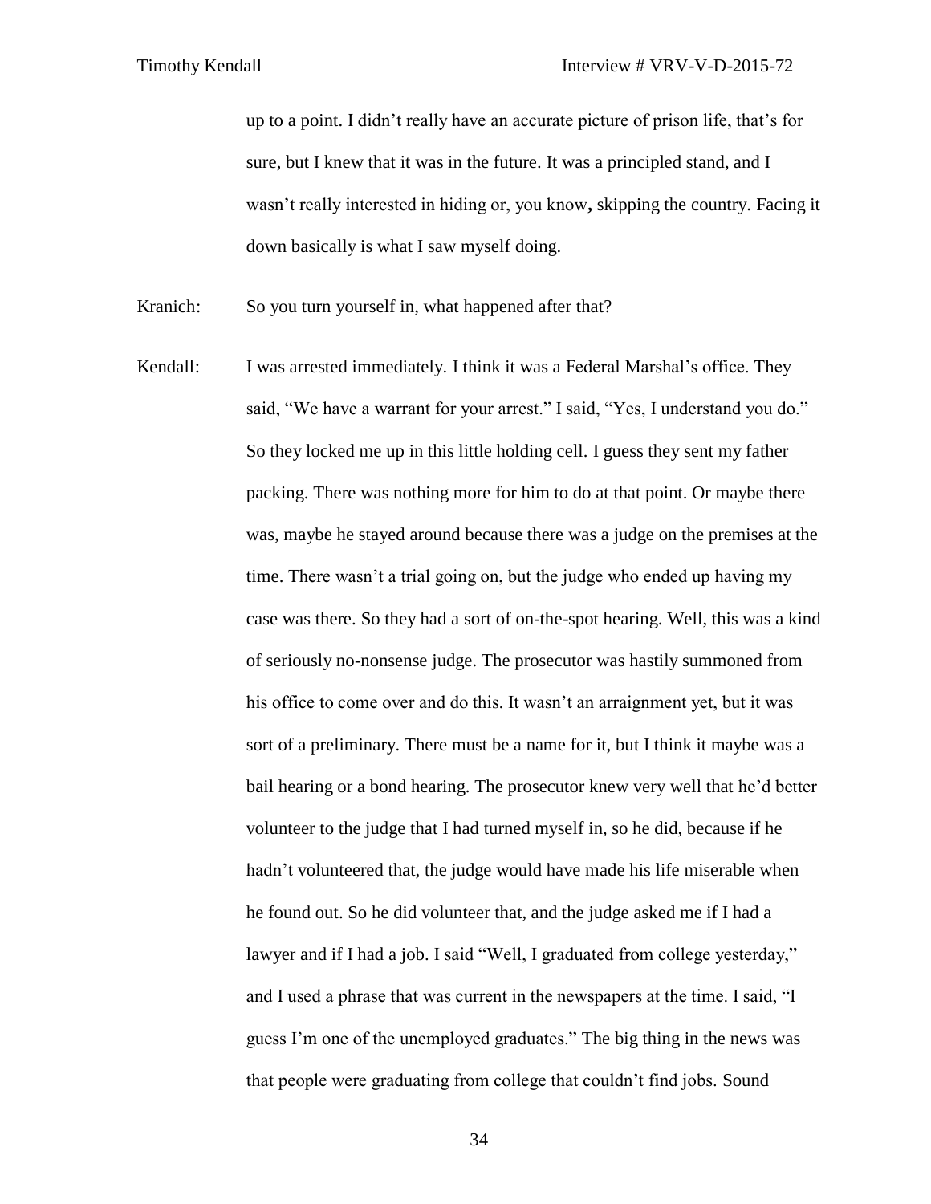up to a point. I didn't really have an accurate picture of prison life, that's for sure, but I knew that it was in the future. It was a principled stand, and I wasn't really interested in hiding or, you know**,** skipping the country. Facing it down basically is what I saw myself doing.

Kranich: So you turn yourself in, what happened after that?

Kendall: I was arrested immediately. I think it was a Federal Marshal's office. They said, "We have a warrant for your arrest." I said, "Yes, I understand you do." So they locked me up in this little holding cell. I guess they sent my father packing. There was nothing more for him to do at that point. Or maybe there was, maybe he stayed around because there was a judge on the premises at the time. There wasn't a trial going on, but the judge who ended up having my case was there. So they had a sort of on-the-spot hearing. Well, this was a kind of seriously no-nonsense judge. The prosecutor was hastily summoned from his office to come over and do this. It wasn't an arraignment yet, but it was sort of a preliminary. There must be a name for it, but I think it maybe was a bail hearing or a bond hearing. The prosecutor knew very well that he'd better volunteer to the judge that I had turned myself in, so he did, because if he hadn't volunteered that, the judge would have made his life miserable when he found out. So he did volunteer that, and the judge asked me if I had a lawyer and if I had a job. I said "Well, I graduated from college yesterday," and I used a phrase that was current in the newspapers at the time. I said, "I guess I'm one of the unemployed graduates." The big thing in the news was that people were graduating from college that couldn't find jobs. Sound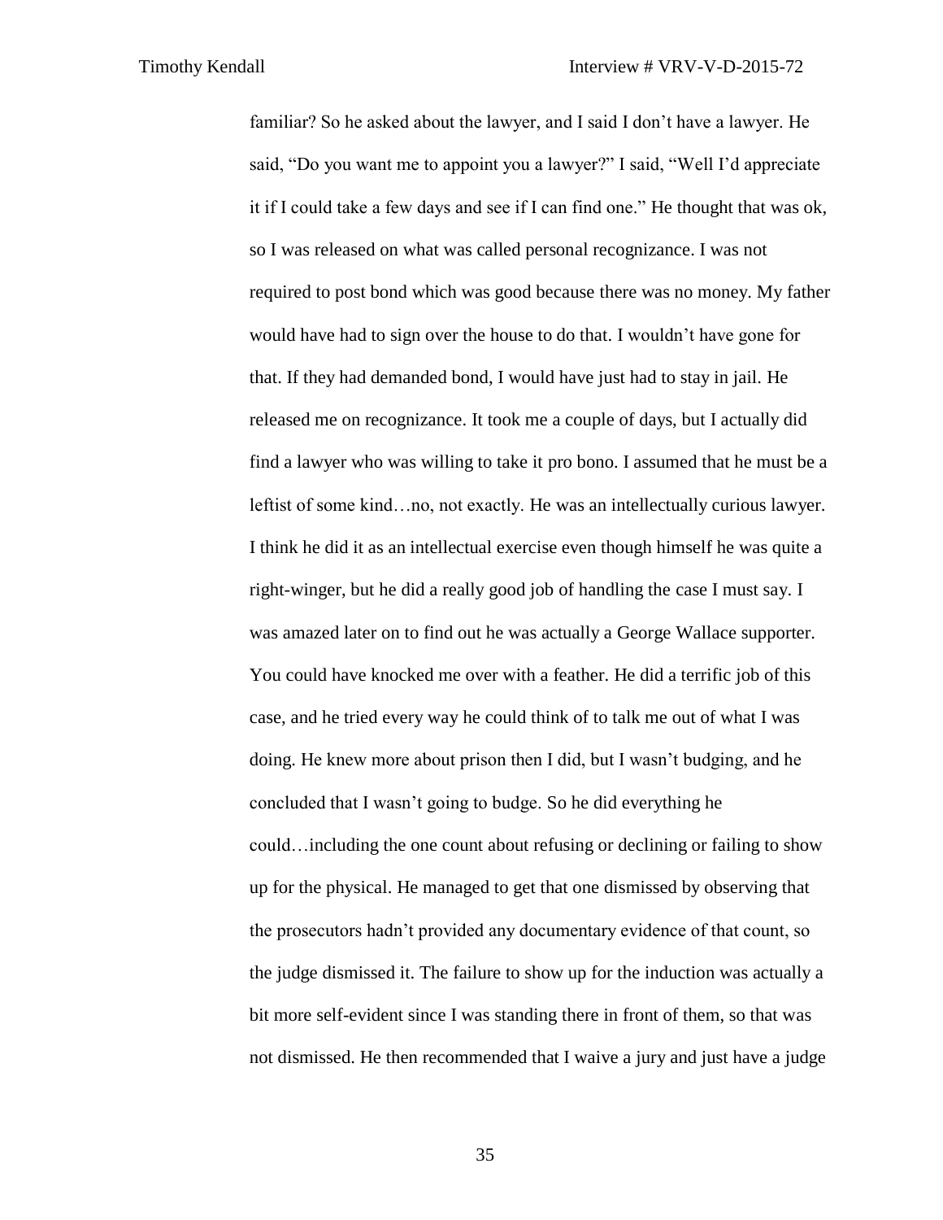familiar? So he asked about the lawyer, and I said I don't have a lawyer. He said, "Do you want me to appoint you a lawyer?" I said, "Well I'd appreciate it if I could take a few days and see if I can find one." He thought that was ok, so I was released on what was called personal recognizance. I was not required to post bond which was good because there was no money. My father would have had to sign over the house to do that. I wouldn't have gone for that. If they had demanded bond, I would have just had to stay in jail. He released me on recognizance. It took me a couple of days, but I actually did find a lawyer who was willing to take it pro bono. I assumed that he must be a leftist of some kind…no, not exactly. He was an intellectually curious lawyer. I think he did it as an intellectual exercise even though himself he was quite a right-winger, but he did a really good job of handling the case I must say. I was amazed later on to find out he was actually a George Wallace supporter. You could have knocked me over with a feather. He did a terrific job of this case, and he tried every way he could think of to talk me out of what I was doing. He knew more about prison then I did, but I wasn't budging, and he concluded that I wasn't going to budge. So he did everything he could…including the one count about refusing or declining or failing to show up for the physical. He managed to get that one dismissed by observing that the prosecutors hadn't provided any documentary evidence of that count, so the judge dismissed it. The failure to show up for the induction was actually a bit more self-evident since I was standing there in front of them, so that was not dismissed. He then recommended that I waive a jury and just have a judge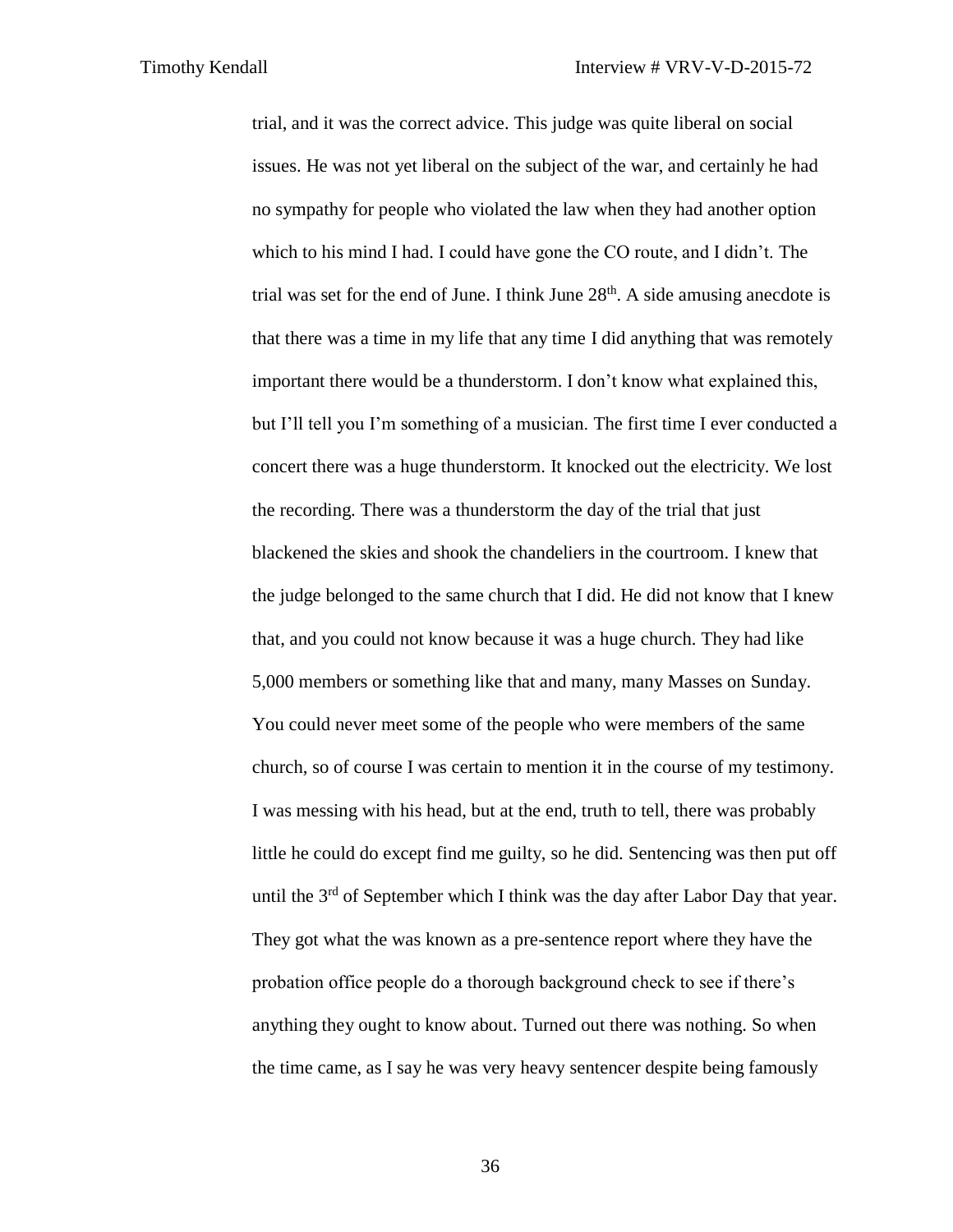trial, and it was the correct advice. This judge was quite liberal on social issues. He was not yet liberal on the subject of the war, and certainly he had no sympathy for people who violated the law when they had another option which to his mind I had. I could have gone the CO route, and I didn't. The trial was set for the end of June. I think June 28th. A side amusing anecdote is that there was a time in my life that any time I did anything that was remotely important there would be a thunderstorm. I don't know what explained this, but I'll tell you I'm something of a musician. The first time I ever conducted a concert there was a huge thunderstorm. It knocked out the electricity. We lost the recording. There was a thunderstorm the day of the trial that just blackened the skies and shook the chandeliers in the courtroom. I knew that the judge belonged to the same church that I did. He did not know that I knew that, and you could not know because it was a huge church. They had like 5,000 members or something like that and many, many Masses on Sunday. You could never meet some of the people who were members of the same church, so of course I was certain to mention it in the course of my testimony. I was messing with his head, but at the end, truth to tell, there was probably little he could do except find me guilty, so he did. Sentencing was then put off until the 3rd of September which I think was the day after Labor Day that year. They got what the was known as a pre-sentence report where they have the probation office people do a thorough background check to see if there's anything they ought to know about. Turned out there was nothing. So when the time came, as I say he was very heavy sentencer despite being famously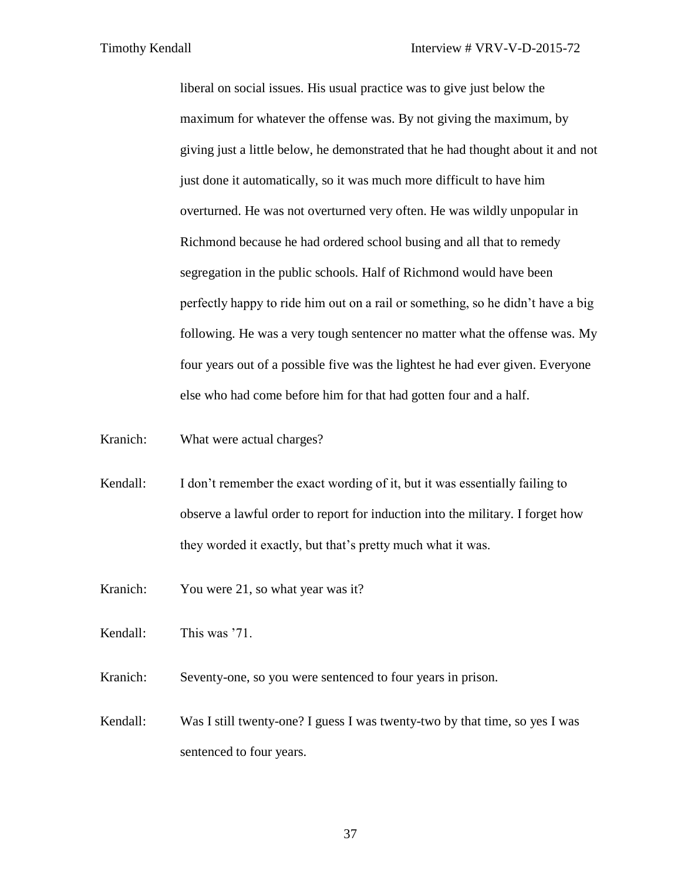liberal on social issues. His usual practice was to give just below the maximum for whatever the offense was. By not giving the maximum, by giving just a little below, he demonstrated that he had thought about it and not just done it automatically, so it was much more difficult to have him overturned. He was not overturned very often. He was wildly unpopular in Richmond because he had ordered school busing and all that to remedy segregation in the public schools. Half of Richmond would have been perfectly happy to ride him out on a rail or something, so he didn't have a big following. He was a very tough sentencer no matter what the offense was. My four years out of a possible five was the lightest he had ever given. Everyone else who had come before him for that had gotten four and a half.

Kranich: What were actual charges?

Kendall: I don't remember the exact wording of it, but it was essentially failing to observe a lawful order to report for induction into the military. I forget how they worded it exactly, but that's pretty much what it was.

Kranich: You were 21, so what year was it?

Kendall: This was '71.

Kranich: Seventy-one, so you were sentenced to four years in prison.

Kendall: Was I still twenty-one? I guess I was twenty-two by that time, so yes I was sentenced to four years.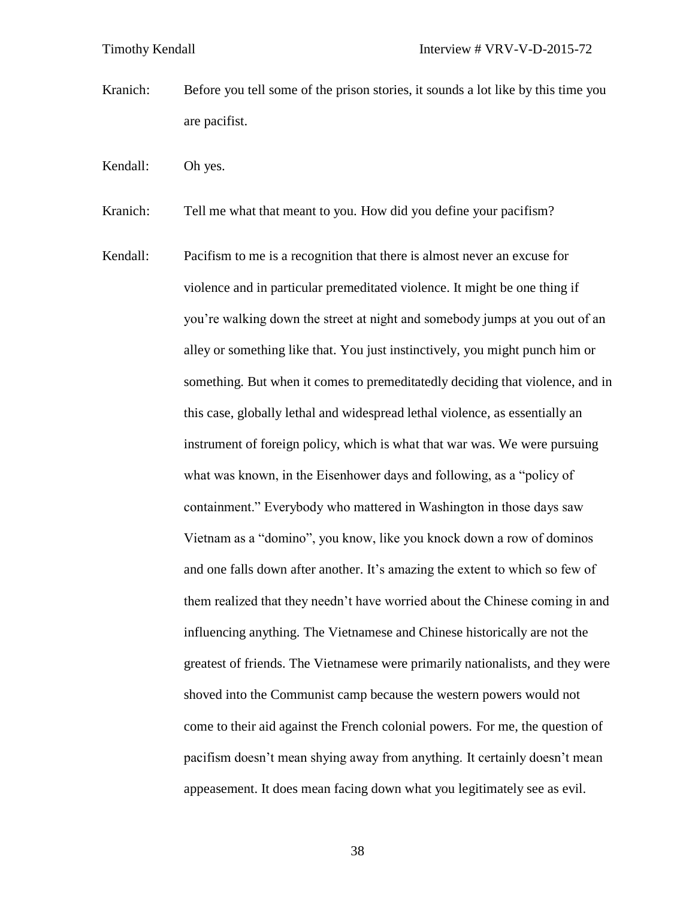Kranich: Before you tell some of the prison stories, it sounds a lot like by this time you are pacifist.

Kendall: Oh yes.

Kranich: Tell me what that meant to you. How did you define your pacifism?

Kendall: Pacifism to me is a recognition that there is almost never an excuse for violence and in particular premeditated violence. It might be one thing if you're walking down the street at night and somebody jumps at you out of an alley or something like that. You just instinctively, you might punch him or something. But when it comes to premeditatedly deciding that violence, and in this case, globally lethal and widespread lethal violence, as essentially an instrument of foreign policy, which is what that war was. We were pursuing what was known, in the Eisenhower days and following, as a "policy of containment." Everybody who mattered in Washington in those days saw Vietnam as a "domino", you know, like you knock down a row of dominos and one falls down after another. It's amazing the extent to which so few of them realized that they needn't have worried about the Chinese coming in and influencing anything. The Vietnamese and Chinese historically are not the greatest of friends. The Vietnamese were primarily nationalists, and they were shoved into the Communist camp because the western powers would not come to their aid against the French colonial powers. For me, the question of pacifism doesn't mean shying away from anything. It certainly doesn't mean appeasement. It does mean facing down what you legitimately see as evil.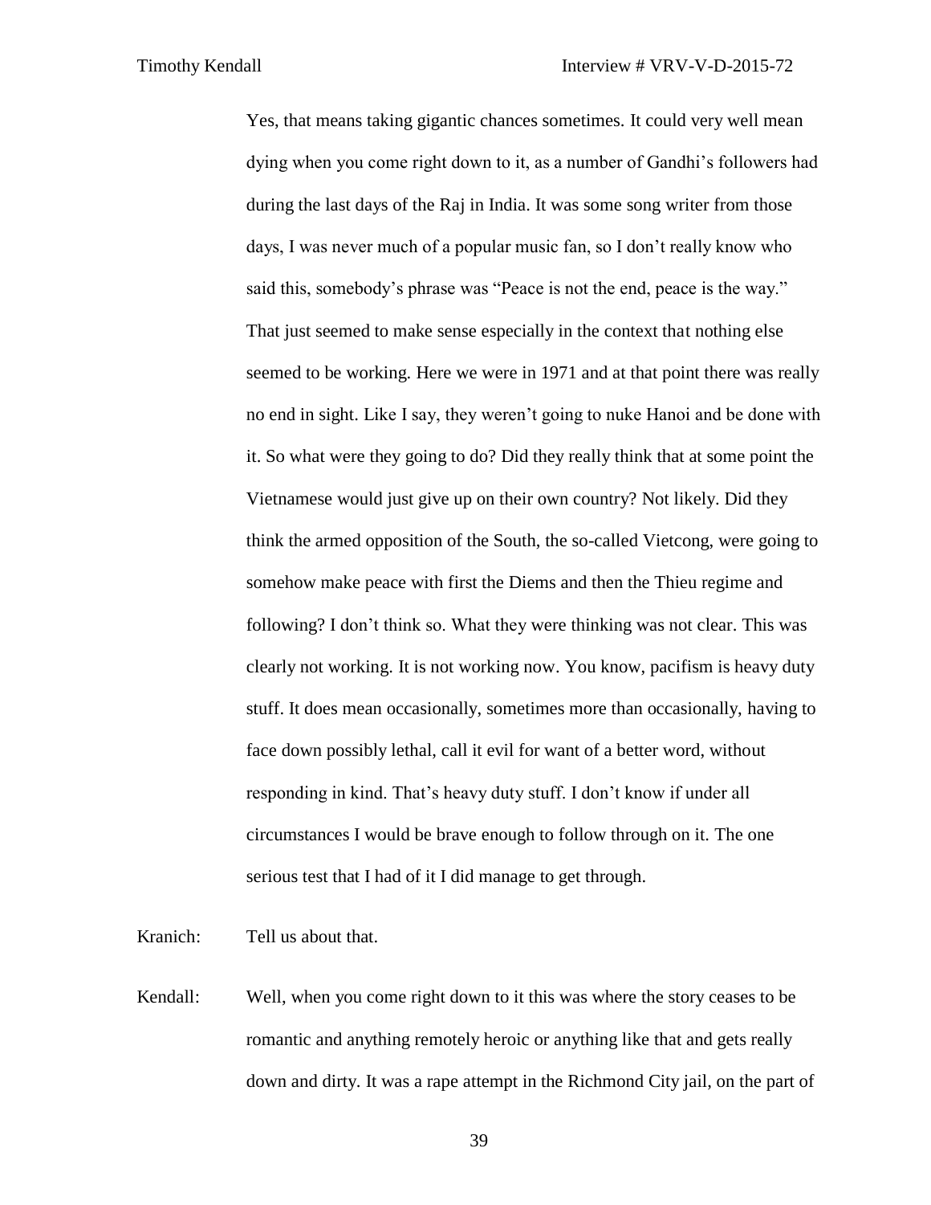Yes, that means taking gigantic chances sometimes. It could very well mean dying when you come right down to it, as a number of Gandhi's followers had during the last days of the Raj in India. It was some song writer from those days, I was never much of a popular music fan, so I don't really know who said this, somebody's phrase was "Peace is not the end, peace is the way." That just seemed to make sense especially in the context that nothing else seemed to be working. Here we were in 1971 and at that point there was really no end in sight. Like I say, they weren't going to nuke Hanoi and be done with it. So what were they going to do? Did they really think that at some point the Vietnamese would just give up on their own country? Not likely. Did they think the armed opposition of the South, the so-called Vietcong, were going to somehow make peace with first the Diems and then the Thieu regime and following? I don't think so. What they were thinking was not clear. This was clearly not working. It is not working now. You know, pacifism is heavy duty stuff. It does mean occasionally, sometimes more than occasionally, having to face down possibly lethal, call it evil for want of a better word, without responding in kind. That's heavy duty stuff. I don't know if under all circumstances I would be brave enough to follow through on it. The one serious test that I had of it I did manage to get through.

Kranich: Tell us about that.

Kendall: Well, when you come right down to it this was where the story ceases to be romantic and anything remotely heroic or anything like that and gets really down and dirty. It was a rape attempt in the Richmond City jail, on the part of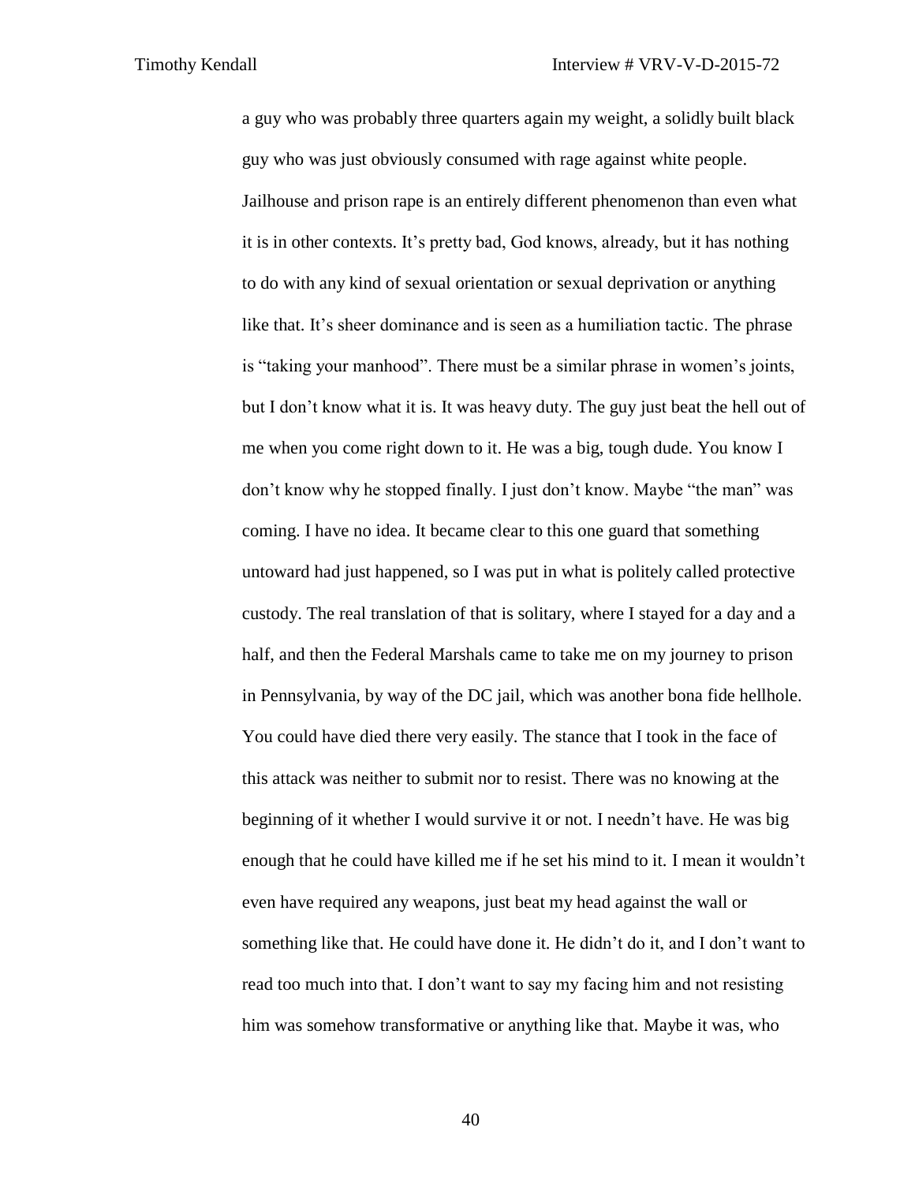a guy who was probably three quarters again my weight, a solidly built black guy who was just obviously consumed with rage against white people. Jailhouse and prison rape is an entirely different phenomenon than even what it is in other contexts. It's pretty bad, God knows, already, but it has nothing to do with any kind of sexual orientation or sexual deprivation or anything like that. It's sheer dominance and is seen as a humiliation tactic. The phrase is "taking your manhood". There must be a similar phrase in women's joints, but I don't know what it is. It was heavy duty. The guy just beat the hell out of me when you come right down to it. He was a big, tough dude. You know I don't know why he stopped finally. I just don't know. Maybe "the man" was coming. I have no idea. It became clear to this one guard that something untoward had just happened, so I was put in what is politely called protective custody. The real translation of that is solitary, where I stayed for a day and a half, and then the Federal Marshals came to take me on my journey to prison in Pennsylvania, by way of the DC jail, which was another bona fide hellhole. You could have died there very easily. The stance that I took in the face of this attack was neither to submit nor to resist. There was no knowing at the beginning of it whether I would survive it or not. I needn't have. He was big enough that he could have killed me if he set his mind to it. I mean it wouldn't even have required any weapons, just beat my head against the wall or something like that. He could have done it. He didn't do it, and I don't want to read too much into that. I don't want to say my facing him and not resisting him was somehow transformative or anything like that. Maybe it was, who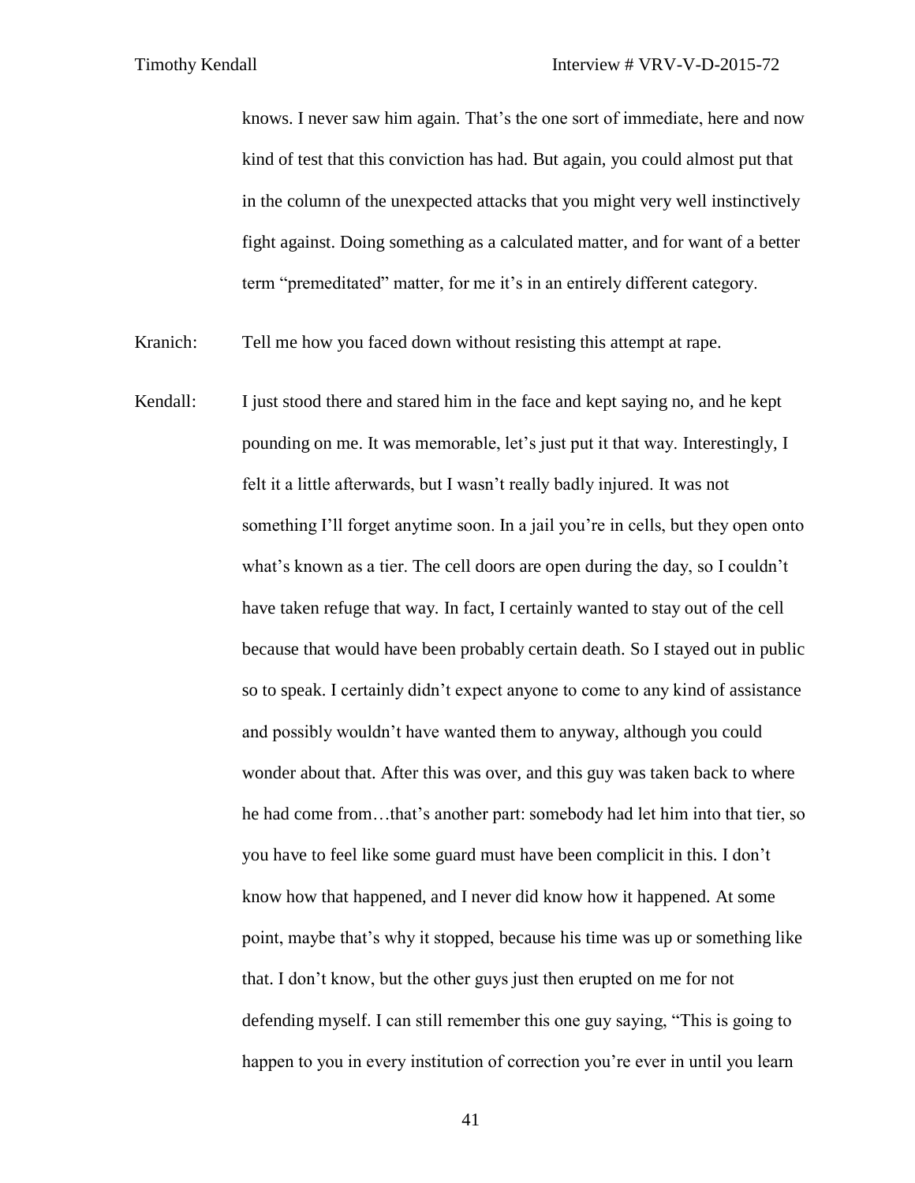knows. I never saw him again. That's the one sort of immediate, here and now kind of test that this conviction has had. But again, you could almost put that in the column of the unexpected attacks that you might very well instinctively fight against. Doing something as a calculated matter, and for want of a better term "premeditated" matter, for me it's in an entirely different category.

Kranich: Tell me how you faced down without resisting this attempt at rape.

Kendall: I just stood there and stared him in the face and kept saying no, and he kept pounding on me. It was memorable, let's just put it that way. Interestingly, I felt it a little afterwards, but I wasn't really badly injured. It was not something I'll forget anytime soon. In a jail you're in cells, but they open onto what's known as a tier. The cell doors are open during the day, so I couldn't have taken refuge that way. In fact, I certainly wanted to stay out of the cell because that would have been probably certain death. So I stayed out in public so to speak. I certainly didn't expect anyone to come to any kind of assistance and possibly wouldn't have wanted them to anyway, although you could wonder about that. After this was over, and this guy was taken back to where he had come from…that's another part: somebody had let him into that tier, so you have to feel like some guard must have been complicit in this. I don't know how that happened, and I never did know how it happened. At some point, maybe that's why it stopped, because his time was up or something like that. I don't know, but the other guys just then erupted on me for not defending myself. I can still remember this one guy saying, "This is going to happen to you in every institution of correction you're ever in until you learn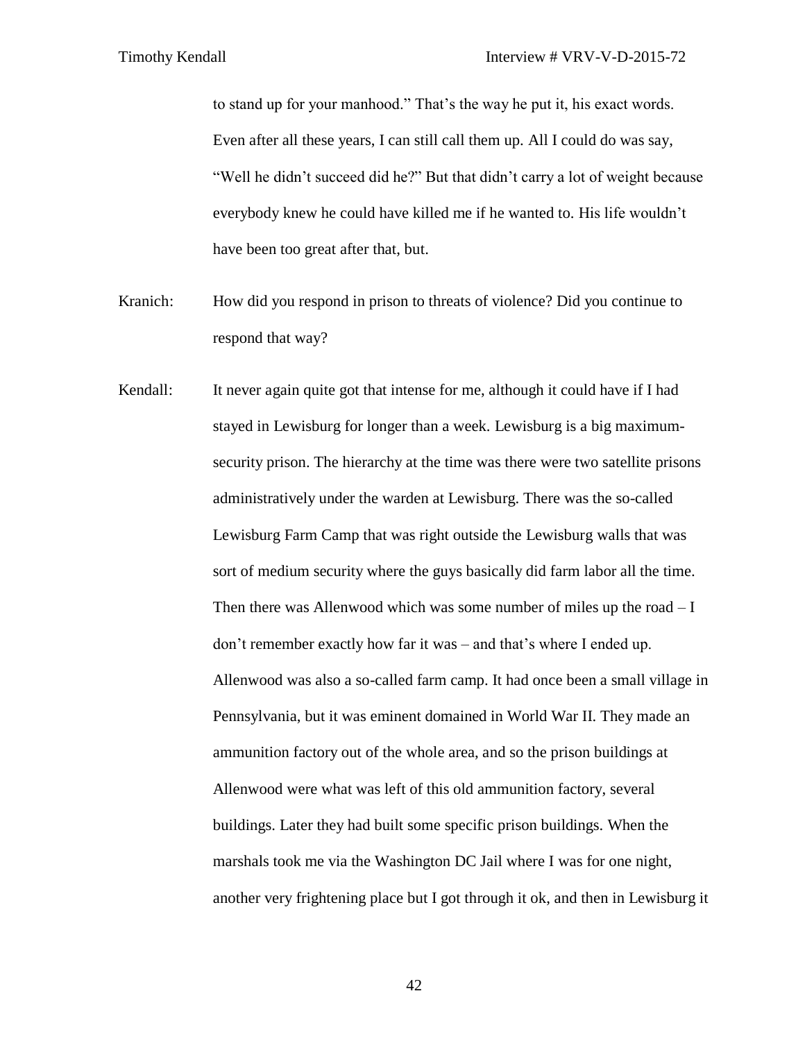to stand up for your manhood." That's the way he put it, his exact words. Even after all these years, I can still call them up. All I could do was say, "Well he didn't succeed did he?" But that didn't carry a lot of weight because everybody knew he could have killed me if he wanted to. His life wouldn't have been too great after that, but.

Kranich: How did you respond in prison to threats of violence? Did you continue to respond that way?

Kendall: It never again quite got that intense for me, although it could have if I had stayed in Lewisburg for longer than a week. Lewisburg is a big maximum-security prison. The hierarchy at the time was there were two satellite prisons administratively under the warden at Lewisburg. There was the so-called Lewisburg Farm Camp that was right outside the Lewisburg walls that was sort of medium security where the guys basically did farm labor all the time. Then there was Allenwood which was some number of miles up the road – I don't remember exactly how far it was – and that's where I ended up. Allenwood was also a so-called farm camp. It had once been a small village in Pennsylvania, but it was eminent domained in World War II. They made an ammunition factory out of the whole area, and so the prison buildings at Allenwood were what was left of this old ammunition factory, several buildings. Later they had built some specific prison buildings. When the marshals took me via the Washington DC Jail where I was for one night, another very frightening place but I got through it ok, and then in Lewisburg it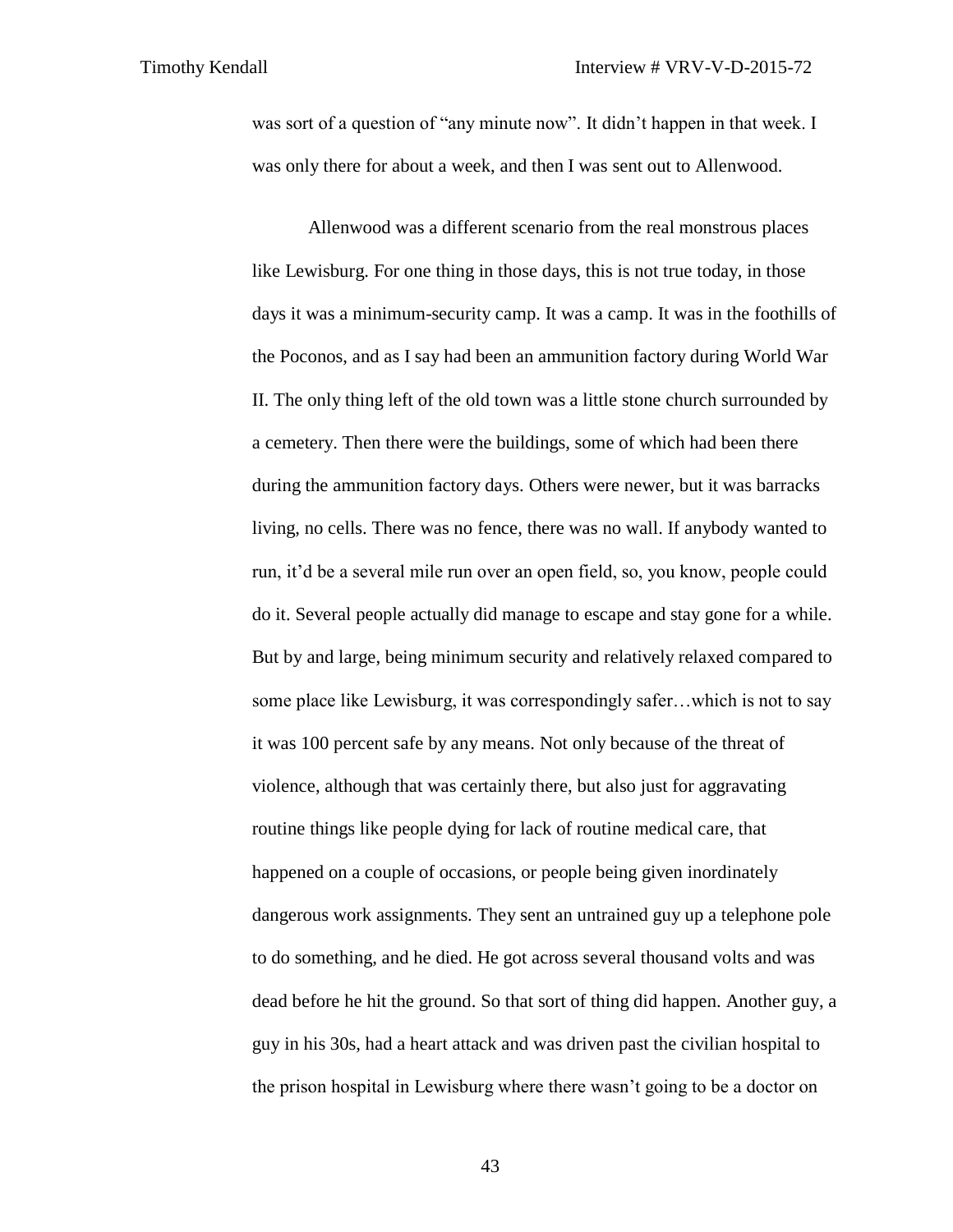was sort of a question of "any minute now". It didn't happen in that week. I was only there for about a week, and then I was sent out to Allenwood.

Allenwood was a different scenario from the real monstrous places like Lewisburg. For one thing in those days, this is not true today, in those days it was a minimum-security camp. It was a camp. It was in the foothills of the Poconos, and as I say had been an ammunition factory during World War II. The only thing left of the old town was a little stone church surrounded by a cemetery. Then there were the buildings, some of which had been there during the ammunition factory days. Others were newer, but it was barracks living, no cells. There was no fence, there was no wall. If anybody wanted to run, it'd be a several mile run over an open field, so, you know, people could do it. Several people actually did manage to escape and stay gone for a while. But by and large, being minimum security and relatively relaxed compared to some place like Lewisburg, it was correspondingly safer…which is not to say it was 100 percent safe by any means. Not only because of the threat of violence, although that was certainly there, but also just for aggravating routine things like people dying for lack of routine medical care, that happened on a couple of occasions, or people being given inordinately dangerous work assignments. They sent an untrained guy up a telephone pole to do something, and he died. He got across several thousand volts and was dead before he hit the ground. So that sort of thing did happen. Another guy, a guy in his 30s, had a heart attack and was driven past the civilian hospital to the prison hospital in Lewisburg where there wasn't going to be a doctor on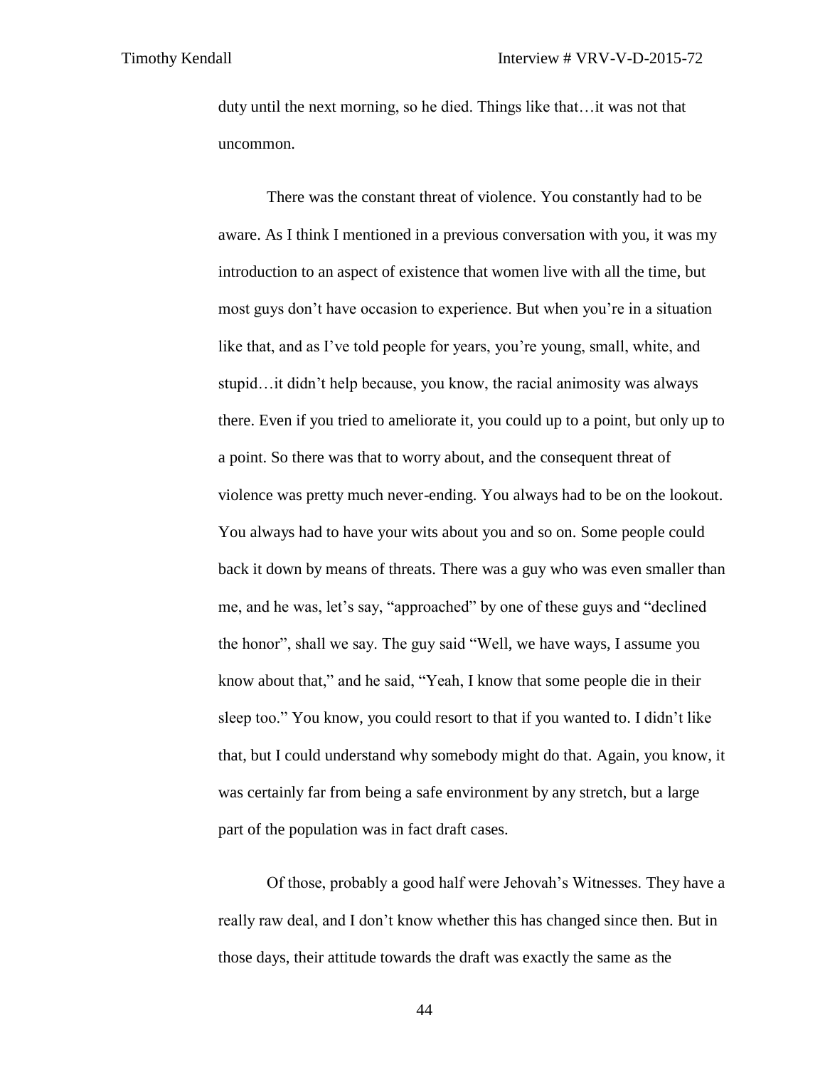duty until the next morning, so he died. Things like that…it was not that uncommon.

There was the constant threat of violence. You constantly had to be aware. As I think I mentioned in a previous conversation with you, it was my introduction to an aspect of existence that women live with all the time, but most guys don't have occasion to experience. But when you're in a situation like that, and as I've told people for years, you're young, small, white, and stupid…it didn't help because, you know, the racial animosity was always there. Even if you tried to ameliorate it, you could up to a point, but only up to a point. So there was that to worry about, and the consequent threat of violence was pretty much never-ending. You always had to be on the lookout. You always had to have your wits about you and so on. Some people could back it down by means of threats. There was a guy who was even smaller than me, and he was, let's say, "approached" by one of these guys and "declined the honor", shall we say. The guy said "Well, we have ways, I assume you know about that," and he said, "Yeah, I know that some people die in their sleep too." You know, you could resort to that if you wanted to. I didn't like that, but I could understand why somebody might do that. Again, you know, it was certainly far from being a safe environment by any stretch, but a large part of the population was in fact draft cases.

Of those, probably a good half were Jehovah's Witnesses. They have a really raw deal, and I don't know whether this has changed since then. But in those days, their attitude towards the draft was exactly the same as the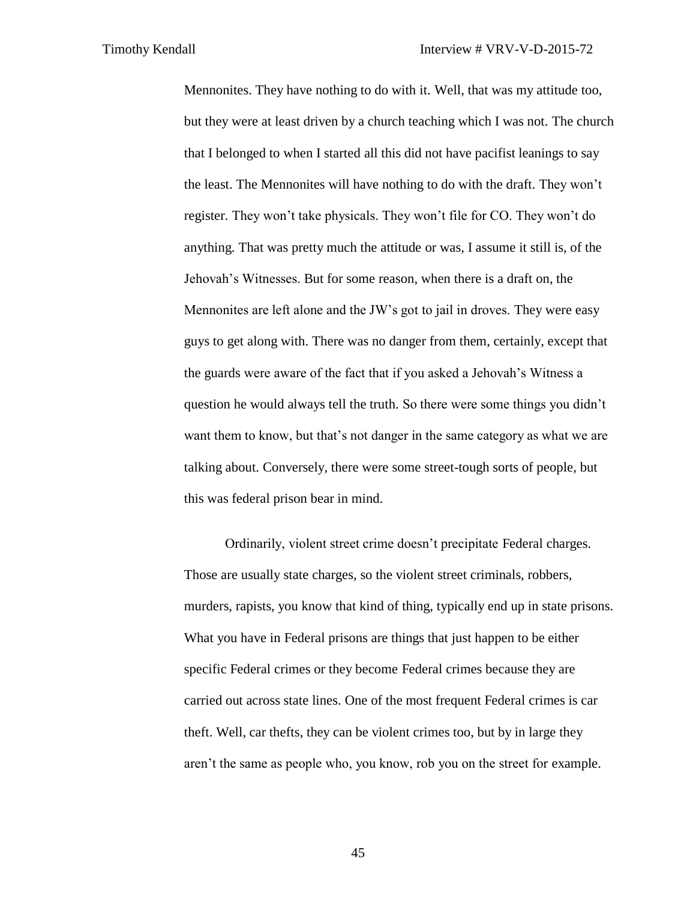Mennonites. They have nothing to do with it. Well, that was my attitude too, but they were at least driven by a church teaching which I was not. The church that I belonged to when I started all this did not have pacifist leanings to say the least. The Mennonites will have nothing to do with the draft. They won't register. They won't take physicals. They won't file for CO. They won't do anything. That was pretty much the attitude or was, I assume it still is, of the Jehovah's Witnesses. But for some reason, when there is a draft on, the Mennonites are left alone and the JW's got to jail in droves. They were easy guys to get along with. There was no danger from them, certainly, except that the guards were aware of the fact that if you asked a Jehovah's Witness a question he would always tell the truth. So there were some things you didn't want them to know, but that's not danger in the same category as what we are talking about. Conversely, there were some street-tough sorts of people, but this was federal prison bear in mind.

Ordinarily, violent street crime doesn't precipitate Federal charges. Those are usually state charges, so the violent street criminals, robbers, murders, rapists, you know that kind of thing, typically end up in state prisons. What you have in Federal prisons are things that just happen to be either specific Federal crimes or they become Federal crimes because they are carried out across state lines. One of the most frequent Federal crimes is car theft. Well, car thefts, they can be violent crimes too, but by in large they aren't the same as people who, you know, rob you on the street for example.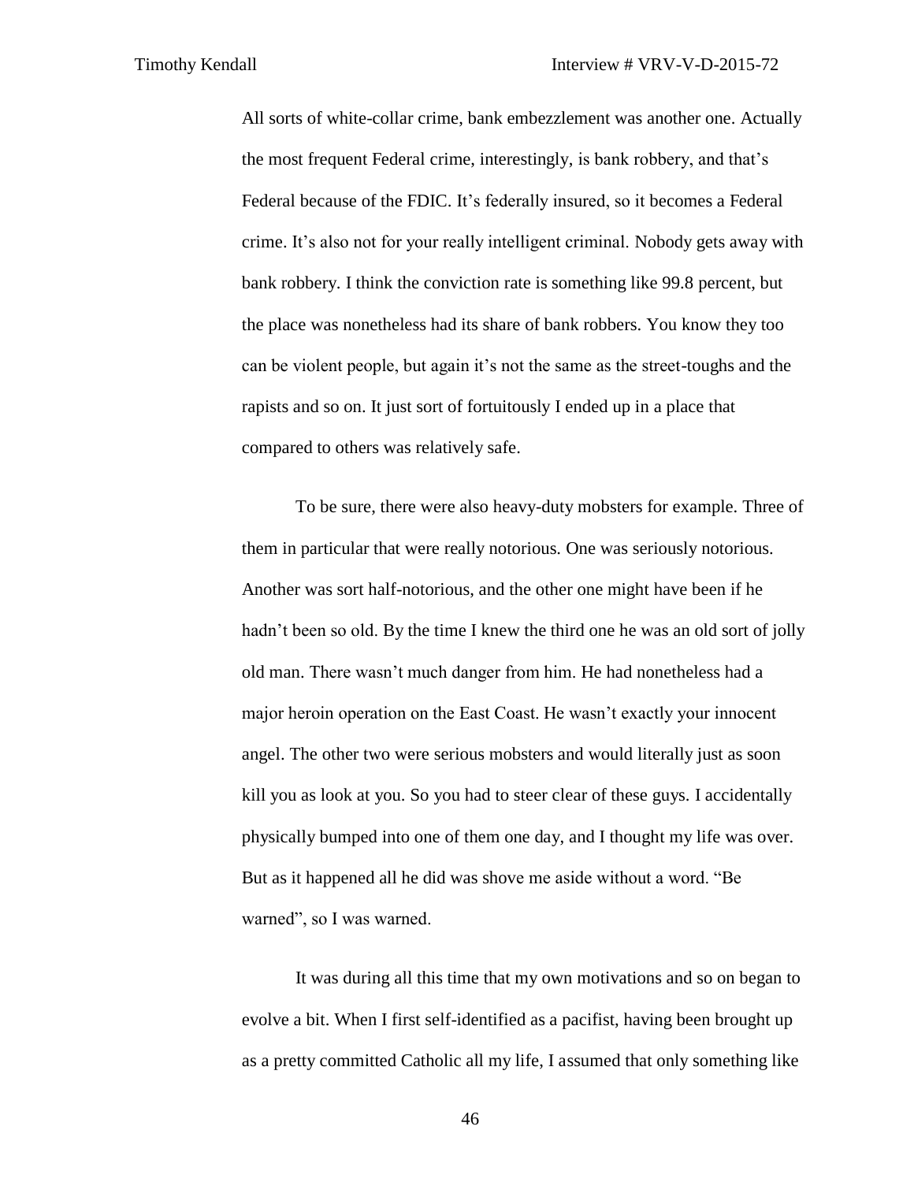All sorts of white-collar crime, bank embezzlement was another one. Actually the most frequent Federal crime, interestingly, is bank robbery, and that's Federal because of the FDIC. It's federally insured, so it becomes a Federal crime. It's also not for your really intelligent criminal. Nobody gets away with bank robbery. I think the conviction rate is something like 99.8 percent, but the place was nonetheless had its share of bank robbers. You know they too can be violent people, but again it's not the same as the street-toughs and the rapists and so on. It just sort of fortuitously I ended up in a place that compared to others was relatively safe.

To be sure, there were also heavy-duty mobsters for example. Three of them in particular that were really notorious. One was seriously notorious. Another was sort half-notorious, and the other one might have been if he hadn't been so old. By the time I knew the third one he was an old sort of jolly old man. There wasn't much danger from him. He had nonetheless had a major heroin operation on the East Coast. He wasn't exactly your innocent angel. The other two were serious mobsters and would literally just as soon kill you as look at you. So you had to steer clear of these guys. I accidentally physically bumped into one of them one day, and I thought my life was over. But as it happened all he did was shove me aside without a word. "Be warned", so I was warned.

It was during all this time that my own motivations and so on began to evolve a bit. When I first self-identified as a pacifist, having been brought up as a pretty committed Catholic all my life, I assumed that only something like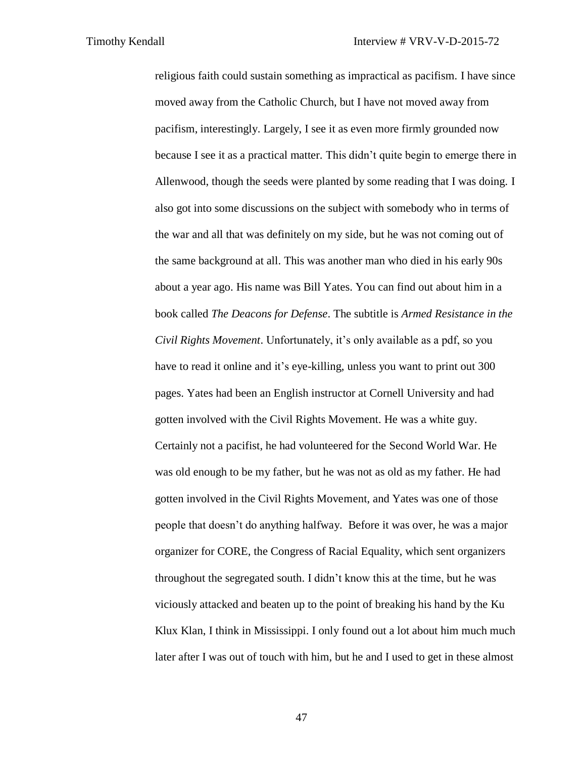religious faith could sustain something as impractical as pacifism. I have since moved away from the Catholic Church, but I have not moved away from pacifism, interestingly. Largely, I see it as even more firmly grounded now because I see it as a practical matter. This didn't quite begin to emerge there in Allenwood, though the seeds were planted by some reading that I was doing. I also got into some discussions on the subject with somebody who in terms of the war and all that was definitely on my side, but he was not coming out of the same background at all. This was another man who died in his early 90s about a year ago. His name was Bill Yates. You can find out about him in a book called *The Deacons for Defense*. The subtitle is *Armed Resistance in the Civil Rights Movement*. Unfortunately, it's only available as a pdf, so you have to read it online and it's eye-killing, unless you want to print out 300 pages. Yates had been an English instructor at Cornell University and had gotten involved with the Civil Rights Movement. He was a white guy. Certainly not a pacifist, he had volunteered for the Second World War. He was old enough to be my father, but he was not as old as my father. He had gotten involved in the Civil Rights Movement, and Yates was one of those people that doesn't do anything halfway. Before it was over, he was a major organizer for CORE, the Congress of Racial Equality, which sent organizers throughout the segregated south. I didn't know this at the time, but he was viciously attacked and beaten up to the point of breaking his hand by the Ku Klux Klan, I think in Mississippi. I only found out a lot about him much much later after I was out of touch with him, but he and I used to get in these almost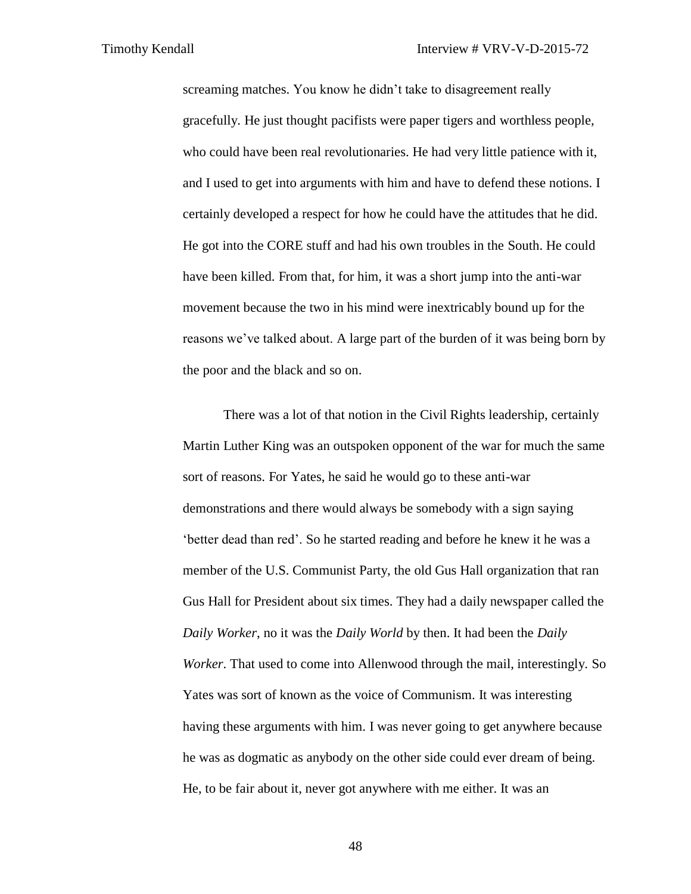screaming matches. You know he didn't take to disagreement really gracefully. He just thought pacifists were paper tigers and worthless people, who could have been real revolutionaries. He had very little patience with it, and I used to get into arguments with him and have to defend these notions. I certainly developed a respect for how he could have the attitudes that he did. He got into the CORE stuff and had his own troubles in the South. He could have been killed. From that, for him, it was a short jump into the anti-war movement because the two in his mind were inextricably bound up for the reasons we've talked about. A large part of the burden of it was being born by the poor and the black and so on.

There was a lot of that notion in the Civil Rights leadership, certainly Martin Luther King was an outspoken opponent of the war for much the same sort of reasons. For Yates, he said he would go to these anti-war demonstrations and there would always be somebody with a sign saying 'better dead than red'. So he started reading and before he knew it he was a member of the U.S. Communist Party, the old Gus Hall organization that ran Gus Hall for President about six times. They had a daily newspaper called the *Daily Worker*, no it was the *Daily World* by then. It had been the *Daily Worker*. That used to come into Allenwood through the mail, interestingly. So Yates was sort of known as the voice of Communism. It was interesting having these arguments with him. I was never going to get anywhere because he was as dogmatic as anybody on the other side could ever dream of being. He, to be fair about it, never got anywhere with me either. It was an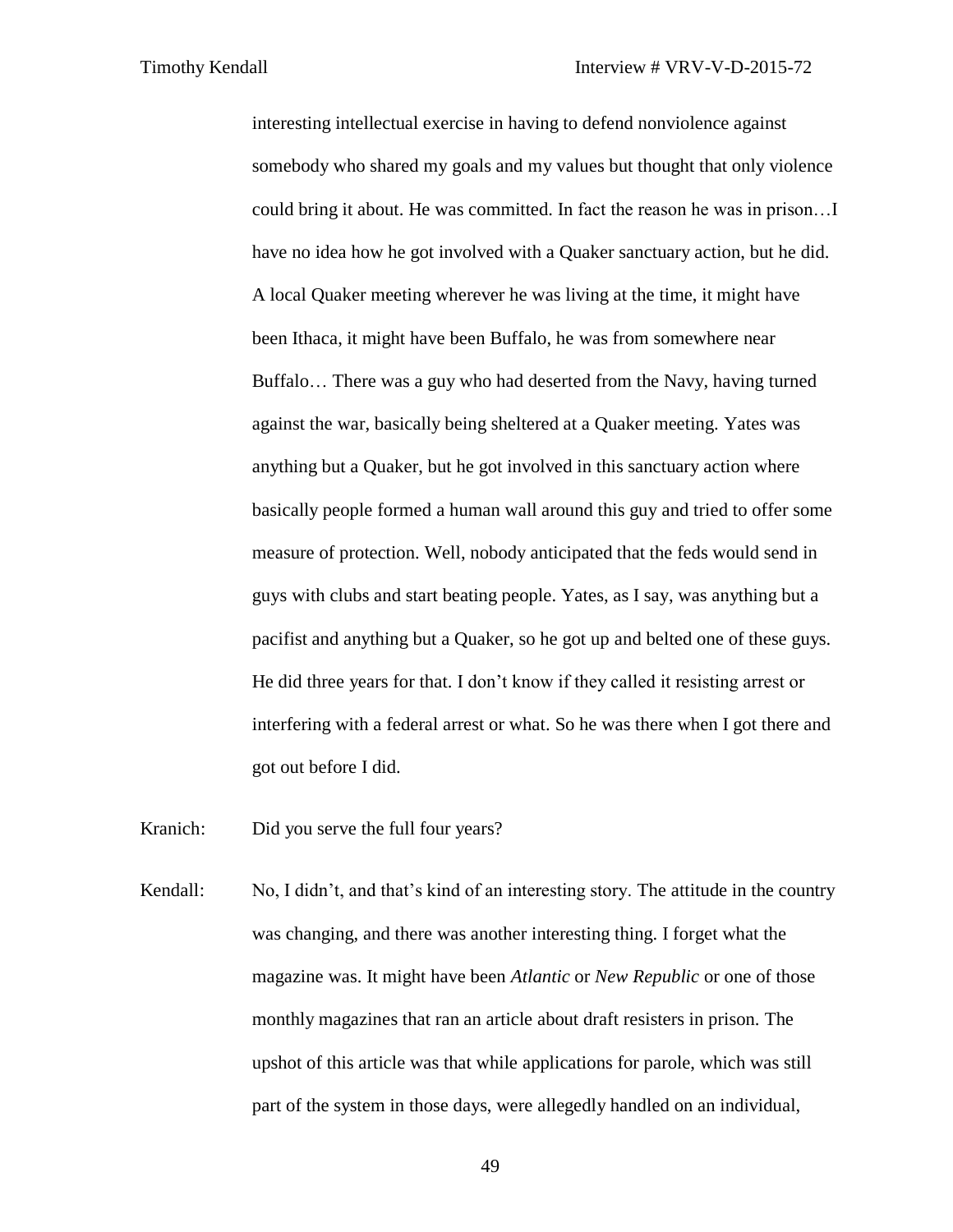interesting intellectual exercise in having to defend nonviolence against somebody who shared my goals and my values but thought that only violence could bring it about. He was committed. In fact the reason he was in prison…I have no idea how he got involved with a Quaker sanctuary action, but he did. A local Quaker meeting wherever he was living at the time, it might have been Ithaca, it might have been Buffalo, he was from somewhere near Buffalo… There was a guy who had deserted from the Navy, having turned against the war, basically being sheltered at a Quaker meeting. Yates was anything but a Quaker, but he got involved in this sanctuary action where basically people formed a human wall around this guy and tried to offer some measure of protection. Well, nobody anticipated that the feds would send in guys with clubs and start beating people. Yates, as I say, was anything but a pacifist and anything but a Quaker, so he got up and belted one of these guys. He did three years for that. I don't know if they called it resisting arrest or interfering with a federal arrest or what. So he was there when I got there and got out before I did.

Kranich: Did you serve the full four years?

Kendall: No, I didn't, and that's kind of an interesting story. The attitude in the country was changing, and there was another interesting thing. I forget what the magazine was. It might have been *Atlantic* or *New Republic* or one of those monthly magazines that ran an article about draft resisters in prison. The upshot of this article was that while applications for parole, which was still part of the system in those days, were allegedly handled on an individual,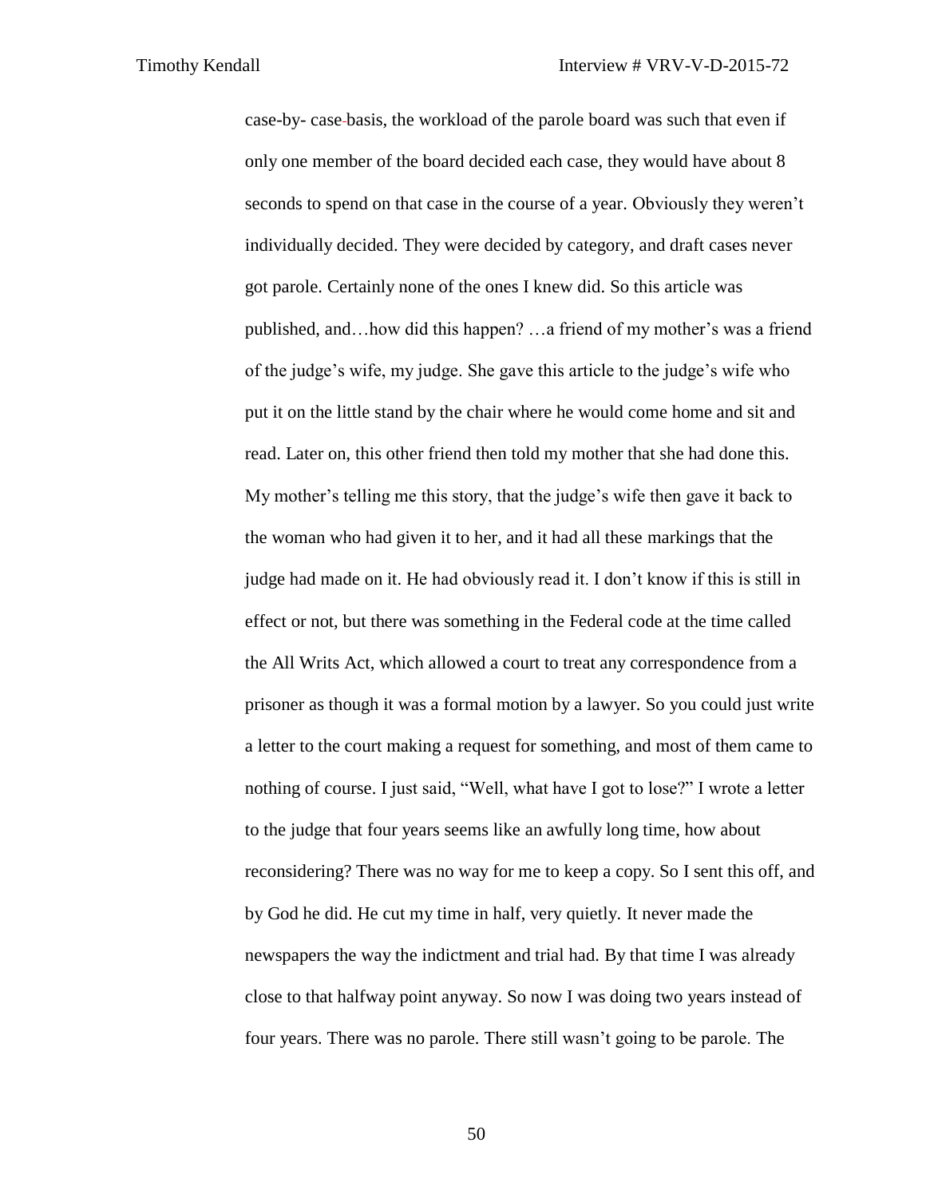case-by- case-basis, the workload of the parole board was such that even if only one member of the board decided each case, they would have about 8 seconds to spend on that case in the course of a year. Obviously they weren't individually decided. They were decided by category, and draft cases never got parole. Certainly none of the ones I knew did. So this article was published, and…how did this happen? …a friend of my mother's was a friend of the judge's wife, my judge. She gave this article to the judge's wife who put it on the little stand by the chair where he would come home and sit and read. Later on, this other friend then told my mother that she had done this. My mother's telling me this story, that the judge's wife then gave it back to the woman who had given it to her, and it had all these markings that the judge had made on it. He had obviously read it. I don't know if this is still in effect or not, but there was something in the Federal code at the time called the All Writs Act, which allowed a court to treat any correspondence from a prisoner as though it was a formal motion by a lawyer. So you could just write a letter to the court making a request for something, and most of them came to nothing of course. I just said, "Well, what have I got to lose?" I wrote a letter to the judge that four years seems like an awfully long time, how about reconsidering? There was no way for me to keep a copy. So I sent this off, and by God he did. He cut my time in half, very quietly. It never made the newspapers the way the indictment and trial had. By that time I was already close to that halfway point anyway. So now I was doing two years instead of four years. There was no parole. There still wasn't going to be parole. The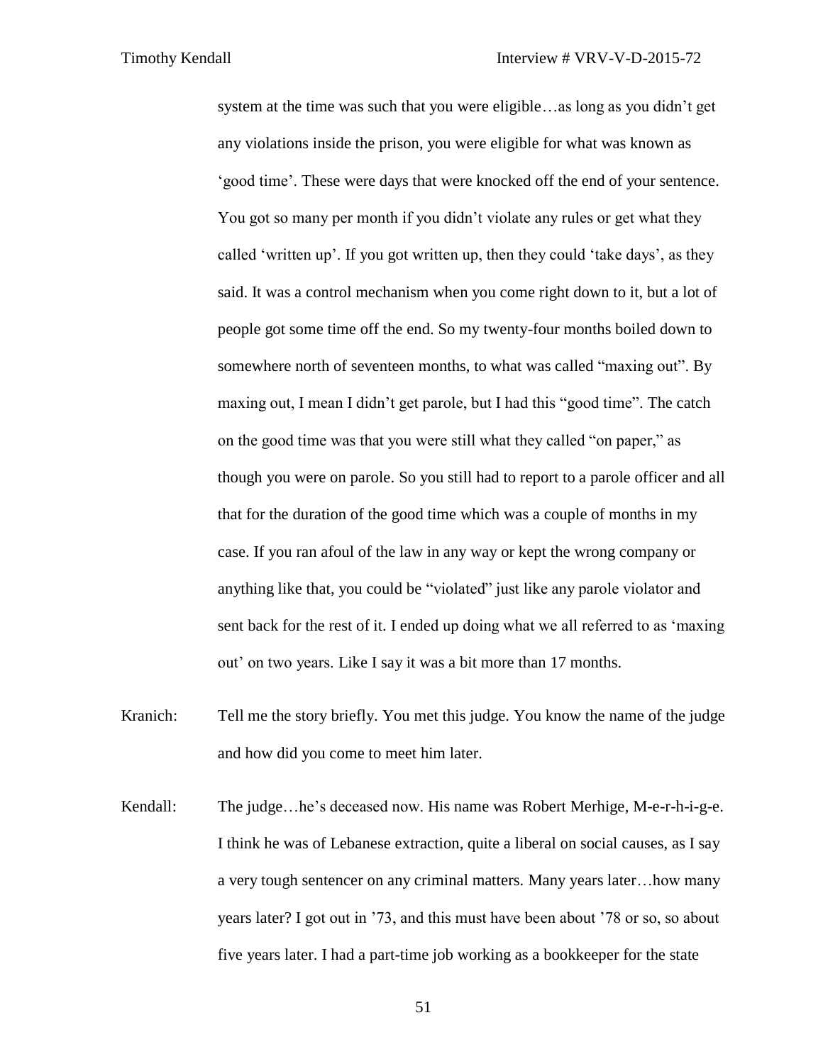system at the time was such that you were eligible…as long as you didn't get any violations inside the prison, you were eligible for what was known as 'good time'. These were days that were knocked off the end of your sentence. You got so many per month if you didn't violate any rules or get what they called 'written up'. If you got written up, then they could 'take days', as they said. It was a control mechanism when you come right down to it, but a lot of people got some time off the end. So my twenty-four months boiled down to somewhere north of seventeen months, to what was called "maxing out". By maxing out, I mean I didn't get parole, but I had this "good time". The catch on the good time was that you were still what they called "on paper," as though you were on parole. So you still had to report to a parole officer and all that for the duration of the good time which was a couple of months in my case. If you ran afoul of the law in any way or kept the wrong company or anything like that, you could be "violated" just like any parole violator and sent back for the rest of it. I ended up doing what we all referred to as 'maxing out' on two years. Like I say it was a bit more than 17 months.

Kranich: Tell me the story briefly. You met this judge. You know the name of the judge and how did you come to meet him later.

Kendall: The judge…he's deceased now. His name was Robert Merhige, M-e-r-h-i-g-e. I think he was of Lebanese extraction, quite a liberal on social causes, as I say a very tough sentencer on any criminal matters. Many years later…how many years later? I got out in '73, and this must have been about '78 or so, so about five years later. I had a part-time job working as a bookkeeper for the state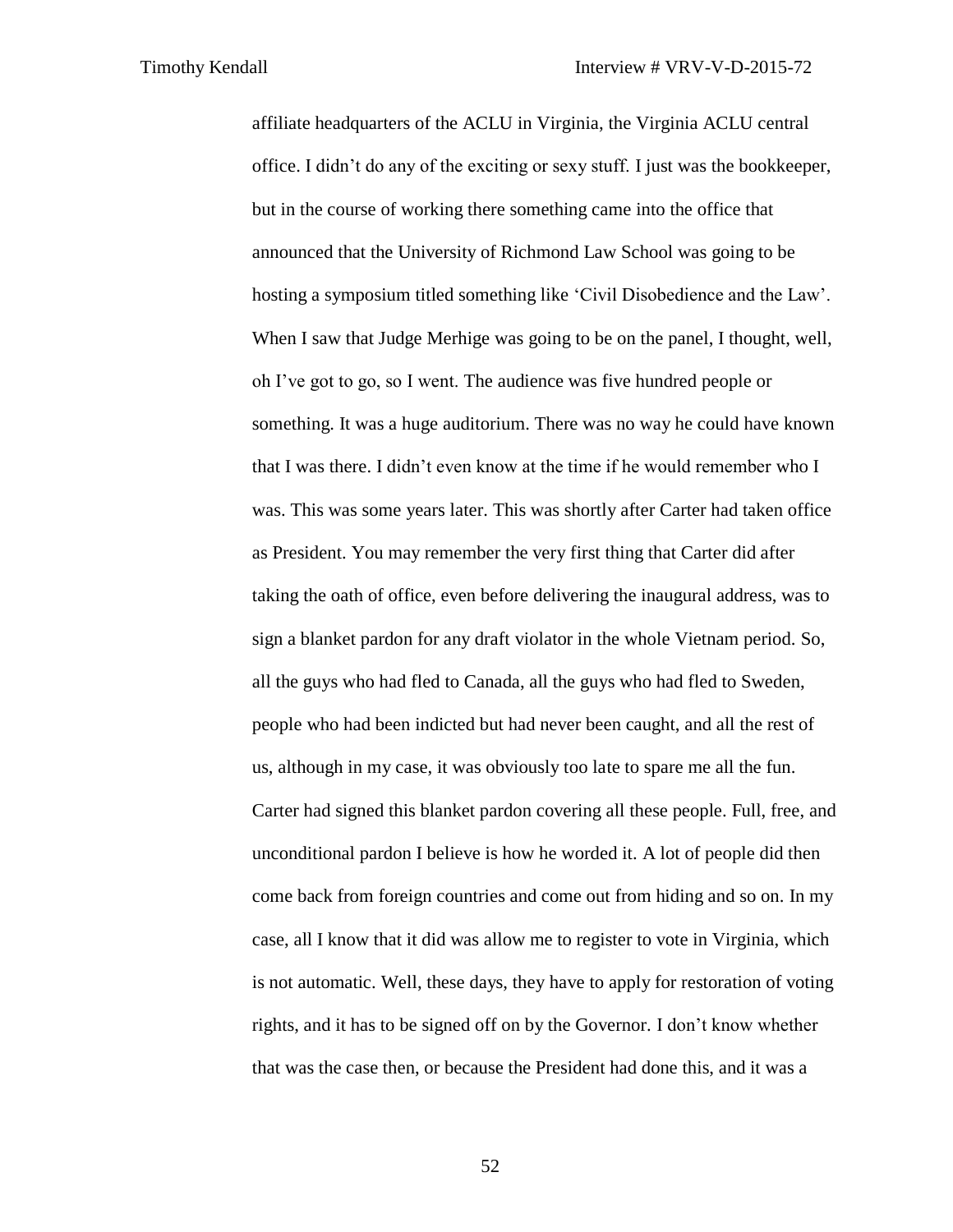affiliate headquarters of the ACLU in Virginia, the Virginia ACLU central office. I didn't do any of the exciting or sexy stuff. I just was the bookkeeper, but in the course of working there something came into the office that announced that the University of Richmond Law School was going to be hosting a symposium titled something like 'Civil Disobedience and the Law'. When I saw that Judge Merhige was going to be on the panel, I thought, well, oh I've got to go, so I went. The audience was five hundred people or something. It was a huge auditorium. There was no way he could have known that I was there. I didn't even know at the time if he would remember who I was. This was some years later. This was shortly after Carter had taken office as President. You may remember the very first thing that Carter did after taking the oath of office, even before delivering the inaugural address, was to sign a blanket pardon for any draft violator in the whole Vietnam period. So, all the guys who had fled to Canada, all the guys who had fled to Sweden, people who had been indicted but had never been caught, and all the rest of us, although in my case, it was obviously too late to spare me all the fun. Carter had signed this blanket pardon covering all these people. Full, free, and unconditional pardon I believe is how he worded it. A lot of people did then come back from foreign countries and come out from hiding and so on. In my case, all I know that it did was allow me to register to vote in Virginia, which is not automatic. Well, these days, they have to apply for restoration of voting rights, and it has to be signed off on by the Governor. I don't know whether that was the case then, or because the President had done this, and it was a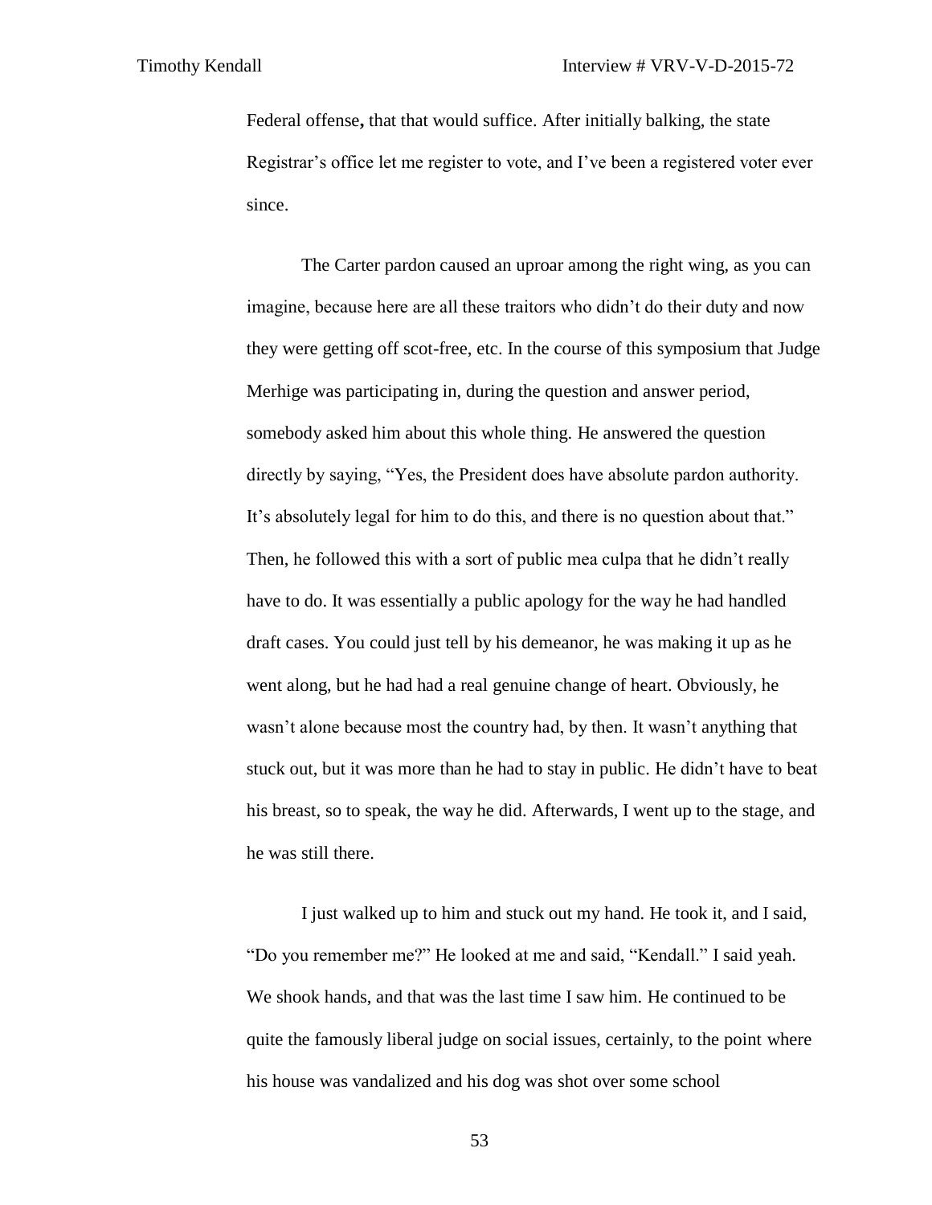Federal offense**,** that that would suffice. After initially balking, the state Registrar's office let me register to vote, and I've been a registered voter ever since.

The Carter pardon caused an uproar among the right wing, as you can imagine, because here are all these traitors who didn't do their duty and now they were getting off scot-free, etc. In the course of this symposium that Judge Merhige was participating in, during the question and answer period, somebody asked him about this whole thing. He answered the question directly by saying, "Yes, the President does have absolute pardon authority. It's absolutely legal for him to do this, and there is no question about that." Then, he followed this with a sort of public mea culpa that he didn't really have to do. It was essentially a public apology for the way he had handled draft cases. You could just tell by his demeanor, he was making it up as he went along, but he had had a real genuine change of heart. Obviously, he wasn't alone because most the country had, by then. It wasn't anything that stuck out, but it was more than he had to stay in public. He didn't have to beat his breast, so to speak, the way he did. Afterwards, I went up to the stage, and he was still there.

I just walked up to him and stuck out my hand. He took it, and I said, "Do you remember me?" He looked at me and said, "Kendall." I said yeah. We shook hands, and that was the last time I saw him. He continued to be quite the famously liberal judge on social issues, certainly, to the point where his house was vandalized and his dog was shot over some school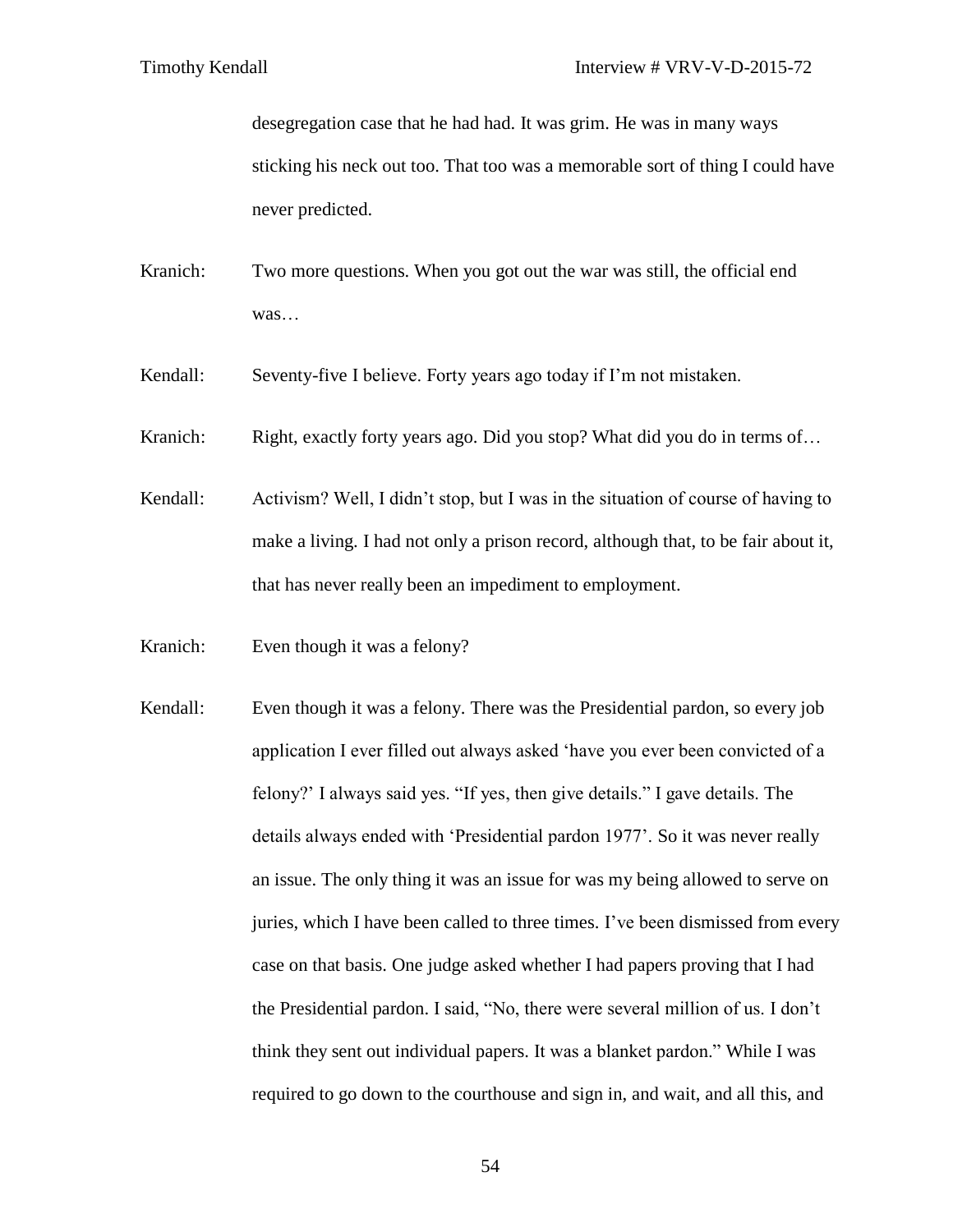desegregation case that he had had. It was grim. He was in many ways sticking his neck out too. That too was a memorable sort of thing I could have never predicted.

Kranich: Two more questions. When you got out the war was still, the official end was…

Kendall: Seventy-five I believe. Forty years ago today if I'm not mistaken.

Kranich: Right, exactly forty years ago. Did you stop? What did you do in terms of…

Kendall: Activism? Well, I didn't stop, but I was in the situation of course of having to make a living. I had not only a prison record, although that, to be fair about it, that has never really been an impediment to employment.

Kranich: Even though it was a felony?

Kendall: Even though it was a felony. There was the Presidential pardon, so every job application I ever filled out always asked 'have you ever been convicted of a felony?' I always said yes. "If yes, then give details." I gave details. The details always ended with 'Presidential pardon 1977'. So it was never really an issue. The only thing it was an issue for was my being allowed to serve on juries, which I have been called to three times. I've been dismissed from every case on that basis. One judge asked whether I had papers proving that I had the Presidential pardon. I said, "No, there were several million of us. I don't think they sent out individual papers. It was a blanket pardon." While I was required to go down to the courthouse and sign in, and wait, and all this, and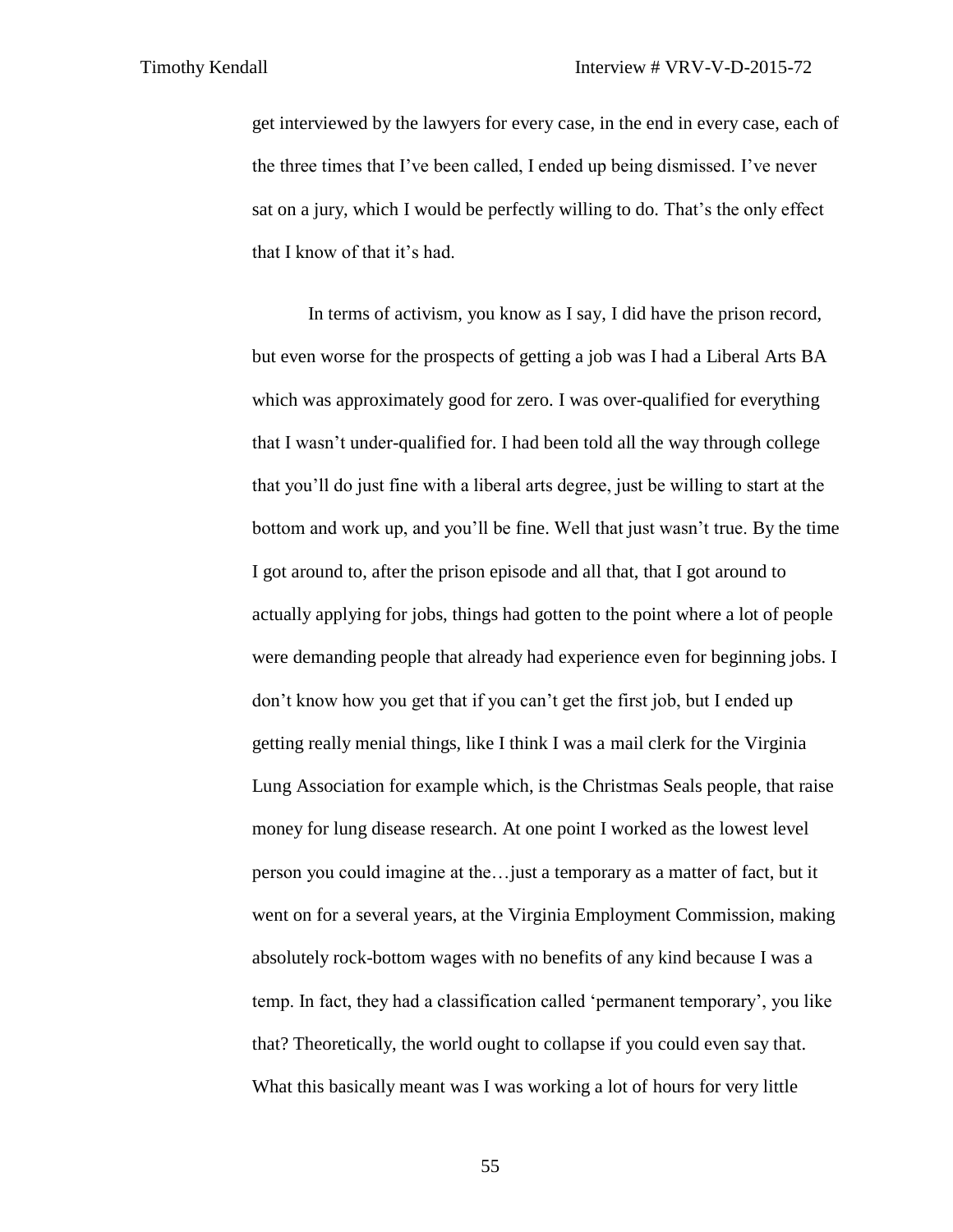get interviewed by the lawyers for every case, in the end in every case, each of the three times that I've been called, I ended up being dismissed. I've never sat on a jury, which I would be perfectly willing to do. That's the only effect that I know of that it's had.

In terms of activism, you know as I say, I did have the prison record, but even worse for the prospects of getting a job was I had a Liberal Arts BA which was approximately good for zero. I was over-qualified for everything that I wasn't under-qualified for. I had been told all the way through college that you'll do just fine with a liberal arts degree, just be willing to start at the bottom and work up, and you'll be fine. Well that just wasn't true. By the time I got around to, after the prison episode and all that, that I got around to actually applying for jobs, things had gotten to the point where a lot of people were demanding people that already had experience even for beginning jobs. I don't know how you get that if you can't get the first job, but I ended up getting really menial things, like I think I was a mail clerk for the Virginia Lung Association for example which, is the Christmas Seals people, that raise money for lung disease research. At one point I worked as the lowest level person you could imagine at the…just a temporary as a matter of fact, but it went on for a several years, at the Virginia Employment Commission, making absolutely rock-bottom wages with no benefits of any kind because I was a temp. In fact, they had a classification called 'permanent temporary', you like that? Theoretically, the world ought to collapse if you could even say that. What this basically meant was I was working a lot of hours for very little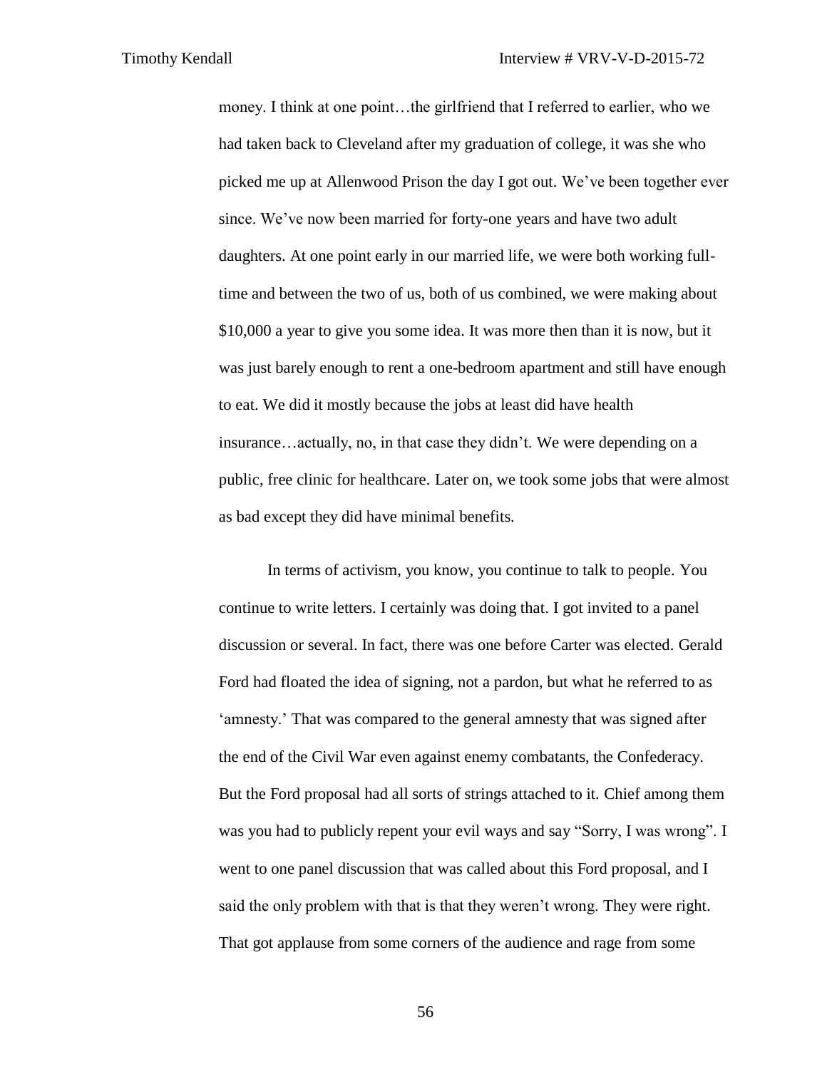money. I think at one point…the girlfriend that I referred to earlier, who we had taken back to Cleveland after my graduation of college, it was she who picked me up at Allenwood Prison the day I got out. We've been together ever since. We've now been married for forty-one years and have two adult daughters. At one point early in our married life, we were both working full-time and between the two of us, both of us combined, we were making about $10,000 a year to give you some idea. It was more then than it is now, but it was just barely enough to rent a one-bedroom apartment and still have enough to eat. We did it mostly because the jobs at least did have health insurance…actually, no, in that case they didn't. We were depending on a public, free clinic for healthcare. Later on, we took some jobs that were almost as bad except they did have minimal benefits.

In terms of activism, you know, you continue to talk to people. You continue to write letters. I certainly was doing that. I got invited to a panel discussion or several. In fact, there was one before Carter was elected. Gerald Ford had floated the idea of signing, not a pardon, but what he referred to as 'amnesty.' That was compared to the general amnesty that was signed after the end of the Civil War even against enemy combatants, the Confederacy. But the Ford proposal had all sorts of strings attached to it. Chief among them was you had to publicly repent your evil ways and say "Sorry, I was wrong". I went to one panel discussion that was called about this Ford proposal, and I said the only problem with that is that they weren't wrong. They were right. That got applause from some corners of the audience and rage from some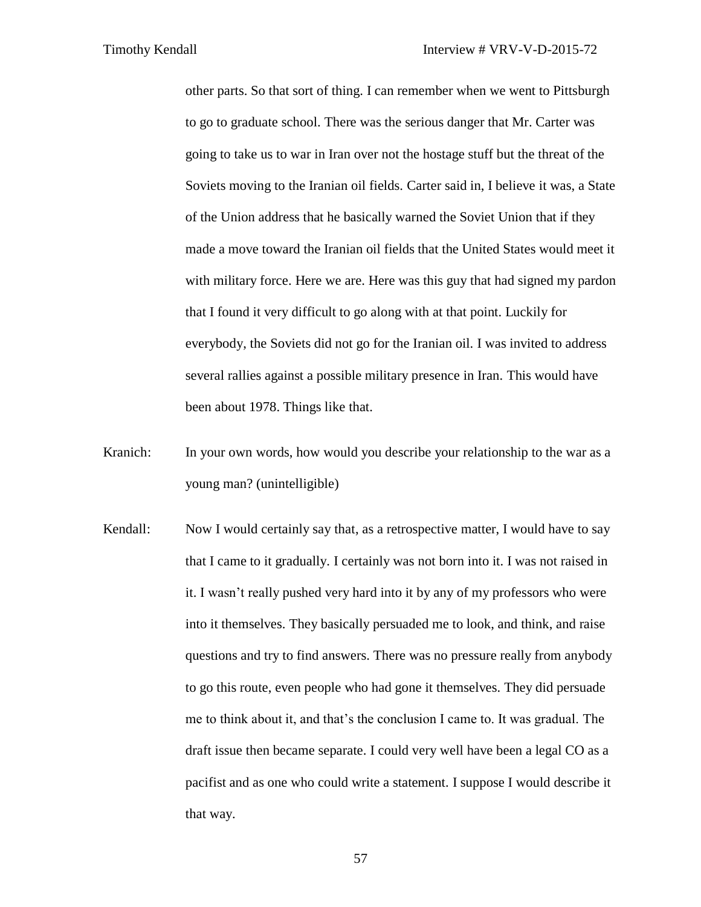other parts. So that sort of thing. I can remember when we went to Pittsburgh to go to graduate school. There was the serious danger that Mr. Carter was going to take us to war in Iran over not the hostage stuff but the threat of the Soviets moving to the Iranian oil fields. Carter said in, I believe it was, a State of the Union address that he basically warned the Soviet Union that if they made a move toward the Iranian oil fields that the United States would meet it with military force. Here we are. Here was this guy that had signed my pardon that I found it very difficult to go along with at that point. Luckily for everybody, the Soviets did not go for the Iranian oil. I was invited to address several rallies against a possible military presence in Iran. This would have been about 1978. Things like that.

Kranich: In your own words, how would you describe your relationship to the war as a young man? (unintelligible)

Kendall: Now I would certainly say that, as a retrospective matter, I would have to say that I came to it gradually. I certainly was not born into it. I was not raised in it. I wasn't really pushed very hard into it by any of my professors who were into it themselves. They basically persuaded me to look, and think, and raise questions and try to find answers. There was no pressure really from anybody to go this route, even people who had gone it themselves. They did persuade me to think about it, and that's the conclusion I came to. It was gradual. The draft issue then became separate. I could very well have been a legal CO as a pacifist and as one who could write a statement. I suppose I would describe it that way.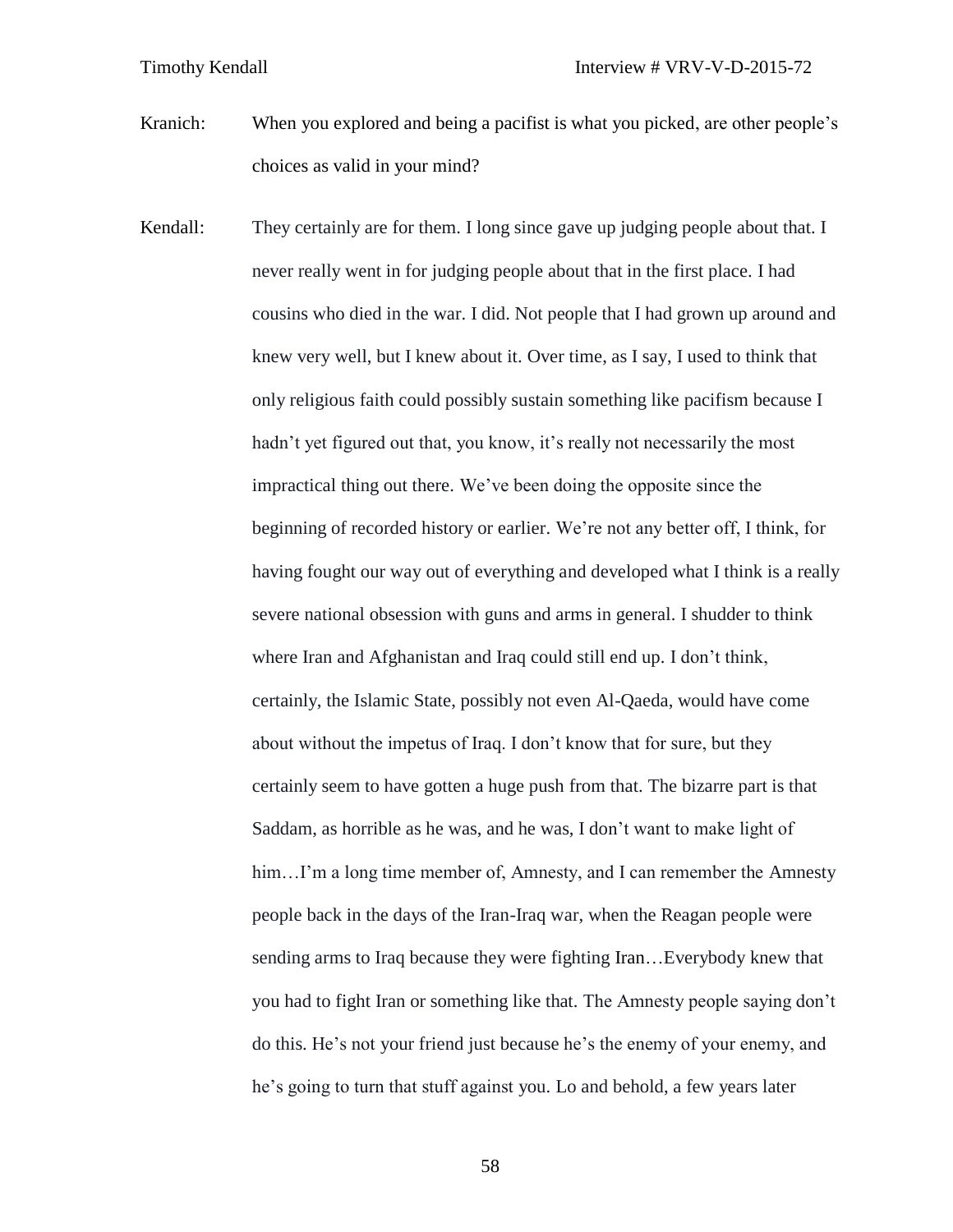Kranich: When you explored and being a pacifist is what you picked, are other people's choices as valid in your mind?

Kendall: They certainly are for them. I long since gave up judging people about that. I never really went in for judging people about that in the first place. I had cousins who died in the war. I did. Not people that I had grown up around and knew very well, but I knew about it. Over time, as I say, I used to think that only religious faith could possibly sustain something like pacifism because I hadn't yet figured out that, you know, it's really not necessarily the most impractical thing out there. We've been doing the opposite since the beginning of recorded history or earlier. We're not any better off, I think, for having fought our way out of everything and developed what I think is a really severe national obsession with guns and arms in general. I shudder to think where Iran and Afghanistan and Iraq could still end up. I don't think, certainly, the Islamic State, possibly not even Al-Qaeda, would have come about without the impetus of Iraq. I don't know that for sure, but they certainly seem to have gotten a huge push from that. The bizarre part is that Saddam, as horrible as he was, and he was, I don't want to make light of him…I'm a long time member of, Amnesty, and I can remember the Amnesty people back in the days of the Iran-Iraq war, when the Reagan people were sending arms to Iraq because they were fighting Iran…Everybody knew that you had to fight Iran or something like that. The Amnesty people saying don't do this. He's not your friend just because he's the enemy of your enemy, and he's going to turn that stuff against you. Lo and behold, a few years later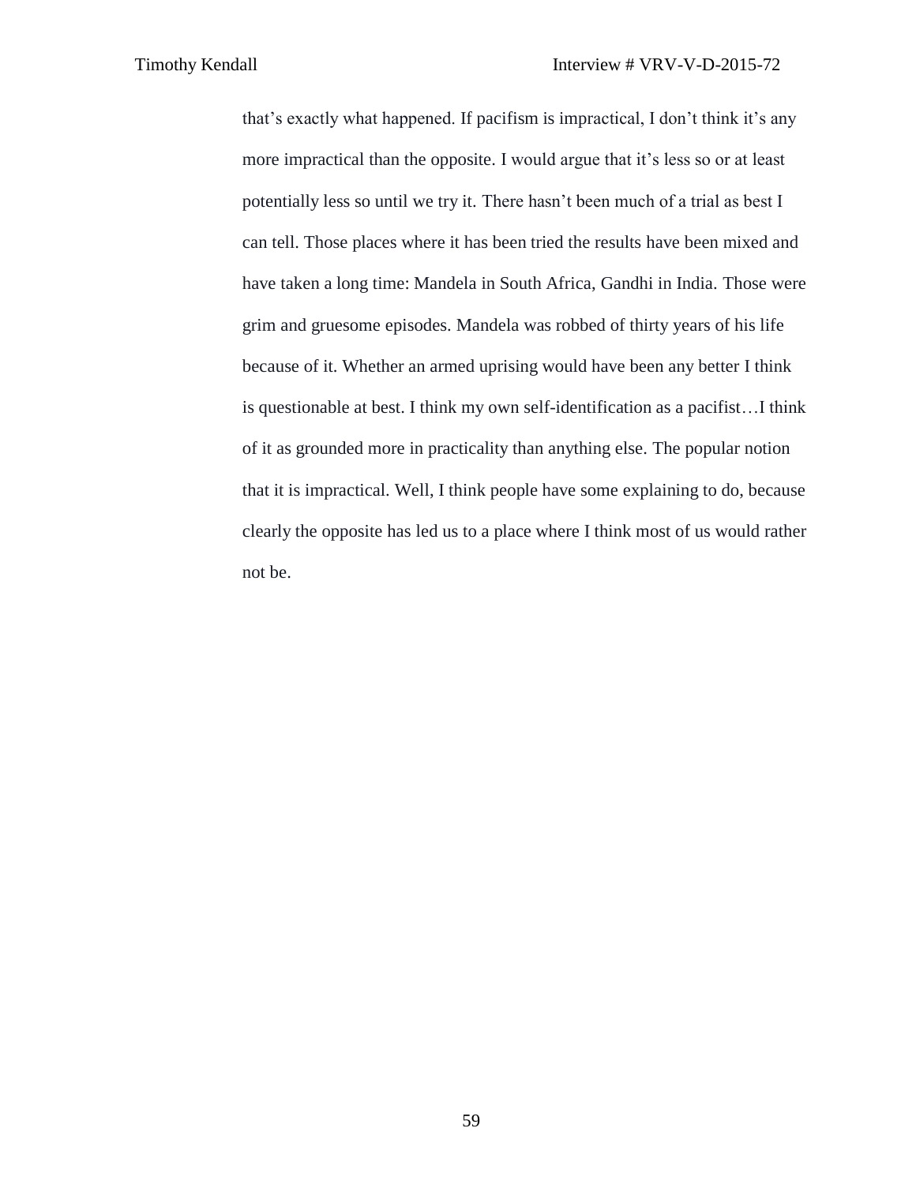that's exactly what happened. If pacifism is impractical, I don't think it's any more impractical than the opposite. I would argue that it's less so or at least potentially less so until we try it. There hasn't been much of a trial as best I can tell. Those places where it has been tried the results have been mixed and have taken a long time: Mandela in South Africa, Gandhi in India. Those were grim and gruesome episodes. Mandela was robbed of thirty years of his life because of it. Whether an armed uprising would have been any better I think is questionable at best. I think my own self-identification as a pacifist…I think of it as grounded more in practicality than anything else. The popular notion that it is impractical. Well, I think people have some explaining to do, because clearly the opposite has led us to a place where I think most of us would rather not be.